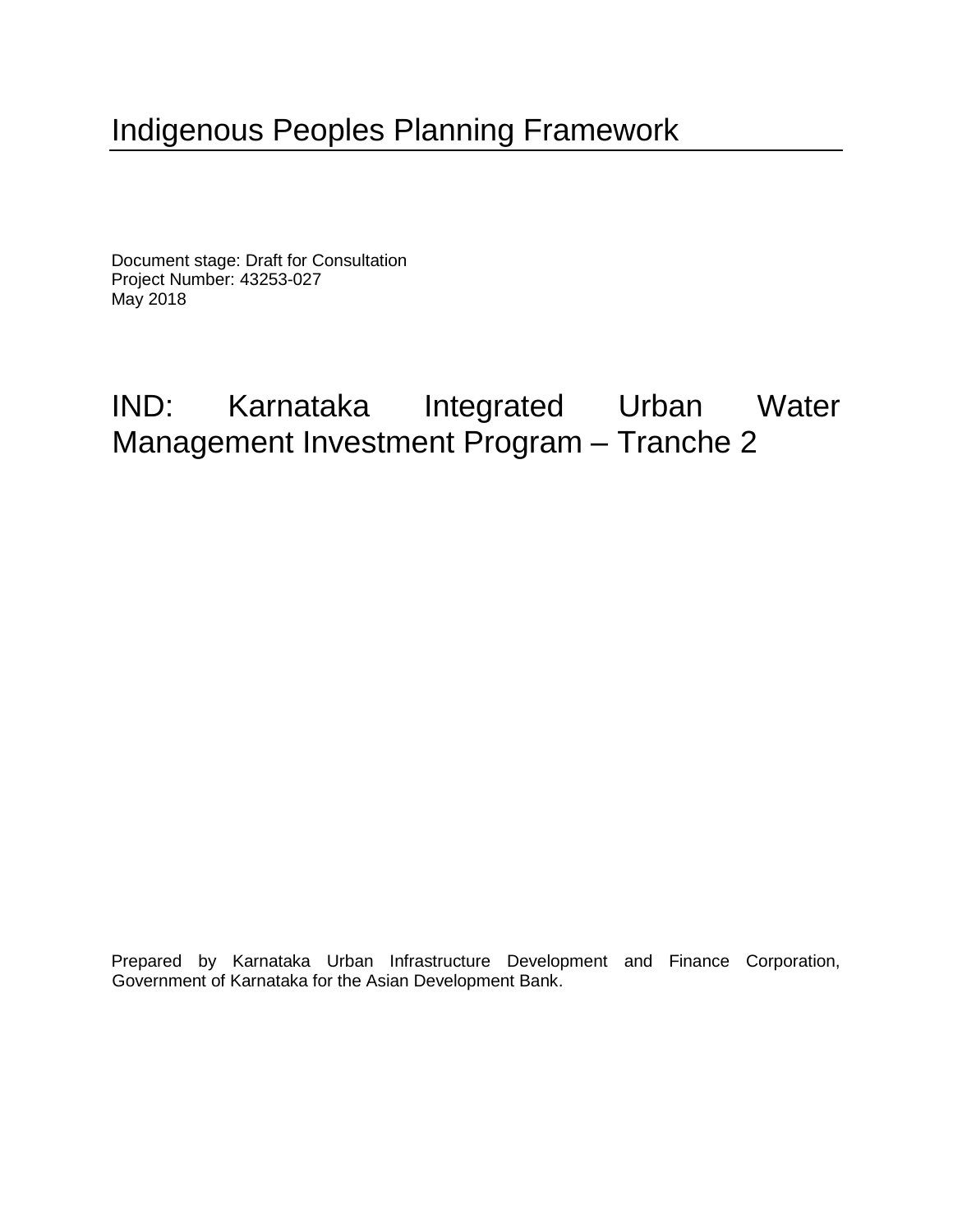# Indigenous Peoples Planning Framework

Document stage: Draft for Consultation
Project Number: 43253-027
May 2018

## IND: Karnataka Integrated Urban Water Management Investment Program – Tranche 2

Prepared by Karnataka Urban Infrastructure Development and Finance Corporation, Government of Karnataka for the Asian Development Bank.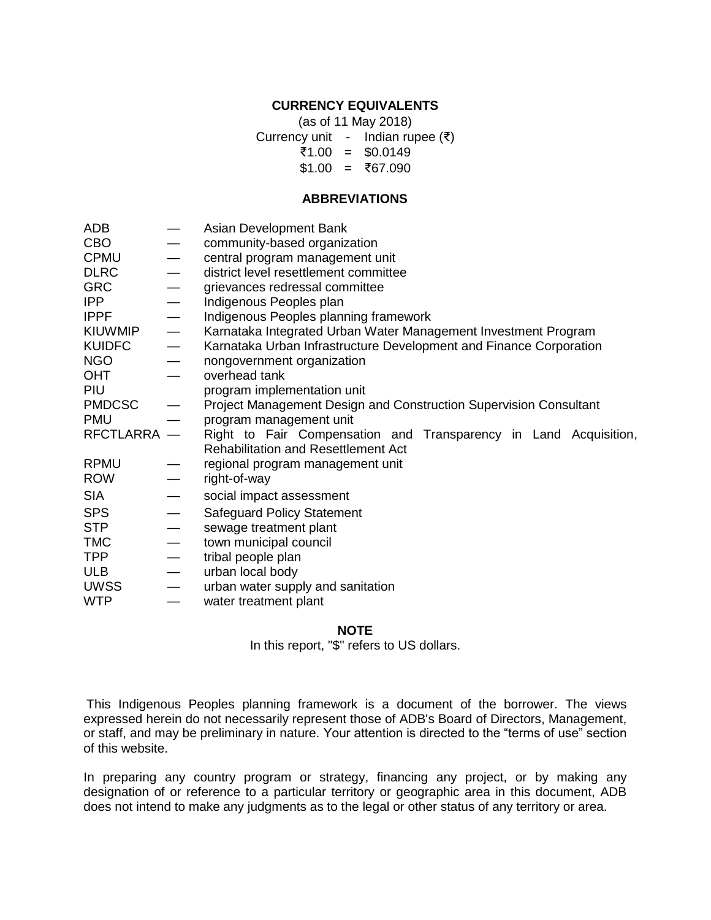## CURRENCY EQUIVALENTS

(as of 11 May 2018)

Currency unit - Indian rupee (₹)

₹1.00 = $0.0149

$1.00 = ₹67.090

## ABBREVIATIONS

| | | |
|---|---|---|
| ADB | — | Asian Development Bank |
| CBO | — | community-based organization |
| CPMU | — | central program management unit |
| DLRC | — | district level resettlement committee |
| GRC | — | grievances redressal committee |
| IPP | — | Indigenous Peoples plan |
| IPPF | — | Indigenous Peoples planning framework |
| KIUWMIP | — | Karnataka Integrated Urban Water Management Investment Program |
| KUIDFC | — | Karnataka Urban Infrastructure Development and Finance Corporation |
| NGO | — | nongovernment organization |
| OHT | — | overhead tank |
| PIU | | program implementation unit |
| PMDCSC | — | Project Management Design and Construction Supervision Consultant |
| PMU | — | program management unit |
| RFCTLARRA | — | Right to Fair Compensation and Transparency in Land Acquisition, Rehabilitation and Resettlement Act |
| RPMU | — | regional program management unit |
| ROW | — | right-of-way |
| SIA | — | social impact assessment |
| SPS | — | Safeguard Policy Statement |
| STP | — | sewage treatment plant |
| TMC | — | town municipal council |
| TPP | — | tribal people plan |
| ULB | — | urban local body |
| UWSS | — | urban water supply and sanitation |
| WTP | — | water treatment plant |

## NOTE

In this report, "$" refers to US dollars.

This Indigenous Peoples planning framework is a document of the borrower. The views expressed herein do not necessarily represent those of ADB's Board of Directors, Management, or staff, and may be preliminary in nature. Your attention is directed to the "terms of use" section of this website.

In preparing any country program or strategy, financing any project, or by making any designation of or reference to a particular territory or geographic area in this document, ADB does not intend to make any judgments as to the legal or other status of any territory or area.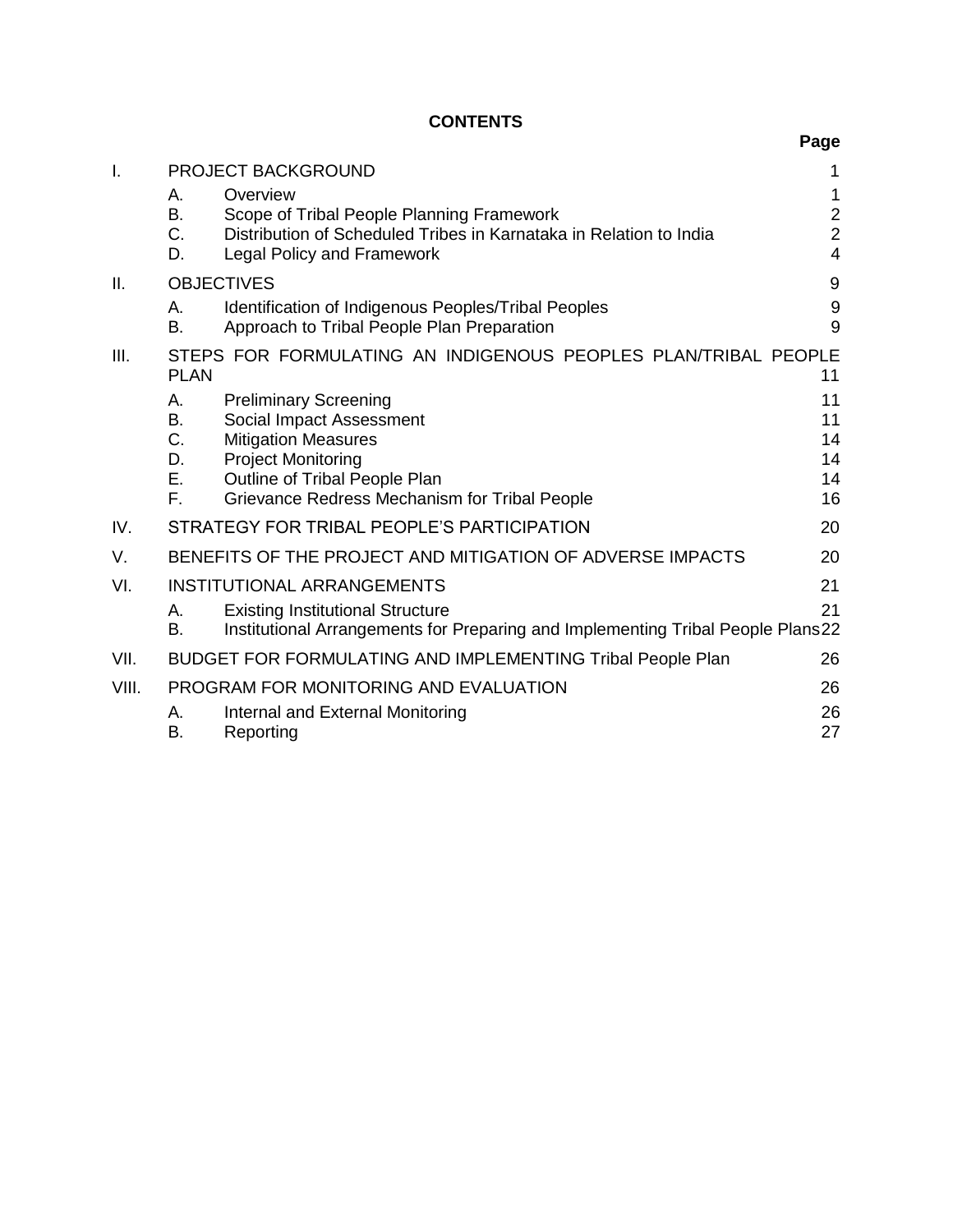# CONTENTS

| | | | Page |
|---|---|---|---|
| I. | PROJECT BACKGROUND | | 1 |
| | A. | Overview | 1 |
| | B. | Scope of Tribal People Planning Framework | 2 |
| | C. | Distribution of Scheduled Tribes in Karnataka in Relation to India | 2 |
| | D. | Legal Policy and Framework | 4 |
| II. | OBJECTIVES | | 9 |
| | A. | Identification of Indigenous Peoples/Tribal Peoples | 9 |
| | B. | Approach to Tribal People Plan Preparation | 9 |
| III. | STEPS FOR FORMULATING AN INDIGENOUS PEOPLES PLAN/TRIBAL PEOPLE PLAN | | 11 |
| | A. | Preliminary Screening | 11 |
| | B. | Social Impact Assessment | 11 |
| | C. | Mitigation Measures | 14 |
| | D. | Project Monitoring | 14 |
| | E. | Outline of Tribal People Plan | 14 |
| | F. | Grievance Redress Mechanism for Tribal People | 16 |
| IV. | STRATEGY FOR TRIBAL PEOPLE'S PARTICIPATION | | 20 |
| V. | BENEFITS OF THE PROJECT AND MITIGATION OF ADVERSE IMPACTS | | 20 |
| VI. | INSTITUTIONAL ARRANGEMENTS | | 21 |
| | A. | Existing Institutional Structure | 21 |
| | B. | Institutional Arrangements for Preparing and Implementing Tribal People Plans | 22 |
| VII. | BUDGET FOR FORMULATING AND IMPLEMENTING Tribal People Plan | | 26 |
| VIII. | PROGRAM FOR MONITORING AND EVALUATION | | 26 |
| | A. | Internal and External Monitoring | 26 |
| | B. | Reporting | 27 |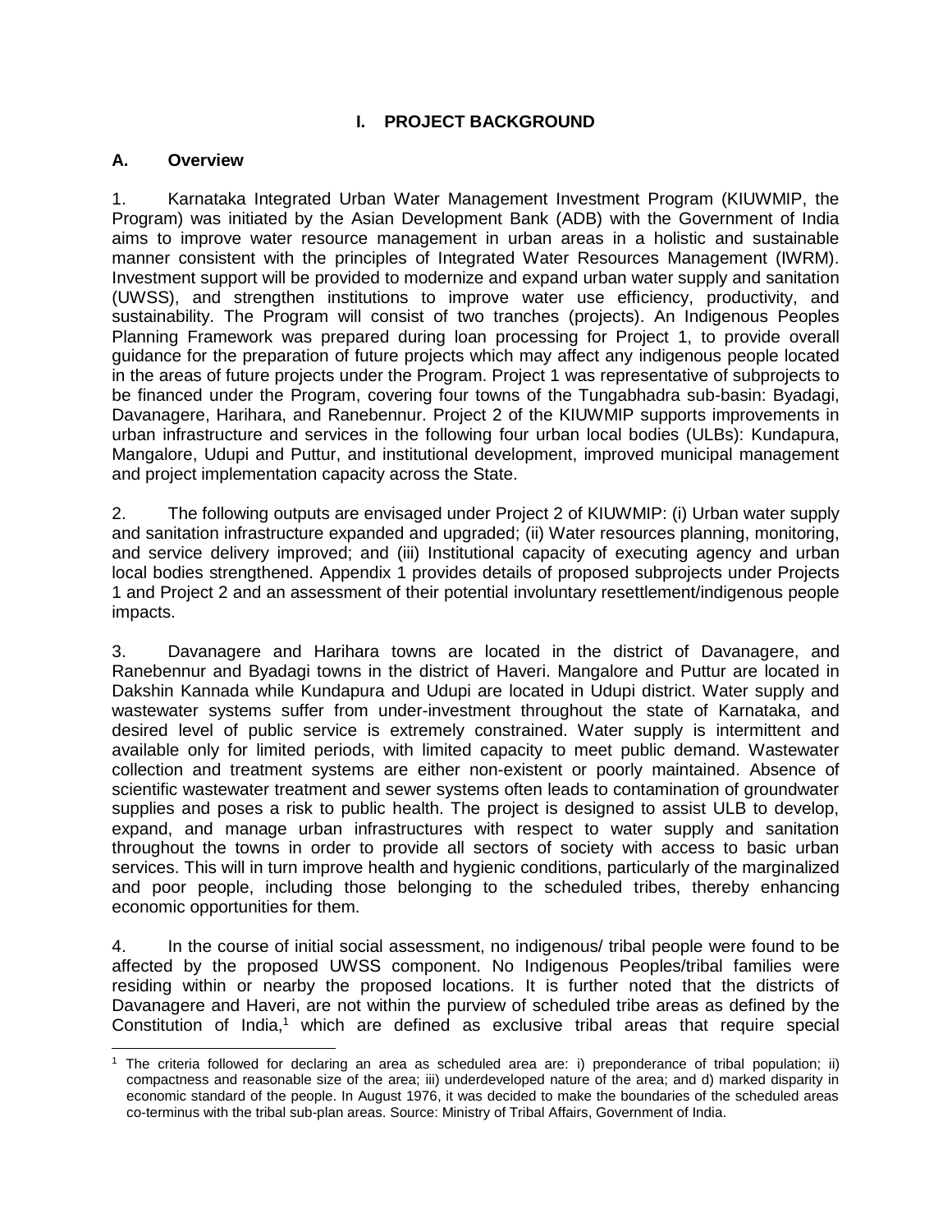# I. PROJECT BACKGROUND

## A. Overview

1. Karnataka Integrated Urban Water Management Investment Program (KIUWMIP, the Program) was initiated by the Asian Development Bank (ADB) with the Government of India aims to improve water resource management in urban areas in a holistic and sustainable manner consistent with the principles of Integrated Water Resources Management (IWRM). Investment support will be provided to modernize and expand urban water supply and sanitation (UWSS), and strengthen institutions to improve water use efficiency, productivity, and sustainability. The Program will consist of two tranches (projects). An Indigenous Peoples Planning Framework was prepared during loan processing for Project 1, to provide overall guidance for the preparation of future projects which may affect any indigenous people located in the areas of future projects under the Program. Project 1 was representative of subprojects to be financed under the Program, covering four towns of the Tungabhadra sub-basin: Byadagi, Davanagere, Harihara, and Ranebennur. Project 2 of the KIUWMIP supports improvements in urban infrastructure and services in the following four urban local bodies (ULBs): Kundapura, Mangalore, Udupi and Puttur, and institutional development, improved municipal management and project implementation capacity across the State.

2. The following outputs are envisaged under Project 2 of KIUWMIP: (i) Urban water supply and sanitation infrastructure expanded and upgraded; (ii) Water resources planning, monitoring, and service delivery improved; and (iii) Institutional capacity of executing agency and urban local bodies strengthened. Appendix 1 provides details of proposed subprojects under Projects 1 and Project 2 and an assessment of their potential involuntary resettlement/indigenous people impacts.

3. Davanagere and Harihara towns are located in the district of Davanagere, and Ranebennur and Byadagi towns in the district of Haveri. Mangalore and Puttur are located in Dakshin Kannada while Kundapura and Udupi are located in Udupi district. Water supply and wastewater systems suffer from under-investment throughout the state of Karnataka, and desired level of public service is extremely constrained. Water supply is intermittent and available only for limited periods, with limited capacity to meet public demand. Wastewater collection and treatment systems are either non-existent or poorly maintained. Absence of scientific wastewater treatment and sewer systems often leads to contamination of groundwater supplies and poses a risk to public health. The project is designed to assist ULB to develop, expand, and manage urban infrastructures with respect to water supply and sanitation throughout the towns in order to provide all sectors of society with access to basic urban services. This will in turn improve health and hygienic conditions, particularly of the marginalized and poor people, including those belonging to the scheduled tribes, thereby enhancing economic opportunities for them.

4. In the course of initial social assessment, no indigenous/ tribal people were found to be affected by the proposed UWSS component. No Indigenous Peoples/tribal families were residing within or nearby the proposed locations. It is further noted that the districts of Davanagere and Haveri, are not within the purview of scheduled tribe areas as defined by the Constitution of India,[1] which are defined as exclusive tribal areas that require special

[1] The criteria followed for declaring an area as scheduled area are: i) preponderance of tribal population; ii) compactness and reasonable size of the area; iii) underdeveloped nature of the area; and d) marked disparity in economic standard of the people. In August 1976, it was decided to make the boundaries of the scheduled areas co-terminus with the tribal sub-plan areas. Source: Ministry of Tribal Affairs, Government of India.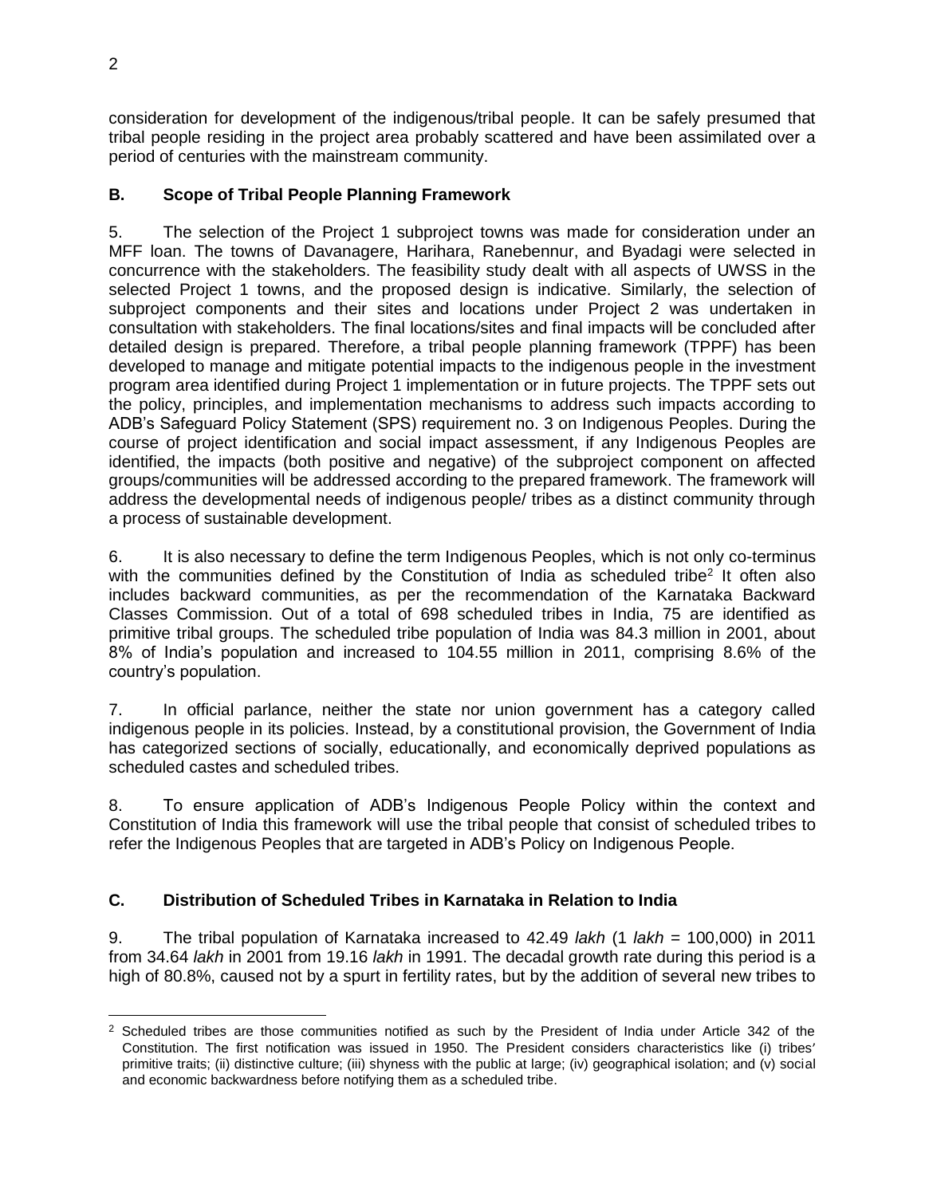consideration for development of the indigenous/tribal people. It can be safely presumed that tribal people residing in the project area probably scattered and have been assimilated over a period of centuries with the mainstream community.

## B. Scope of Tribal People Planning Framework

5. The selection of the Project 1 subproject towns was made for consideration under an MFF loan. The towns of Davanagere, Harihara, Ranebennur, and Byadagi were selected in concurrence with the stakeholders. The feasibility study dealt with all aspects of UWSS in the selected Project 1 towns, and the proposed design is indicative. Similarly, the selection of subproject components and their sites and locations under Project 2 was undertaken in consultation with stakeholders. The final locations/sites and final impacts will be concluded after detailed design is prepared. Therefore, a tribal people planning framework (TPPF) has been developed to manage and mitigate potential impacts to the indigenous people in the investment program area identified during Project 1 implementation or in future projects. The TPPF sets out the policy, principles, and implementation mechanisms to address such impacts according to ADB's Safeguard Policy Statement (SPS) requirement no. 3 on Indigenous Peoples. During the course of project identification and social impact assessment, if any Indigenous Peoples are identified, the impacts (both positive and negative) of the subproject component on affected groups/communities will be addressed according to the prepared framework. The framework will address the developmental needs of indigenous people/ tribes as a distinct community through a process of sustainable development.

6. It is also necessary to define the term Indigenous Peoples, which is not only co-terminus with the communities defined by the Constitution of India as scheduled tribe[2] It often also includes backward communities, as per the recommendation of the Karnataka Backward Classes Commission. Out of a total of 698 scheduled tribes in India, 75 are identified as primitive tribal groups. The scheduled tribe population of India was 84.3 million in 2001, about 8% of India's population and increased to 104.55 million in 2011, comprising 8.6% of the country's population.

7. In official parlance, neither the state nor union government has a category called indigenous people in its policies. Instead, by a constitutional provision, the Government of India has categorized sections of socially, educationally, and economically deprived populations as scheduled castes and scheduled tribes.

8. To ensure application of ADB's Indigenous People Policy within the context and Constitution of India this framework will use the tribal people that consist of scheduled tribes to refer the Indigenous Peoples that are targeted in ADB's Policy on Indigenous People.

## C. Distribution of Scheduled Tribes in Karnataka in Relation to India

9. The tribal population of Karnataka increased to 42.49 *lakh* (1 *lakh* = 100,000) in 2011 from 34.64 *lakh* in 2001 from 19.16 *lakh* in 1991. The decadal growth rate during this period is a high of 80.8%, caused not by a spurt in fertility rates, but by the addition of several new tribes to

[2] Scheduled tribes are those communities notified as such by the President of India under Article 342 of the Constitution. The first notification was issued in 1950. The President considers characteristics like (i) tribes' primitive traits; (ii) distinctive culture; (iii) shyness with the public at large; (iv) geographical isolation; and (v) social and economic backwardness before notifying them as a scheduled tribe.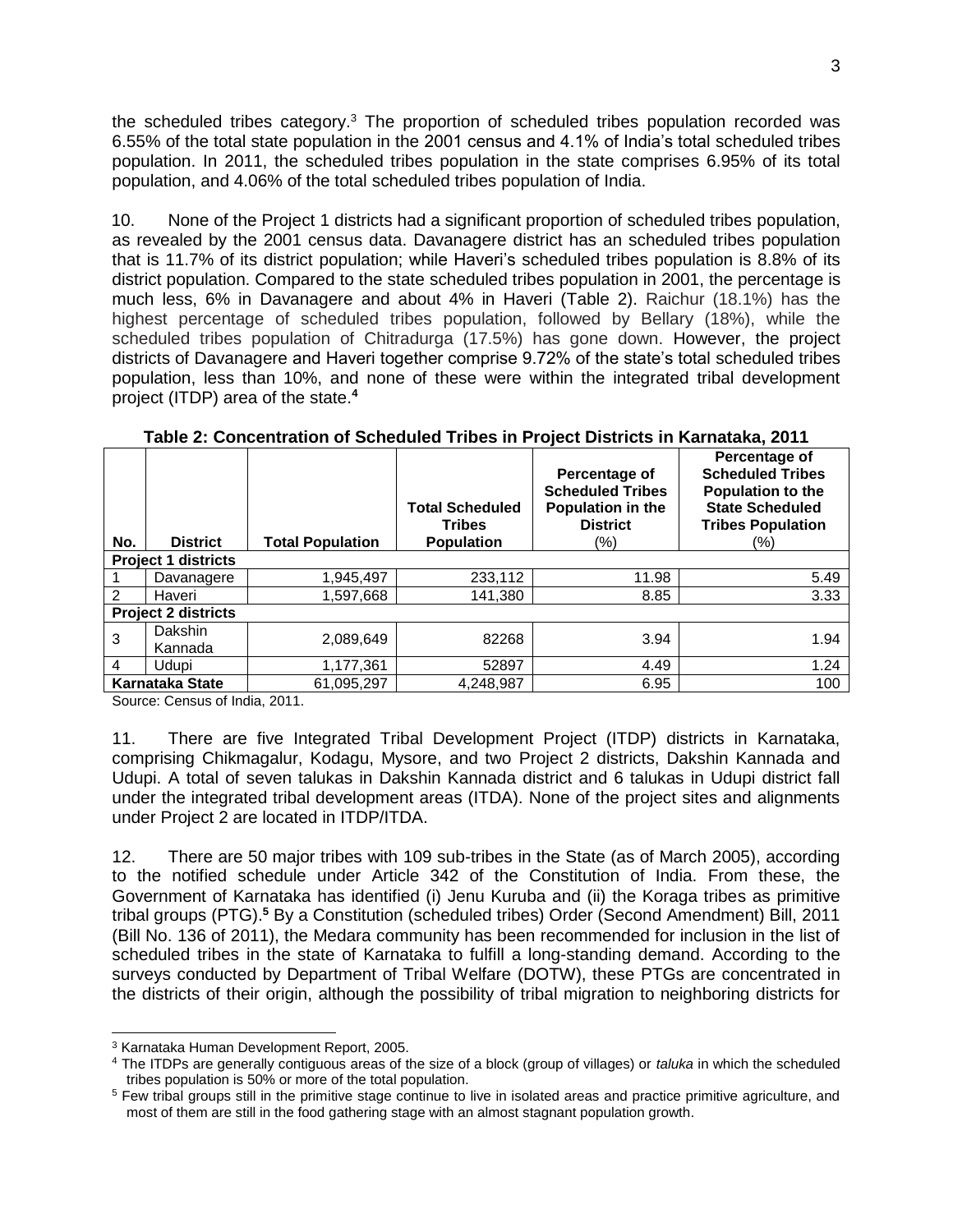the scheduled tribes category.[3] The proportion of scheduled tribes population recorded was 6.55% of the total state population in the 2001 census and 4.1% of India's total scheduled tribes population. In 2011, the scheduled tribes population in the state comprises 6.95% of its total population, and 4.06% of the total scheduled tribes population of India.

10. None of the Project 1 districts had a significant proportion of scheduled tribes population, as revealed by the 2001 census data. Davanagere district has an scheduled tribes population that is 11.7% of its district population; while Haveri's scheduled tribes population is 8.8% of its district population. Compared to the state scheduled tribes population in 2001, the percentage is much less, 6% in Davanagere and about 4% in Haveri (Table 2). Raichur (18.1%) has the highest percentage of scheduled tribes population, followed by Bellary (18%), while the scheduled tribes population of Chitradurga (17.5%) has gone down. However, the project districts of Davanagere and Haveri together comprise 9.72% of the state's total scheduled tribes population, less than 10%, and none of these were within the integrated tribal development project (ITDP) area of the state.[4]

**Table 2: Concentration of Scheduled Tribes in Project Districts in Karnataka, 2011**

| No. | District | Total Population | Total Scheduled Tribes Population | Percentage of Scheduled Tribes Population in the District (%) | Percentage of Scheduled Tribes Population to the State Scheduled Tribes Population (%) |
|---|---|---|---|---|---|
| **Project 1 districts** | | | | | |
| 1 | Davanagere | 1,945,497 | 233,112 | 11.98 | 5.49 |
| 2 | Haveri | 1,597,668 | 141,380 | 8.85 | 3.33 |
| **Project 2 districts** | | | | | |
| 3 | Dakshin Kannada | 2,089,649 | 82268 | 3.94 | 1.94 |
| 4 | Udupi | 1,177,361 | 52897 | 4.49 | 1.24 |
| **Karnataka State** | | 61,095,297 | 4,248,987 | 6.95 | 100 |

Source: Census of India, 2011.

11. There are five Integrated Tribal Development Project (ITDP) districts in Karnataka, comprising Chikmagalur, Kodagu, Mysore, and two Project 2 districts, Dakshin Kannada and Udupi. A total of seven talukas in Dakshin Kannada district and 6 talukas in Udupi district fall under the integrated tribal development areas (ITDA). None of the project sites and alignments under Project 2 are located in ITDP/ITDA.

12. There are 50 major tribes with 109 sub-tribes in the State (as of March 2005), according to the notified schedule under Article 342 of the Constitution of India. From these, the Government of Karnataka has identified (i) Jenu Kuruba and (ii) the Koraga tribes as primitive tribal groups (PTG).[5] By a Constitution (scheduled tribes) Order (Second Amendment) Bill, 2011 (Bill No. 136 of 2011), the Medara community has been recommended for inclusion in the list of scheduled tribes in the state of Karnataka to fulfill a long-standing demand. According to the surveys conducted by Department of Tribal Welfare (DOTW), these PTGs are concentrated in the districts of their origin, although the possibility of tribal migration to neighboring districts for

---

[3] Karnataka Human Development Report, 2005.

[4] The ITDPs are generally contiguous areas of the size of a block (group of villages) or *taluka* in which the scheduled tribes population is 50% or more of the total population.

[5] Few tribal groups still in the primitive stage continue to live in isolated areas and practice primitive agriculture, and most of them are still in the food gathering stage with an almost stagnant population growth.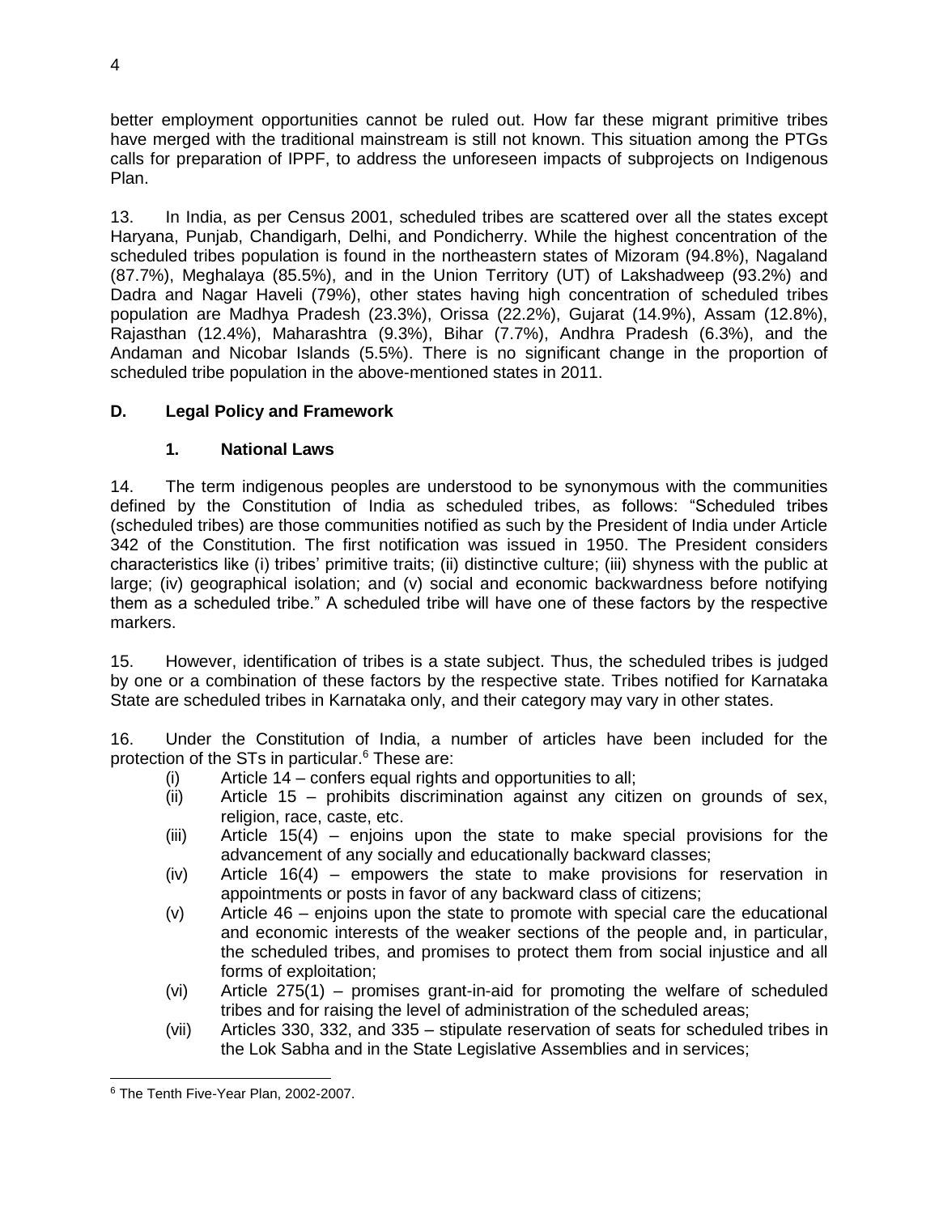better employment opportunities cannot be ruled out. How far these migrant primitive tribes have merged with the traditional mainstream is still not known. This situation among the PTGs calls for preparation of IPPF, to address the unforeseen impacts of subprojects on Indigenous Plan.

13. In India, as per Census 2001, scheduled tribes are scattered over all the states except Haryana, Punjab, Chandigarh, Delhi, and Pondicherry. While the highest concentration of the scheduled tribes population is found in the northeastern states of Mizoram (94.8%), Nagaland (87.7%), Meghalaya (85.5%), and in the Union Territory (UT) of Lakshadweep (93.2%) and Dadra and Nagar Haveli (79%), other states having high concentration of scheduled tribes population are Madhya Pradesh (23.3%), Orissa (22.2%), Gujarat (14.9%), Assam (12.8%), Rajasthan (12.4%), Maharashtra (9.3%), Bihar (7.7%), Andhra Pradesh (6.3%), and the Andaman and Nicobar Islands (5.5%). There is no significant change in the proportion of scheduled tribe population in the above-mentioned states in 2011.

## D. Legal Policy and Framework

### 1. National Laws

14. The term indigenous peoples are understood to be synonymous with the communities defined by the Constitution of India as scheduled tribes, as follows: "Scheduled tribes (scheduled tribes) are those communities notified as such by the President of India under Article 342 of the Constitution. The first notification was issued in 1950. The President considers characteristics like (i) tribes' primitive traits; (ii) distinctive culture; (iii) shyness with the public at large; (iv) geographical isolation; and (v) social and economic backwardness before notifying them as a scheduled tribe." A scheduled tribe will have one of these factors by the respective markers.

15. However, identification of tribes is a state subject. Thus, the scheduled tribes is judged by one or a combination of these factors by the respective state. Tribes notified for Karnataka State are scheduled tribes in Karnataka only, and their category may vary in other states.

16. Under the Constitution of India, a number of articles have been included for the protection of the STs in particular.[6] These are:

(i) Article 14 – confers equal rights and opportunities to all;
(ii) Article 15 – prohibits discrimination against any citizen on grounds of sex, religion, race, caste, etc.
(iii) Article 15(4) – enjoins upon the state to make special provisions for the advancement of any socially and educationally backward classes;
(iv) Article 16(4) – empowers the state to make provisions for reservation in appointments or posts in favor of any backward class of citizens;
(v) Article 46 – enjoins upon the state to promote with special care the educational and economic interests of the weaker sections of the people and, in particular, the scheduled tribes, and promises to protect them from social injustice and all forms of exploitation;
(vi) Article 275(1) – promises grant-in-aid for promoting the welfare of scheduled tribes and for raising the level of administration of the scheduled areas;
(vii) Articles 330, 332, and 335 – stipulate reservation of seats for scheduled tribes in the Lok Sabha and in the State Legislative Assemblies and in services;

[6] The Tenth Five-Year Plan, 2002-2007.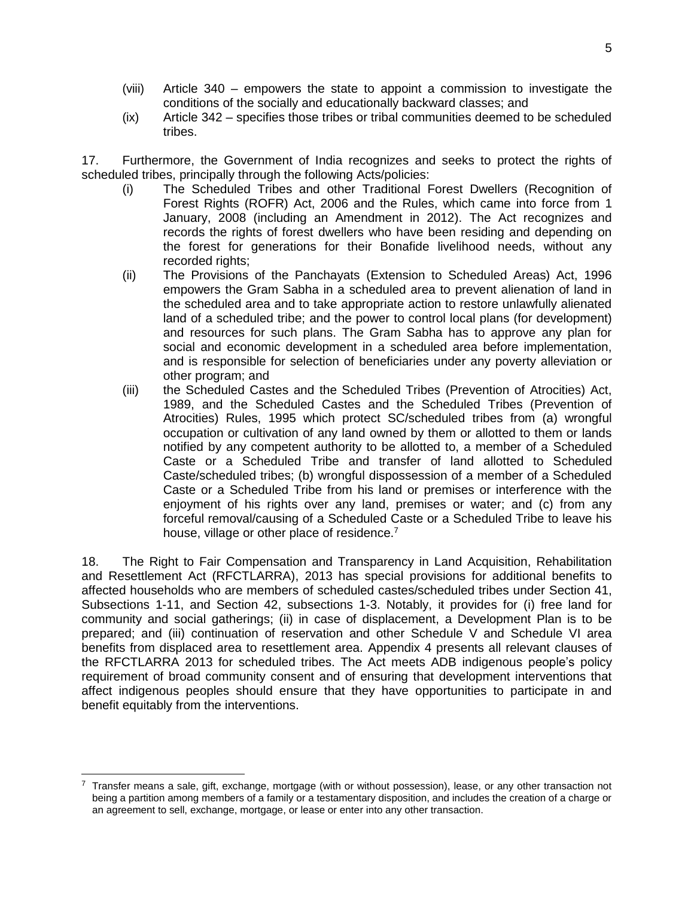(viii) Article 340 – empowers the state to appoint a commission to investigate the conditions of the socially and educationally backward classes; and

(ix) Article 342 – specifies those tribes or tribal communities deemed to be scheduled tribes.

17. Furthermore, the Government of India recognizes and seeks to protect the rights of scheduled tribes, principally through the following Acts/policies:

(i) The Scheduled Tribes and other Traditional Forest Dwellers (Recognition of Forest Rights (ROFR) Act, 2006 and the Rules, which came into force from 1 January, 2008 (including an Amendment in 2012). The Act recognizes and records the rights of forest dwellers who have been residing and depending on the forest for generations for their Bonafide livelihood needs, without any recorded rights;

(ii) The Provisions of the Panchayats (Extension to Scheduled Areas) Act, 1996 empowers the Gram Sabha in a scheduled area to prevent alienation of land in the scheduled area and to take appropriate action to restore unlawfully alienated land of a scheduled tribe; and the power to control local plans (for development) and resources for such plans. The Gram Sabha has to approve any plan for social and economic development in a scheduled area before implementation, and is responsible for selection of beneficiaries under any poverty alleviation or other program; and

(iii) the Scheduled Castes and the Scheduled Tribes (Prevention of Atrocities) Act, 1989, and the Scheduled Castes and the Scheduled Tribes (Prevention of Atrocities) Rules, 1995 which protect SC/scheduled tribes from (a) wrongful occupation or cultivation of any land owned by them or allotted to them or lands notified by any competent authority to be allotted to, a member of a Scheduled Caste or a Scheduled Tribe and transfer of land allotted to Scheduled Caste/scheduled tribes; (b) wrongful dispossession of a member of a Scheduled Caste or a Scheduled Tribe from his land or premises or interference with the enjoyment of his rights over any land, premises or water; and (c) from any forceful removal/causing of a Scheduled Caste or a Scheduled Tribe to leave his house, village or other place of residence.[7]

18. The Right to Fair Compensation and Transparency in Land Acquisition, Rehabilitation and Resettlement Act (RFCTLARRA), 2013 has special provisions for additional benefits to affected households who are members of scheduled castes/scheduled tribes under Section 41, Subsections 1-11, and Section 42, subsections 1-3. Notably, it provides for (i) free land for community and social gatherings; (ii) in case of displacement, a Development Plan is to be prepared; and (iii) continuation of reservation and other Schedule V and Schedule VI area benefits from displaced area to resettlement area. Appendix 4 presents all relevant clauses of the RFCTLARRA 2013 for scheduled tribes. The Act meets ADB indigenous people's policy requirement of broad community consent and of ensuring that development interventions that affect indigenous peoples should ensure that they have opportunities to participate in and benefit equitably from the interventions.

---

[7] Transfer means a sale, gift, exchange, mortgage (with or without possession), lease, or any other transaction not being a partition among members of a family or a testamentary disposition, and includes the creation of a charge or an agreement to sell, exchange, mortgage, or lease or enter into any other transaction.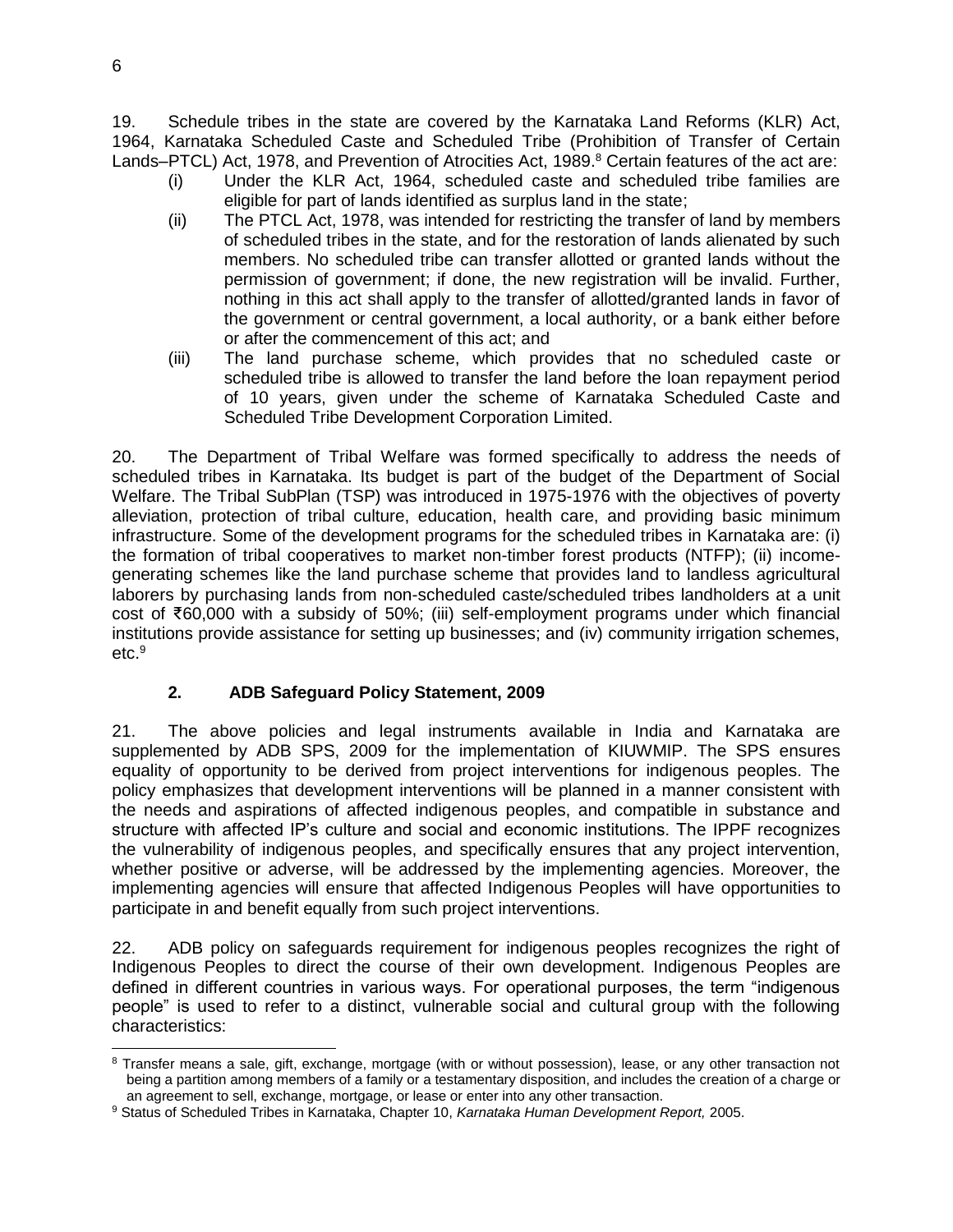19. Schedule tribes in the state are covered by the Karnataka Land Reforms (KLR) Act, 1964, Karnataka Scheduled Caste and Scheduled Tribe (Prohibition of Transfer of Certain Lands–PTCL) Act, 1978, and Prevention of Atrocities Act, 1989.[8] Certain features of the act are:

(i) Under the KLR Act, 1964, scheduled caste and scheduled tribe families are eligible for part of lands identified as surplus land in the state;

(ii) The PTCL Act, 1978, was intended for restricting the transfer of land by members of scheduled tribes in the state, and for the restoration of lands alienated by such members. No scheduled tribe can transfer allotted or granted lands without the permission of government; if done, the new registration will be invalid. Further, nothing in this act shall apply to the transfer of allotted/granted lands in favor of the government or central government, a local authority, or a bank either before or after the commencement of this act; and

(iii) The land purchase scheme, which provides that no scheduled caste or scheduled tribe is allowed to transfer the land before the loan repayment period of 10 years, given under the scheme of Karnataka Scheduled Caste and Scheduled Tribe Development Corporation Limited.

20. The Department of Tribal Welfare was formed specifically to address the needs of scheduled tribes in Karnataka. Its budget is part of the budget of the Department of Social Welfare. The Tribal SubPlan (TSP) was introduced in 1975-1976 with the objectives of poverty alleviation, protection of tribal culture, education, health care, and providing basic minimum infrastructure. Some of the development programs for the scheduled tribes in Karnataka are: (i) the formation of tribal cooperatives to market non-timber forest products (NTFP); (ii) income-generating schemes like the land purchase scheme that provides land to landless agricultural laborers by purchasing lands from non-scheduled caste/scheduled tribes landholders at a unit cost of ₹60,000 with a subsidy of 50%; (iii) self-employment programs under which financial institutions provide assistance for setting up businesses; and (iv) community irrigation schemes, etc.[9]

### 2. ADB Safeguard Policy Statement, 2009

21. The above policies and legal instruments available in India and Karnataka are supplemented by ADB SPS, 2009 for the implementation of KIUWMIP. The SPS ensures equality of opportunity to be derived from project interventions for indigenous peoples. The policy emphasizes that development interventions will be planned in a manner consistent with the needs and aspirations of affected indigenous peoples, and compatible in substance and structure with affected IP's culture and social and economic institutions. The IPPF recognizes the vulnerability of indigenous peoples, and specifically ensures that any project intervention, whether positive or adverse, will be addressed by the implementing agencies. Moreover, the implementing agencies will ensure that affected Indigenous Peoples will have opportunities to participate in and benefit equally from such project interventions.

22. ADB policy on safeguards requirement for indigenous peoples recognizes the right of Indigenous Peoples to direct the course of their own development. Indigenous Peoples are defined in different countries in various ways. For operational purposes, the term "indigenous people" is used to refer to a distinct, vulnerable social and cultural group with the following characteristics:

---

[8] Transfer means a sale, gift, exchange, mortgage (with or without possession), lease, or any other transaction not being a partition among members of a family or a testamentary disposition, and includes the creation of a charge or an agreement to sell, exchange, mortgage, or lease or enter into any other transaction.

[9] Status of Scheduled Tribes in Karnataka, Chapter 10, *Karnataka Human Development Report,* 2005.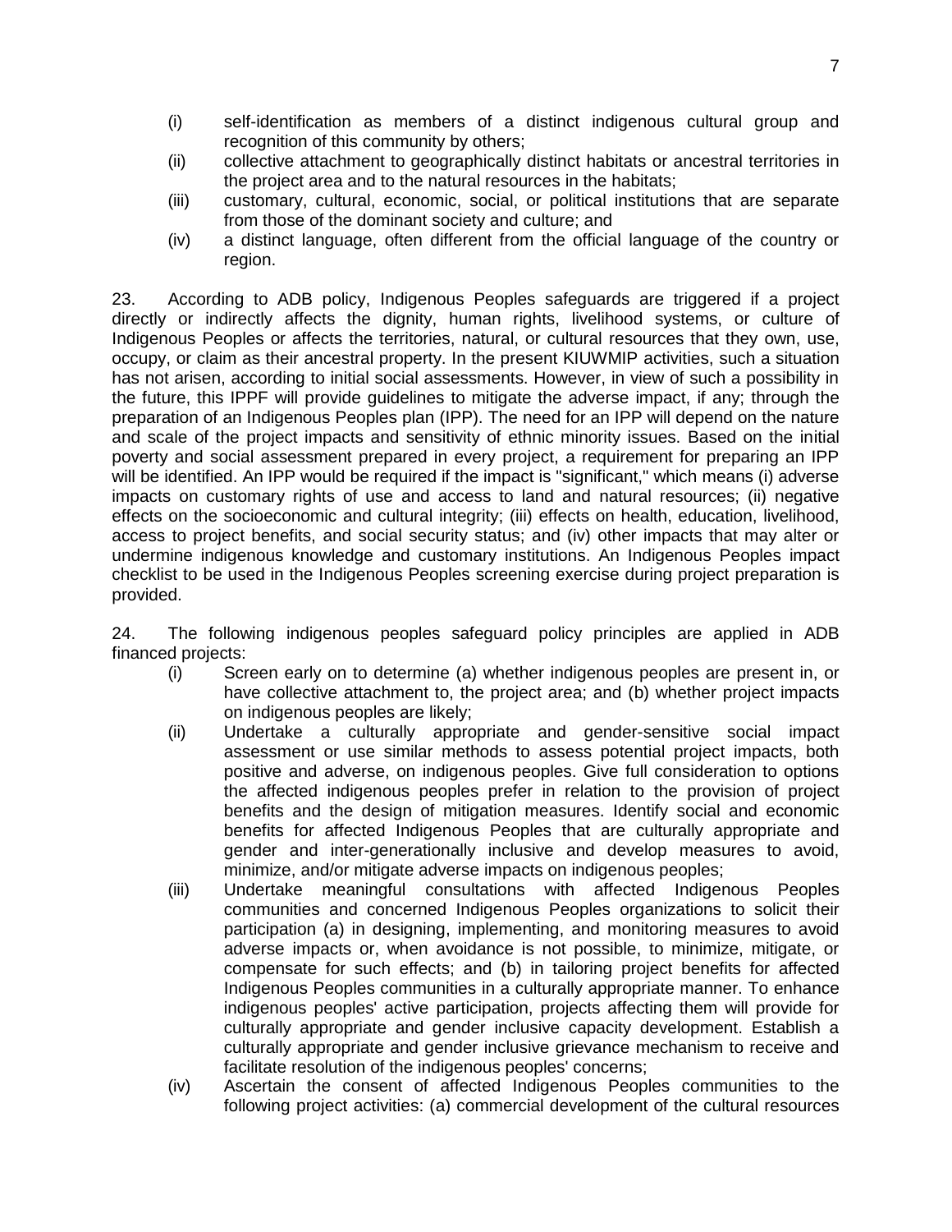(i) self-identification as members of a distinct indigenous cultural group and recognition of this community by others;
(ii) collective attachment to geographically distinct habitats or ancestral territories in the project area and to the natural resources in the habitats;
(iii) customary, cultural, economic, social, or political institutions that are separate from those of the dominant society and culture; and
(iv) a distinct language, often different from the official language of the country or region.

23. According to ADB policy, Indigenous Peoples safeguards are triggered if a project directly or indirectly affects the dignity, human rights, livelihood systems, or culture of Indigenous Peoples or affects the territories, natural, or cultural resources that they own, use, occupy, or claim as their ancestral property. In the present KIUWMIP activities, such a situation has not arisen, according to initial social assessments. However, in view of such a possibility in the future, this IPPF will provide guidelines to mitigate the adverse impact, if any; through the preparation of an Indigenous Peoples plan (IPP). The need for an IPP will depend on the nature and scale of the project impacts and sensitivity of ethnic minority issues. Based on the initial poverty and social assessment prepared in every project, a requirement for preparing an IPP will be identified. An IPP would be required if the impact is "significant," which means (i) adverse impacts on customary rights of use and access to land and natural resources; (ii) negative effects on the socioeconomic and cultural integrity; (iii) effects on health, education, livelihood, access to project benefits, and social security status; and (iv) other impacts that may alter or undermine indigenous knowledge and customary institutions. An Indigenous Peoples impact checklist to be used in the Indigenous Peoples screening exercise during project preparation is provided.

24. The following indigenous peoples safeguard policy principles are applied in ADB financed projects:

(i) Screen early on to determine (a) whether indigenous peoples are present in, or have collective attachment to, the project area; and (b) whether project impacts on indigenous peoples are likely;
(ii) Undertake a culturally appropriate and gender-sensitive social impact assessment or use similar methods to assess potential project impacts, both positive and adverse, on indigenous peoples. Give full consideration to options the affected indigenous peoples prefer in relation to the provision of project benefits and the design of mitigation measures. Identify social and economic benefits for affected Indigenous Peoples that are culturally appropriate and gender and inter-generationally inclusive and develop measures to avoid, minimize, and/or mitigate adverse impacts on indigenous peoples;
(iii) Undertake meaningful consultations with affected Indigenous Peoples communities and concerned Indigenous Peoples organizations to solicit their participation (a) in designing, implementing, and monitoring measures to avoid adverse impacts or, when avoidance is not possible, to minimize, mitigate, or compensate for such effects; and (b) in tailoring project benefits for affected Indigenous Peoples communities in a culturally appropriate manner. To enhance indigenous peoples' active participation, projects affecting them will provide for culturally appropriate and gender inclusive capacity development. Establish a culturally appropriate and gender inclusive grievance mechanism to receive and facilitate resolution of the indigenous peoples' concerns;
(iv) Ascertain the consent of affected Indigenous Peoples communities to the following project activities: (a) commercial development of the cultural resources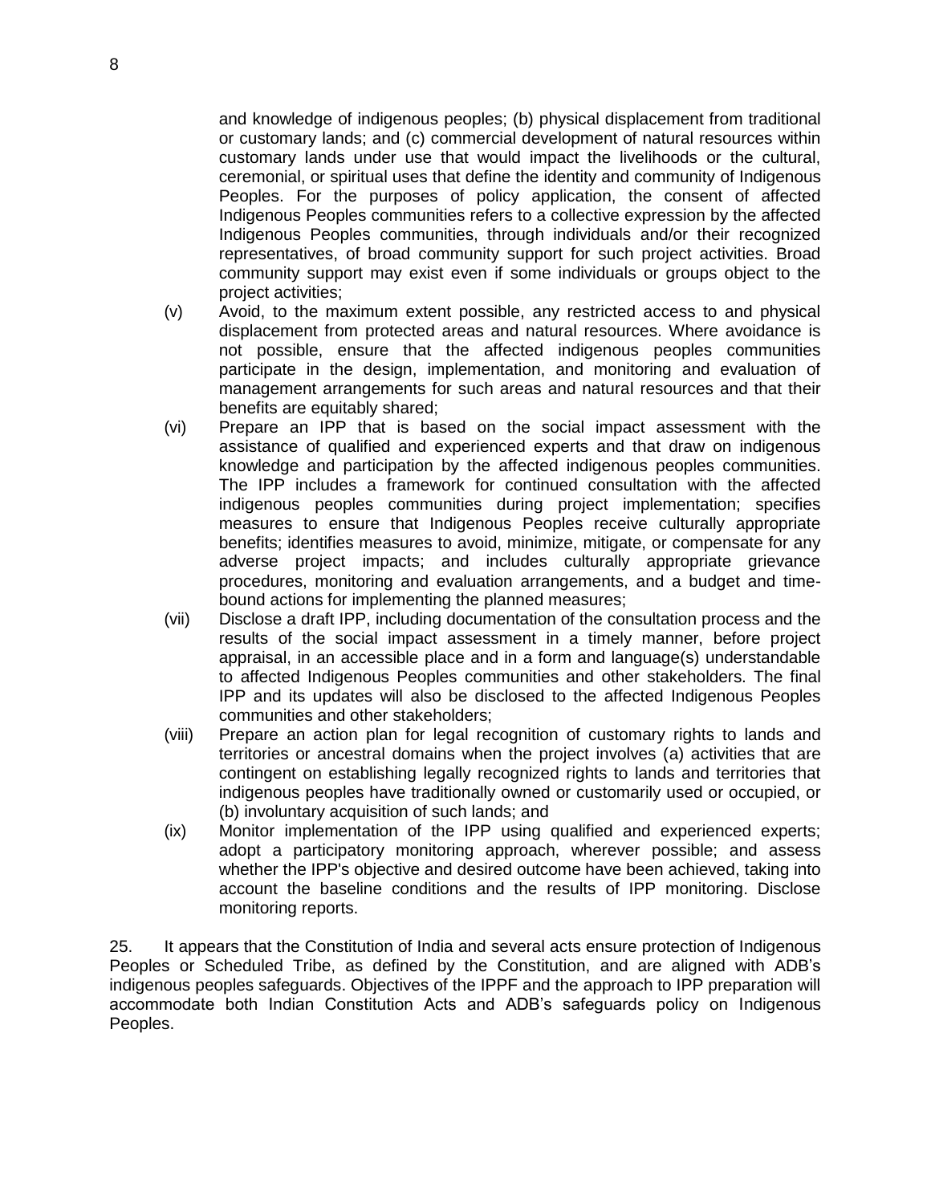and knowledge of indigenous peoples; (b) physical displacement from traditional or customary lands; and (c) commercial development of natural resources within customary lands under use that would impact the livelihoods or the cultural, ceremonial, or spiritual uses that define the identity and community of Indigenous Peoples. For the purposes of policy application, the consent of affected Indigenous Peoples communities refers to a collective expression by the affected Indigenous Peoples communities, through individuals and/or their recognized representatives, of broad community support for such project activities. Broad community support may exist even if some individuals or groups object to the project activities;

(v) Avoid, to the maximum extent possible, any restricted access to and physical displacement from protected areas and natural resources. Where avoidance is not possible, ensure that the affected indigenous peoples communities participate in the design, implementation, and monitoring and evaluation of management arrangements for such areas and natural resources and that their benefits are equitably shared;

(vi) Prepare an IPP that is based on the social impact assessment with the assistance of qualified and experienced experts and that draw on indigenous knowledge and participation by the affected indigenous peoples communities. The IPP includes a framework for continued consultation with the affected indigenous peoples communities during project implementation; specifies measures to ensure that Indigenous Peoples receive culturally appropriate benefits; identifies measures to avoid, minimize, mitigate, or compensate for any adverse project impacts; and includes culturally appropriate grievance procedures, monitoring and evaluation arrangements, and a budget and time-bound actions for implementing the planned measures;

(vii) Disclose a draft IPP, including documentation of the consultation process and the results of the social impact assessment in a timely manner, before project appraisal, in an accessible place and in a form and language(s) understandable to affected Indigenous Peoples communities and other stakeholders. The final IPP and its updates will also be disclosed to the affected Indigenous Peoples communities and other stakeholders;

(viii) Prepare an action plan for legal recognition of customary rights to lands and territories or ancestral domains when the project involves (a) activities that are contingent on establishing legally recognized rights to lands and territories that indigenous peoples have traditionally owned or customarily used or occupied, or (b) involuntary acquisition of such lands; and

(ix) Monitor implementation of the IPP using qualified and experienced experts; adopt a participatory monitoring approach, wherever possible; and assess whether the IPP's objective and desired outcome have been achieved, taking into account the baseline conditions and the results of IPP monitoring. Disclose monitoring reports.

25. It appears that the Constitution of India and several acts ensure protection of Indigenous Peoples or Scheduled Tribe, as defined by the Constitution, and are aligned with ADB's indigenous peoples safeguards. Objectives of the IPPF and the approach to IPP preparation will accommodate both Indian Constitution Acts and ADB's safeguards policy on Indigenous Peoples.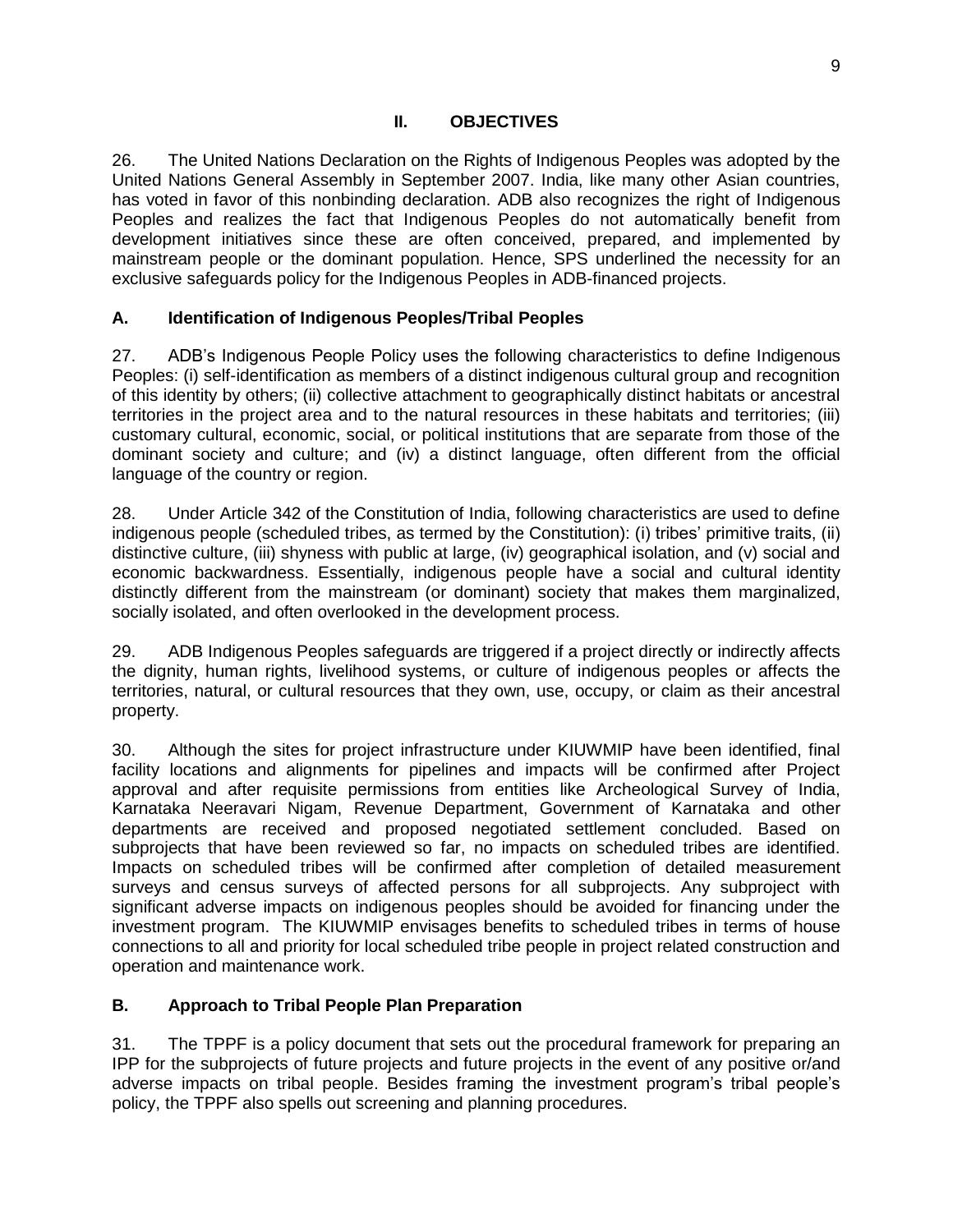## II. OBJECTIVES

26. The United Nations Declaration on the Rights of Indigenous Peoples was adopted by the United Nations General Assembly in September 2007. India, like many other Asian countries, has voted in favor of this nonbinding declaration. ADB also recognizes the right of Indigenous Peoples and realizes the fact that Indigenous Peoples do not automatically benefit from development initiatives since these are often conceived, prepared, and implemented by mainstream people or the dominant population. Hence, SPS underlined the necessity for an exclusive safeguards policy for the Indigenous Peoples in ADB-financed projects.

### A. Identification of Indigenous Peoples/Tribal Peoples

27. ADB's Indigenous People Policy uses the following characteristics to define Indigenous Peoples: (i) self-identification as members of a distinct indigenous cultural group and recognition of this identity by others; (ii) collective attachment to geographically distinct habitats or ancestral territories in the project area and to the natural resources in these habitats and territories; (iii) customary cultural, economic, social, or political institutions that are separate from those of the dominant society and culture; and (iv) a distinct language, often different from the official language of the country or region.

28. Under Article 342 of the Constitution of India, following characteristics are used to define indigenous people (scheduled tribes, as termed by the Constitution): (i) tribes' primitive traits, (ii) distinctive culture, (iii) shyness with public at large, (iv) geographical isolation, and (v) social and economic backwardness. Essentially, indigenous people have a social and cultural identity distinctly different from the mainstream (or dominant) society that makes them marginalized, socially isolated, and often overlooked in the development process.

29. ADB Indigenous Peoples safeguards are triggered if a project directly or indirectly affects the dignity, human rights, livelihood systems, or culture of indigenous peoples or affects the territories, natural, or cultural resources that they own, use, occupy, or claim as their ancestral property.

30. Although the sites for project infrastructure under KIUWMIP have been identified, final facility locations and alignments for pipelines and impacts will be confirmed after Project approval and after requisite permissions from entities like Archeological Survey of India, Karnataka Neeravari Nigam, Revenue Department, Government of Karnataka and other departments are received and proposed negotiated settlement concluded. Based on subprojects that have been reviewed so far, no impacts on scheduled tribes are identified. Impacts on scheduled tribes will be confirmed after completion of detailed measurement surveys and census surveys of affected persons for all subprojects. Any subproject with significant adverse impacts on indigenous peoples should be avoided for financing under the investment program. The KIUWMIP envisages benefits to scheduled tribes in terms of house connections to all and priority for local scheduled tribe people in project related construction and operation and maintenance work.

### B. Approach to Tribal People Plan Preparation

31. The TPPF is a policy document that sets out the procedural framework for preparing an IPP for the subprojects of future projects and future projects in the event of any positive or/and adverse impacts on tribal people. Besides framing the investment program's tribal people's policy, the TPPF also spells out screening and planning procedures.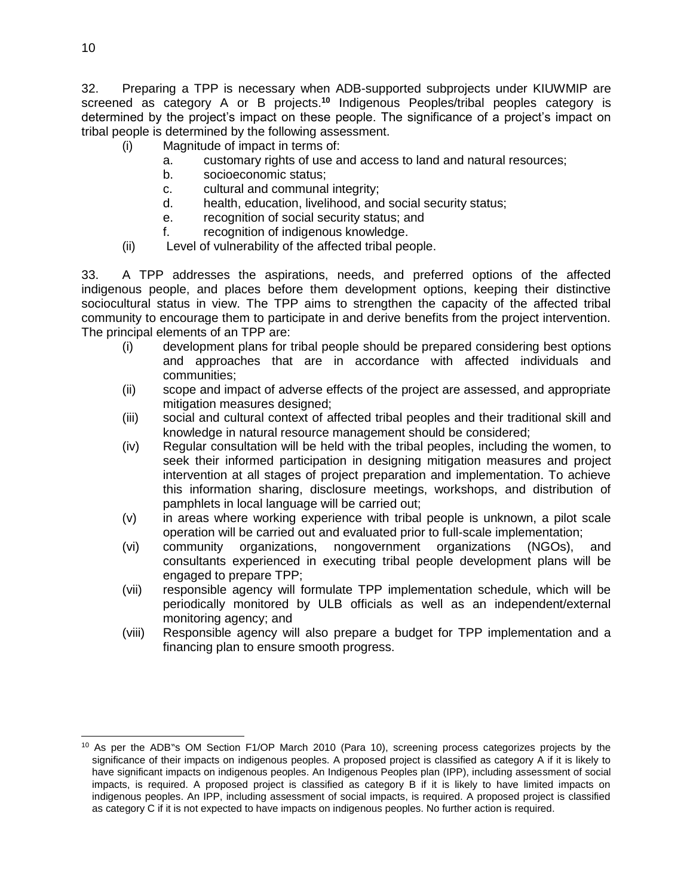32. Preparing a TPP is necessary when ADB-supported subprojects under KIUWMIP are screened as category A or B projects.[10] Indigenous Peoples/tribal peoples category is determined by the project's impact on these people. The significance of a project's impact on tribal people is determined by the following assessment.

(i) Magnitude of impact in terms of:
   a. customary rights of use and access to land and natural resources;
   b. socioeconomic status;
   c. cultural and communal integrity;
   d. health, education, livelihood, and social security status;
   e. recognition of social security status; and
   f. recognition of indigenous knowledge.

(ii) Level of vulnerability of the affected tribal people.

33. A TPP addresses the aspirations, needs, and preferred options of the affected indigenous people, and places before them development options, keeping their distinctive sociocultural status in view. The TPP aims to strengthen the capacity of the affected tribal community to encourage them to participate in and derive benefits from the project intervention. The principal elements of an TPP are:

(i) development plans for tribal people should be prepared considering best options and approaches that are in accordance with affected individuals and communities;
(ii) scope and impact of adverse effects of the project are assessed, and appropriate mitigation measures designed;
(iii) social and cultural context of affected tribal peoples and their traditional skill and knowledge in natural resource management should be considered;
(iv) Regular consultation will be held with the tribal peoples, including the women, to seek their informed participation in designing mitigation measures and project intervention at all stages of project preparation and implementation. To achieve this information sharing, disclosure meetings, workshops, and distribution of pamphlets in local language will be carried out;
(v) in areas where working experience with tribal people is unknown, a pilot scale operation will be carried out and evaluated prior to full-scale implementation;
(vi) community organizations, nongovernment organizations (NGOs), and consultants experienced in executing tribal people development plans will be engaged to prepare TPP;
(vii) responsible agency will formulate TPP implementation schedule, which will be periodically monitored by ULB officials as well as an independent/external monitoring agency; and
(viii) Responsible agency will also prepare a budget for TPP implementation and a financing plan to ensure smooth progress.

---

[10] As per the ADB"s OM Section F1/OP March 2010 (Para 10), screening process categorizes projects by the significance of their impacts on indigenous peoples. A proposed project is classified as category A if it is likely to have significant impacts on indigenous peoples. An Indigenous Peoples plan (IPP), including assessment of social impacts, is required. A proposed project is classified as category B if it is likely to have limited impacts on indigenous peoples. An IPP, including assessment of social impacts, is required. A proposed project is classified as category C if it is not expected to have impacts on indigenous peoples. No further action is required.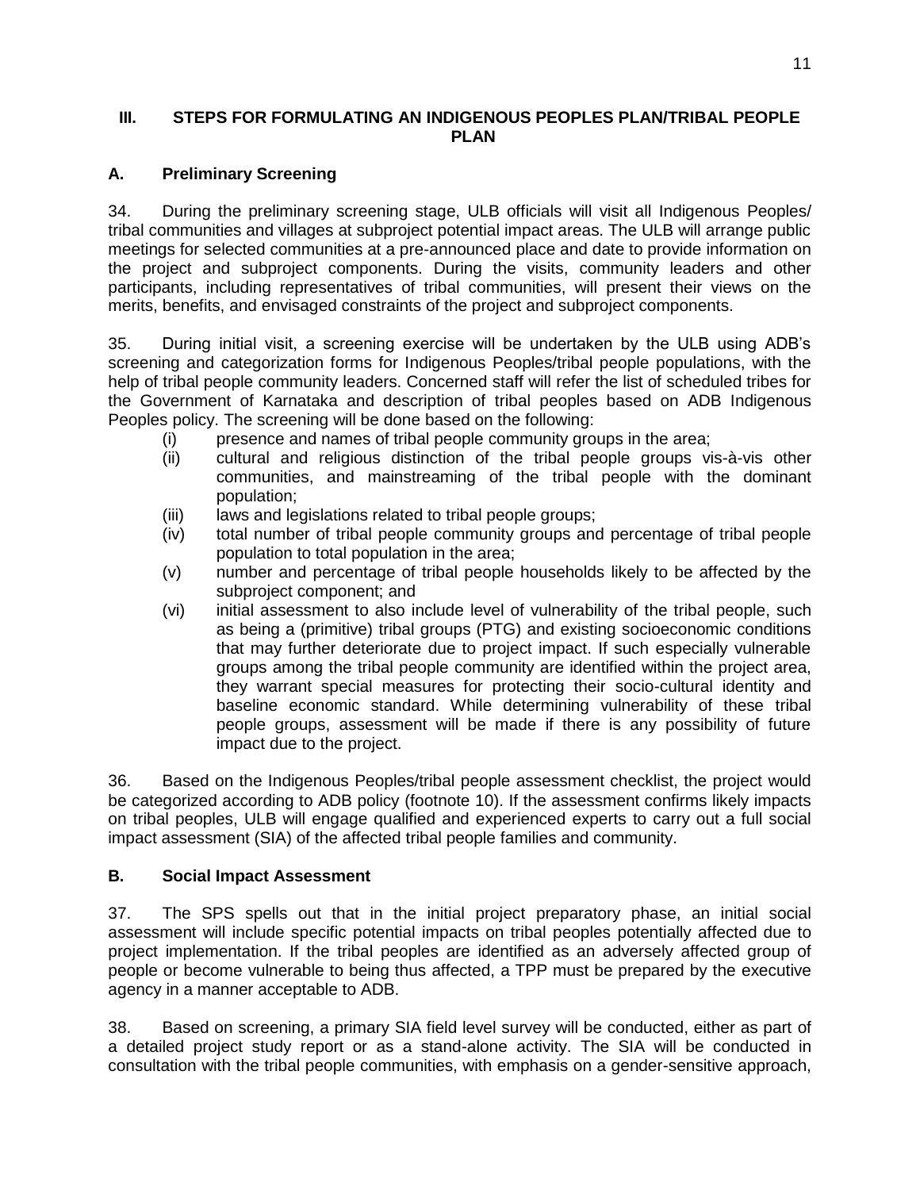## III. STEPS FOR FORMULATING AN INDIGENOUS PEOPLES PLAN/TRIBAL PEOPLE PLAN

### A. Preliminary Screening

34. During the preliminary screening stage, ULB officials will visit all Indigenous Peoples/ tribal communities and villages at subproject potential impact areas. The ULB will arrange public meetings for selected communities at a pre-announced place and date to provide information on the project and subproject components. During the visits, community leaders and other participants, including representatives of tribal communities, will present their views on the merits, benefits, and envisaged constraints of the project and subproject components.

35. During initial visit, a screening exercise will be undertaken by the ULB using ADB's screening and categorization forms for Indigenous Peoples/tribal people populations, with the help of tribal people community leaders. Concerned staff will refer the list of scheduled tribes for the Government of Karnataka and description of tribal peoples based on ADB Indigenous Peoples policy. The screening will be done based on the following:

- (i) presence and names of tribal people community groups in the area;
- (ii) cultural and religious distinction of the tribal people groups vis-à-vis other communities, and mainstreaming of the tribal people with the dominant population;
- (iii) laws and legislations related to tribal people groups;
- (iv) total number of tribal people community groups and percentage of tribal people population to total population in the area;
- (v) number and percentage of tribal people households likely to be affected by the subproject component; and
- (vi) initial assessment to also include level of vulnerability of the tribal people, such as being a (primitive) tribal groups (PTG) and existing socioeconomic conditions that may further deteriorate due to project impact. If such especially vulnerable groups among the tribal people community are identified within the project area, they warrant special measures for protecting their socio-cultural identity and baseline economic standard. While determining vulnerability of these tribal people groups, assessment will be made if there is any possibility of future impact due to the project.

36. Based on the Indigenous Peoples/tribal people assessment checklist, the project would be categorized according to ADB policy (footnote 10). If the assessment confirms likely impacts on tribal peoples, ULB will engage qualified and experienced experts to carry out a full social impact assessment (SIA) of the affected tribal people families and community.

### B. Social Impact Assessment

37. The SPS spells out that in the initial project preparatory phase, an initial social assessment will include specific potential impacts on tribal peoples potentially affected due to project implementation. If the tribal peoples are identified as an adversely affected group of people or become vulnerable to being thus affected, a TPP must be prepared by the executive agency in a manner acceptable to ADB.

38. Based on screening, a primary SIA field level survey will be conducted, either as part of a detailed project study report or as a stand-alone activity. The SIA will be conducted in consultation with the tribal people communities, with emphasis on a gender-sensitive approach,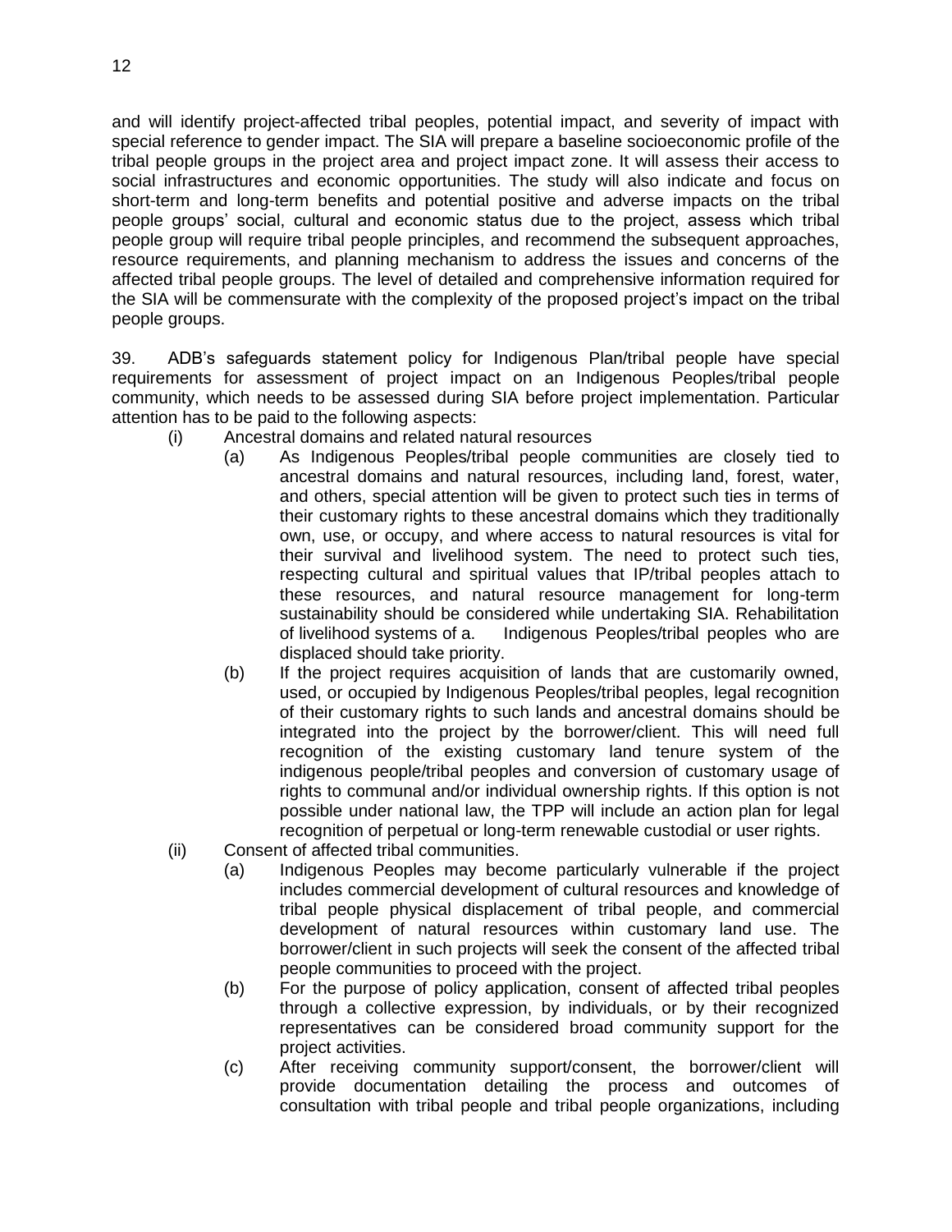and will identify project-affected tribal peoples, potential impact, and severity of impact with special reference to gender impact. The SIA will prepare a baseline socioeconomic profile of the tribal people groups in the project area and project impact zone. It will assess their access to social infrastructures and economic opportunities. The study will also indicate and focus on short-term and long-term benefits and potential positive and adverse impacts on the tribal people groups' social, cultural and economic status due to the project, assess which tribal people group will require tribal people principles, and recommend the subsequent approaches, resource requirements, and planning mechanism to address the issues and concerns of the affected tribal people groups. The level of detailed and comprehensive information required for the SIA will be commensurate with the complexity of the proposed project's impact on the tribal people groups.

39. ADB's safeguards statement policy for Indigenous Plan/tribal people have special requirements for assessment of project impact on an Indigenous Peoples/tribal people community, which needs to be assessed during SIA before project implementation. Particular attention has to be paid to the following aspects:

- (i) Ancestral domains and related natural resources
  - (a) As Indigenous Peoples/tribal people communities are closely tied to ancestral domains and natural resources, including land, forest, water, and others, special attention will be given to protect such ties in terms of their customary rights to these ancestral domains which they traditionally own, use, or occupy, and where access to natural resources is vital for their survival and livelihood system. The need to protect such ties, respecting cultural and spiritual values that IP/tribal peoples attach to these resources, and natural resource management for long-term sustainability should be considered while undertaking SIA. Rehabilitation of livelihood systems of a. Indigenous Peoples/tribal peoples who are displaced should take priority.
  - (b) If the project requires acquisition of lands that are customarily owned, used, or occupied by Indigenous Peoples/tribal peoples, legal recognition of their customary rights to such lands and ancestral domains should be integrated into the project by the borrower/client. This will need full recognition of the existing customary land tenure system of the indigenous people/tribal peoples and conversion of customary usage of rights to communal and/or individual ownership rights. If this option is not possible under national law, the TPP will include an action plan for legal recognition of perpetual or long-term renewable custodial or user rights.
- (ii) Consent of affected tribal communities.
  - (a) Indigenous Peoples may become particularly vulnerable if the project includes commercial development of cultural resources and knowledge of tribal people physical displacement of tribal people, and commercial development of natural resources within customary land use. The borrower/client in such projects will seek the consent of the affected tribal people communities to proceed with the project.
  - (b) For the purpose of policy application, consent of affected tribal peoples through a collective expression, by individuals, or by their recognized representatives can be considered broad community support for the project activities.
  - (c) After receiving community support/consent, the borrower/client will provide documentation detailing the process and outcomes of consultation with tribal people and tribal people organizations, including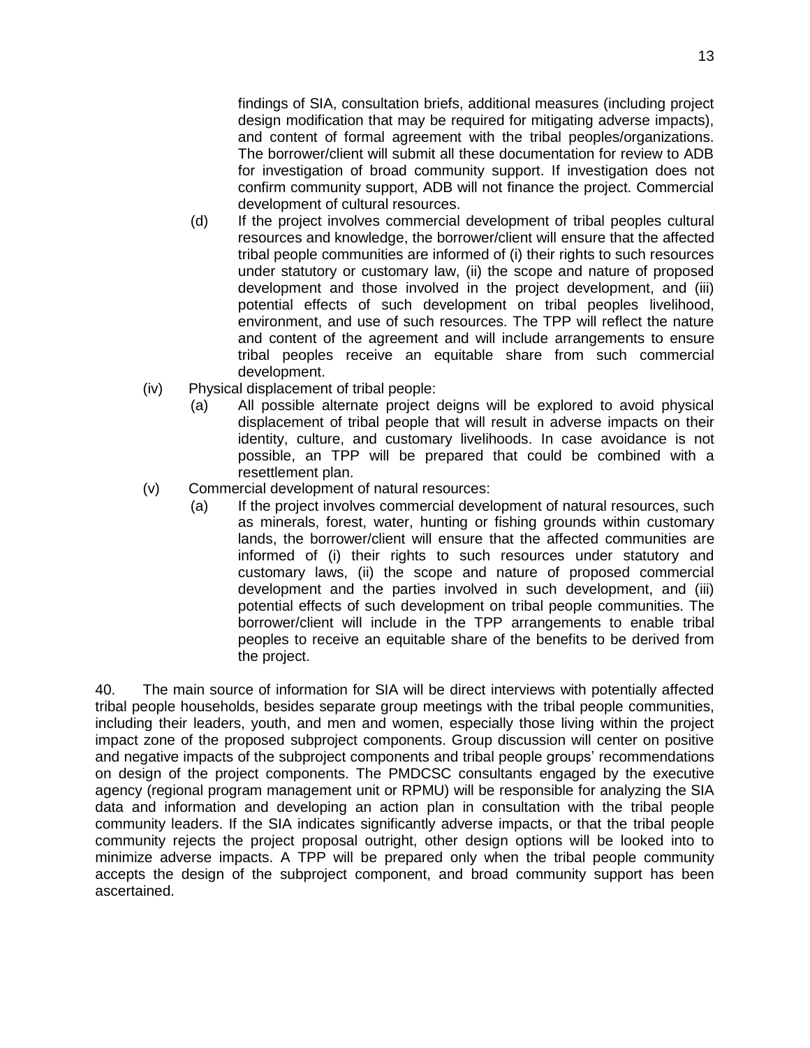findings of SIA, consultation briefs, additional measures (including project design modification that may be required for mitigating adverse impacts), and content of formal agreement with the tribal peoples/organizations. The borrower/client will submit all these documentation for review to ADB for investigation of broad community support. If investigation does not confirm community support, ADB will not finance the project. Commercial development of cultural resources.

(d) If the project involves commercial development of tribal peoples cultural resources and knowledge, the borrower/client will ensure that the affected tribal people communities are informed of (i) their rights to such resources under statutory or customary law, (ii) the scope and nature of proposed development and those involved in the project development, and (iii) potential effects of such development on tribal peoples livelihood, environment, and use of such resources. The TPP will reflect the nature and content of the agreement and will include arrangements to ensure tribal peoples receive an equitable share from such commercial development.

(iv) Physical displacement of tribal people:

(a) All possible alternate project deigns will be explored to avoid physical displacement of tribal people that will result in adverse impacts on their identity, culture, and customary livelihoods. In case avoidance is not possible, an TPP will be prepared that could be combined with a resettlement plan.

(v) Commercial development of natural resources:

(a) If the project involves commercial development of natural resources, such as minerals, forest, water, hunting or fishing grounds within customary lands, the borrower/client will ensure that the affected communities are informed of (i) their rights to such resources under statutory and customary laws, (ii) the scope and nature of proposed commercial development and the parties involved in such development, and (iii) potential effects of such development on tribal people communities. The borrower/client will include in the TPP arrangements to enable tribal peoples to receive an equitable share of the benefits to be derived from the project.

40. The main source of information for SIA will be direct interviews with potentially affected tribal people households, besides separate group meetings with the tribal people communities, including their leaders, youth, and men and women, especially those living within the project impact zone of the proposed subproject components. Group discussion will center on positive and negative impacts of the subproject components and tribal people groups' recommendations on design of the project components. The PMDCSC consultants engaged by the executive agency (regional program management unit or RPMU) will be responsible for analyzing the SIA data and information and developing an action plan in consultation with the tribal people community leaders. If the SIA indicates significantly adverse impacts, or that the tribal people community rejects the project proposal outright, other design options will be looked into to minimize adverse impacts. A TPP will be prepared only when the tribal people community accepts the design of the subproject component, and broad community support has been ascertained.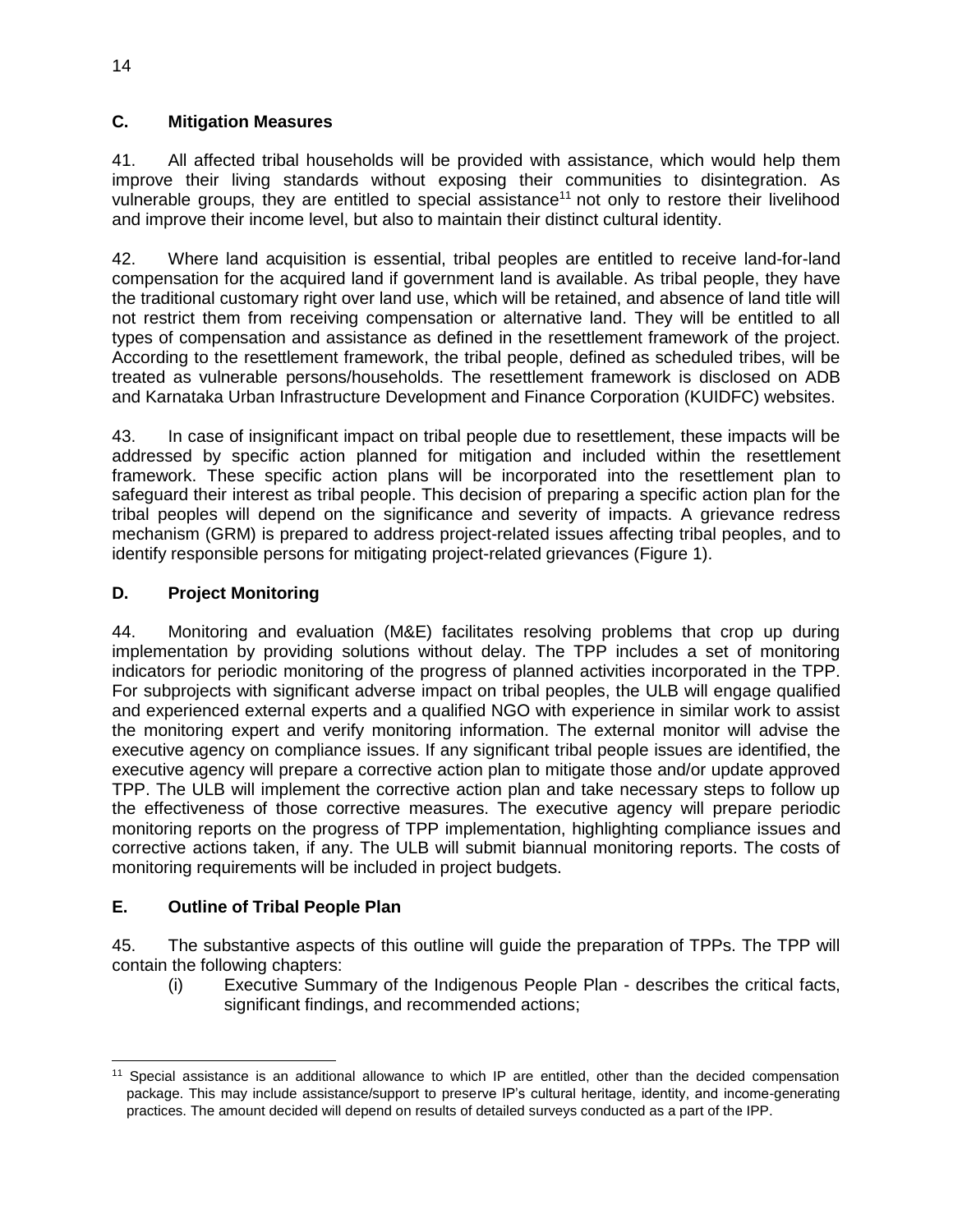## C. Mitigation Measures

41. All affected tribal households will be provided with assistance, which would help them improve their living standards without exposing their communities to disintegration. As vulnerable groups, they are entitled to special assistance[11] not only to restore their livelihood and improve their income level, but also to maintain their distinct cultural identity.

42. Where land acquisition is essential, tribal peoples are entitled to receive land-for-land compensation for the acquired land if government land is available. As tribal people, they have the traditional customary right over land use, which will be retained, and absence of land title will not restrict them from receiving compensation or alternative land. They will be entitled to all types of compensation and assistance as defined in the resettlement framework of the project. According to the resettlement framework, the tribal people, defined as scheduled tribes, will be treated as vulnerable persons/households. The resettlement framework is disclosed on ADB and Karnataka Urban Infrastructure Development and Finance Corporation (KUIDFC) websites.

43. In case of insignificant impact on tribal people due to resettlement, these impacts will be addressed by specific action planned for mitigation and included within the resettlement framework. These specific action plans will be incorporated into the resettlement plan to safeguard their interest as tribal people. This decision of preparing a specific action plan for the tribal peoples will depend on the significance and severity of impacts. A grievance redress mechanism (GRM) is prepared to address project-related issues affecting tribal peoples, and to identify responsible persons for mitigating project-related grievances (Figure 1).

## D. Project Monitoring

44. Monitoring and evaluation (M&E) facilitates resolving problems that crop up during implementation by providing solutions without delay. The TPP includes a set of monitoring indicators for periodic monitoring of the progress of planned activities incorporated in the TPP. For subprojects with significant adverse impact on tribal peoples, the ULB will engage qualified and experienced external experts and a qualified NGO with experience in similar work to assist the monitoring expert and verify monitoring information. The external monitor will advise the executive agency on compliance issues. If any significant tribal people issues are identified, the executive agency will prepare a corrective action plan to mitigate those and/or update approved TPP. The ULB will implement the corrective action plan and take necessary steps to follow up the effectiveness of those corrective measures. The executive agency will prepare periodic monitoring reports on the progress of TPP implementation, highlighting compliance issues and corrective actions taken, if any. The ULB will submit biannual monitoring reports. The costs of monitoring requirements will be included in project budgets.

## E. Outline of Tribal People Plan

45. The substantive aspects of this outline will guide the preparation of TPPs. The TPP will contain the following chapters:

(i) Executive Summary of the Indigenous People Plan - describes the critical facts, significant findings, and recommended actions;

---

[11] Special assistance is an additional allowance to which IP are entitled, other than the decided compensation package. This may include assistance/support to preserve IP's cultural heritage, identity, and income-generating practices. The amount decided will depend on results of detailed surveys conducted as a part of the IPP.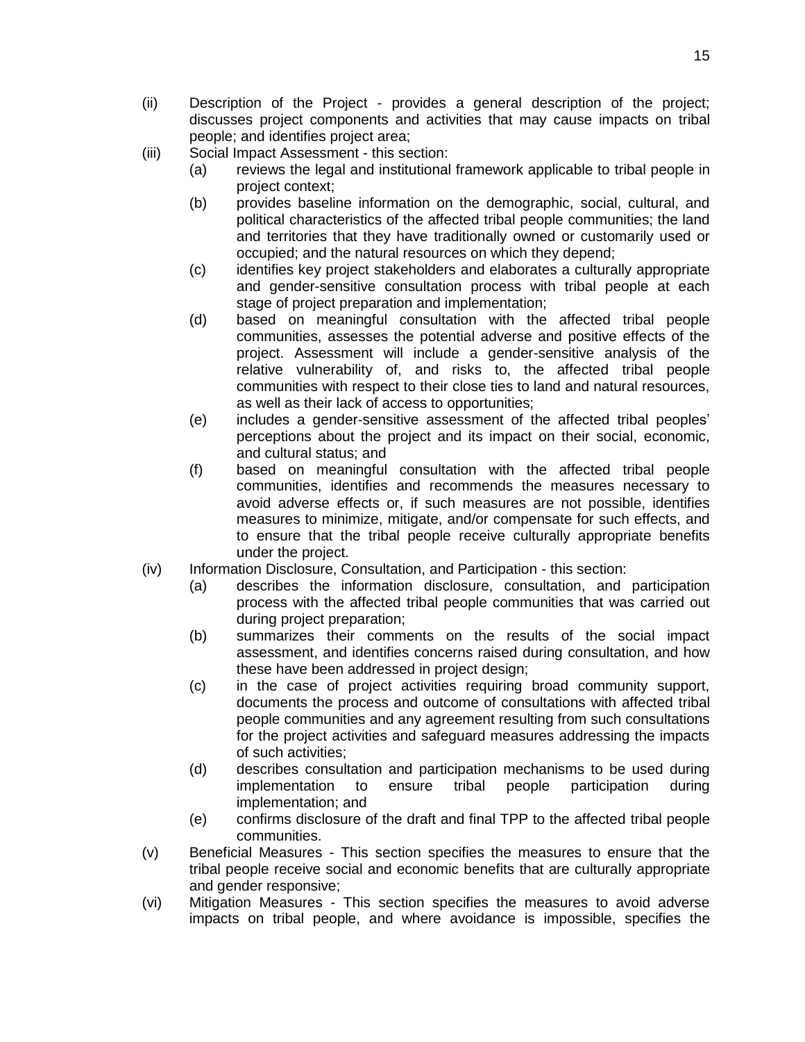(ii) Description of the Project - provides a general description of the project; discusses project components and activities that may cause impacts on tribal people; and identifies project area;

(iii) Social Impact Assessment - this section:

   (a) reviews the legal and institutional framework applicable to tribal people in project context;

   (b) provides baseline information on the demographic, social, cultural, and political characteristics of the affected tribal people communities; the land and territories that they have traditionally owned or customarily used or occupied; and the natural resources on which they depend;

   (c) identifies key project stakeholders and elaborates a culturally appropriate and gender-sensitive consultation process with tribal people at each stage of project preparation and implementation;

   (d) based on meaningful consultation with the affected tribal people communities, assesses the potential adverse and positive effects of the project. Assessment will include a gender-sensitive analysis of the relative vulnerability of, and risks to, the affected tribal people communities with respect to their close ties to land and natural resources, as well as their lack of access to opportunities;

   (e) includes a gender-sensitive assessment of the affected tribal peoples' perceptions about the project and its impact on their social, economic, and cultural status; and

   (f) based on meaningful consultation with the affected tribal people communities, identifies and recommends the measures necessary to avoid adverse effects or, if such measures are not possible, identifies measures to minimize, mitigate, and/or compensate for such effects, and to ensure that the tribal people receive culturally appropriate benefits under the project.

(iv) Information Disclosure, Consultation, and Participation - this section:

   (a) describes the information disclosure, consultation, and participation process with the affected tribal people communities that was carried out during project preparation;

   (b) summarizes their comments on the results of the social impact assessment, and identifies concerns raised during consultation, and how these have been addressed in project design;

   (c) in the case of project activities requiring broad community support, documents the process and outcome of consultations with affected tribal people communities and any agreement resulting from such consultations for the project activities and safeguard measures addressing the impacts of such activities;

   (d) describes consultation and participation mechanisms to be used during implementation to ensure tribal people participation during implementation; and

   (e) confirms disclosure of the draft and final TPP to the affected tribal people communities.

(v) Beneficial Measures - This section specifies the measures to ensure that the tribal people receive social and economic benefits that are culturally appropriate and gender responsive;

(vi) Mitigation Measures - This section specifies the measures to avoid adverse impacts on tribal people, and where avoidance is impossible, specifies the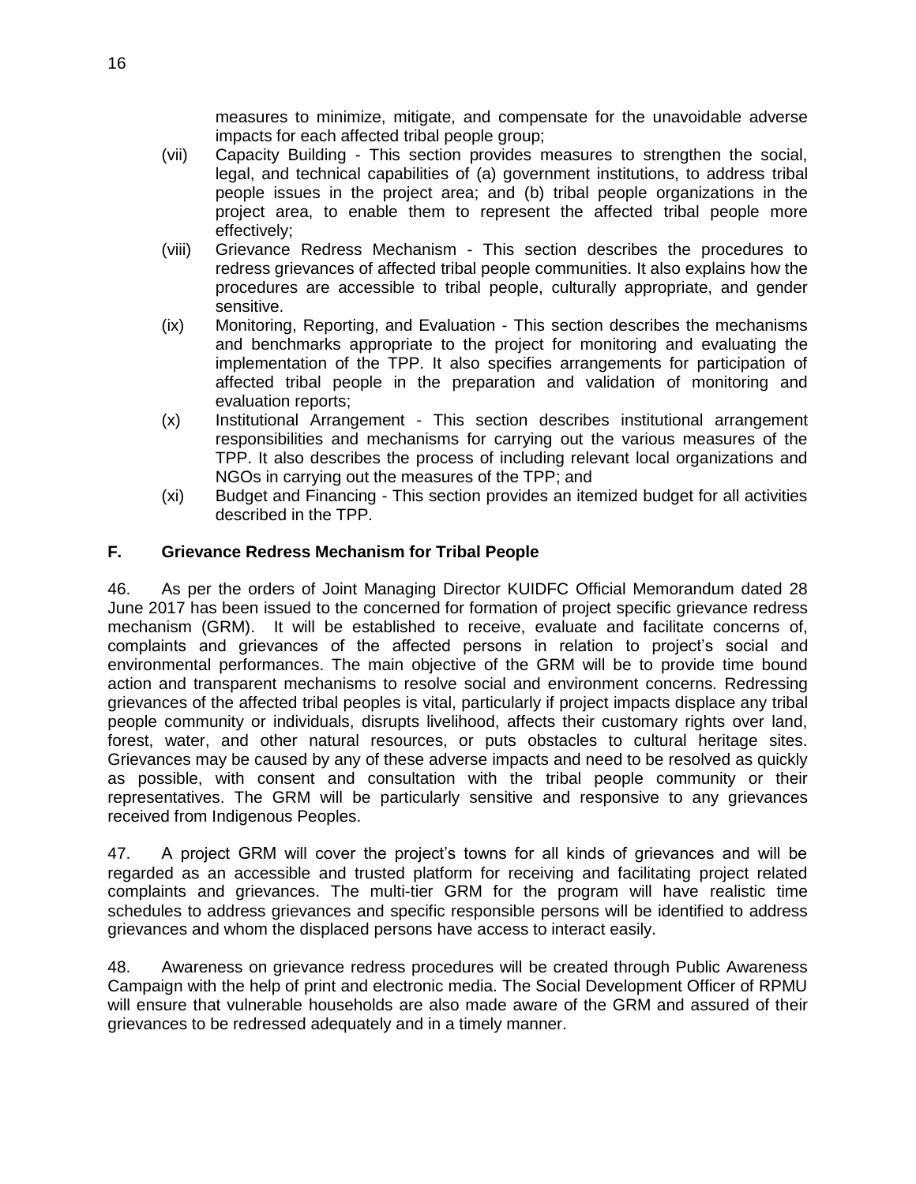measures to minimize, mitigate, and compensate for the unavoidable adverse impacts for each affected tribal people group;

(vii) Capacity Building - This section provides measures to strengthen the social, legal, and technical capabilities of (a) government institutions, to address tribal people issues in the project area; and (b) tribal people organizations in the project area, to enable them to represent the affected tribal people more effectively;

(viii) Grievance Redress Mechanism - This section describes the procedures to redress grievances of affected tribal people communities. It also explains how the procedures are accessible to tribal people, culturally appropriate, and gender sensitive.

(ix) Monitoring, Reporting, and Evaluation - This section describes the mechanisms and benchmarks appropriate to the project for monitoring and evaluating the implementation of the TPP. It also specifies arrangements for participation of affected tribal people in the preparation and validation of monitoring and evaluation reports;

(x) Institutional Arrangement - This section describes institutional arrangement responsibilities and mechanisms for carrying out the various measures of the TPP. It also describes the process of including relevant local organizations and NGOs in carrying out the measures of the TPP; and

(xi) Budget and Financing - This section provides an itemized budget for all activities described in the TPP.

## F. Grievance Redress Mechanism for Tribal People

46. As per the orders of Joint Managing Director KUIDFC Official Memorandum dated 28 June 2017 has been issued to the concerned for formation of project specific grievance redress mechanism (GRM). It will be established to receive, evaluate and facilitate concerns of, complaints and grievances of the affected persons in relation to project's social and environmental performances. The main objective of the GRM will be to provide time bound action and transparent mechanisms to resolve social and environment concerns. Redressing grievances of the affected tribal peoples is vital, particularly if project impacts displace any tribal people community or individuals, disrupts livelihood, affects their customary rights over land, forest, water, and other natural resources, or puts obstacles to cultural heritage sites. Grievances may be caused by any of these adverse impacts and need to be resolved as quickly as possible, with consent and consultation with the tribal people community or their representatives. The GRM will be particularly sensitive and responsive to any grievances received from Indigenous Peoples.

47. A project GRM will cover the project's towns for all kinds of grievances and will be regarded as an accessible and trusted platform for receiving and facilitating project related complaints and grievances. The multi-tier GRM for the program will have realistic time schedules to address grievances and specific responsible persons will be identified to address grievances and whom the displaced persons have access to interact easily.

48. Awareness on grievance redress procedures will be created through Public Awareness Campaign with the help of print and electronic media. The Social Development Officer of RPMU will ensure that vulnerable households are also made aware of the GRM and assured of their grievances to be redressed adequately and in a timely manner.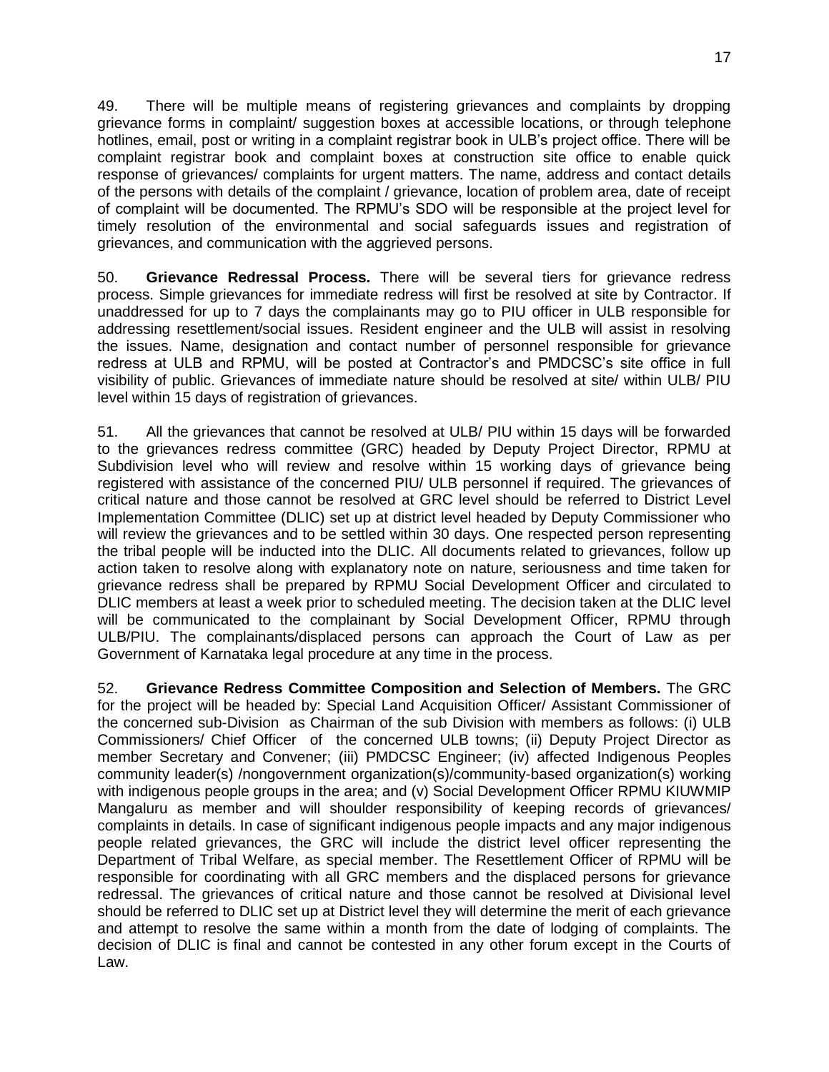49. There will be multiple means of registering grievances and complaints by dropping grievance forms in complaint/ suggestion boxes at accessible locations, or through telephone hotlines, email, post or writing in a complaint registrar book in ULB's project office. There will be complaint registrar book and complaint boxes at construction site office to enable quick response of grievances/ complaints for urgent matters. The name, address and contact details of the persons with details of the complaint / grievance, location of problem area, date of receipt of complaint will be documented. The RPMU's SDO will be responsible at the project level for timely resolution of the environmental and social safeguards issues and registration of grievances, and communication with the aggrieved persons.

50. **Grievance Redressal Process.** There will be several tiers for grievance redress process. Simple grievances for immediate redress will first be resolved at site by Contractor. If unaddressed for up to 7 days the complainants may go to PIU officer in ULB responsible for addressing resettlement/social issues. Resident engineer and the ULB will assist in resolving the issues. Name, designation and contact number of personnel responsible for grievance redress at ULB and RPMU, will be posted at Contractor's and PMDCSC's site office in full visibility of public. Grievances of immediate nature should be resolved at site/ within ULB/ PIU level within 15 days of registration of grievances.

51. All the grievances that cannot be resolved at ULB/ PIU within 15 days will be forwarded to the grievances redress committee (GRC) headed by Deputy Project Director, RPMU at Subdivision level who will review and resolve within 15 working days of grievance being registered with assistance of the concerned PIU/ ULB personnel if required. The grievances of critical nature and those cannot be resolved at GRC level should be referred to District Level Implementation Committee (DLIC) set up at district level headed by Deputy Commissioner who will review the grievances and to be settled within 30 days. One respected person representing the tribal people will be inducted into the DLIC. All documents related to grievances, follow up action taken to resolve along with explanatory note on nature, seriousness and time taken for grievance redress shall be prepared by RPMU Social Development Officer and circulated to DLIC members at least a week prior to scheduled meeting. The decision taken at the DLIC level will be communicated to the complainant by Social Development Officer, RPMU through ULB/PIU. The complainants/displaced persons can approach the Court of Law as per Government of Karnataka legal procedure at any time in the process.

52. **Grievance Redress Committee Composition and Selection of Members.** The GRC for the project will be headed by: Special Land Acquisition Officer/ Assistant Commissioner of the concerned sub-Division as Chairman of the sub Division with members as follows: (i) ULB Commissioners/ Chief Officer of the concerned ULB towns; (ii) Deputy Project Director as member Secretary and Convener; (iii) PMDCSC Engineer; (iv) affected Indigenous Peoples community leader(s) /nongovernment organization(s)/community-based organization(s) working with indigenous people groups in the area; and (v) Social Development Officer RPMU KIUWMIP Mangaluru as member and will shoulder responsibility of keeping records of grievances/ complaints in details. In case of significant indigenous people impacts and any major indigenous people related grievances, the GRC will include the district level officer representing the Department of Tribal Welfare, as special member. The Resettlement Officer of RPMU will be responsible for coordinating with all GRC members and the displaced persons for grievance redressal. The grievances of critical nature and those cannot be resolved at Divisional level should be referred to DLIC set up at District level they will determine the merit of each grievance and attempt to resolve the same within a month from the date of lodging of complaints. The decision of DLIC is final and cannot be contested in any other forum except in the Courts of Law.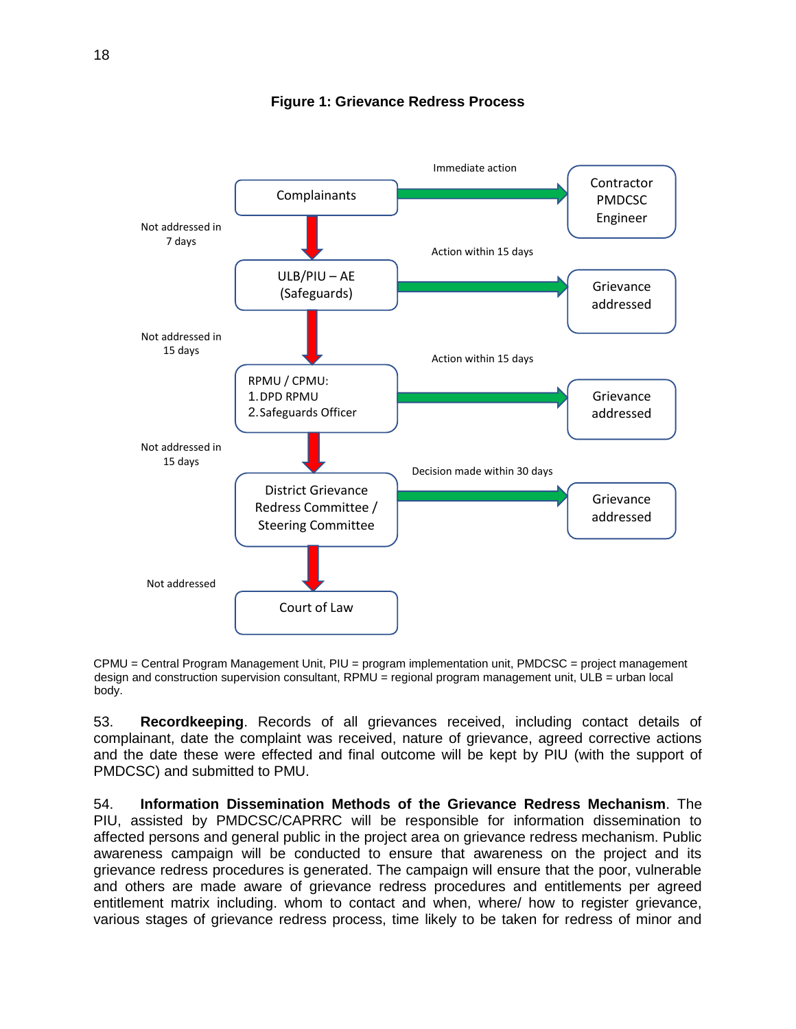**Figure 1: Grievance Redress Process**

Complainants → (Immediate action) → Contractor / PMDCSC / Engineer

Not addressed in 7 days ↓

ULB/PIU – AE (Safeguards) → (Action within 15 days) → Grievance addressed

Not addressed in 15 days ↓

RPMU / CPMU:
1. DPD RPMU
2. Safeguards Officer

→ (Action within 15 days) → Grievance addressed

Not addressed in 15 days ↓

District Grievance Redress Committee / Steering Committee → (Decision made within 30 days) → Grievance addressed

Not addressed ↓

Court of Law

CPMU = Central Program Management Unit, PIU = program implementation unit, PMDCSC = project management design and construction supervision consultant, RPMU = regional program management unit, ULB = urban local body.

53. **Recordkeeping**. Records of all grievances received, including contact details of complainant, date the complaint was received, nature of grievance, agreed corrective actions and the date these were effected and final outcome will be kept by PIU (with the support of PMDCSC) and submitted to PMU.

54. **Information Dissemination Methods of the Grievance Redress Mechanism**. The PIU, assisted by PMDCSC/CAPRRC will be responsible for information dissemination to affected persons and general public in the project area on grievance redress mechanism. Public awareness campaign will be conducted to ensure that awareness on the project and its grievance redress procedures is generated. The campaign will ensure that the poor, vulnerable and others are made aware of grievance redress procedures and entitlements per agreed entitlement matrix including. whom to contact and when, where/ how to register grievance, various stages of grievance redress process, time likely to be taken for redress of minor and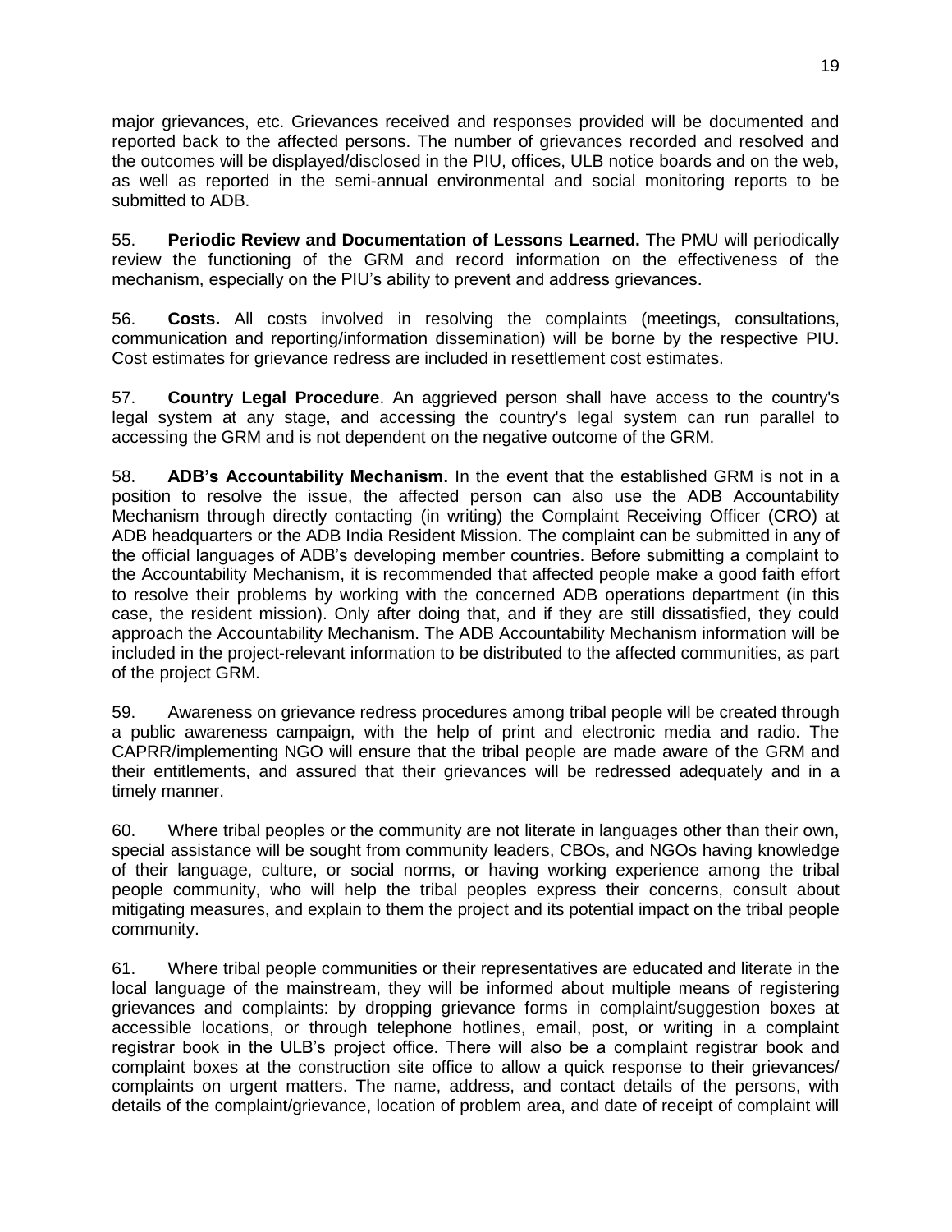major grievances, etc. Grievances received and responses provided will be documented and reported back to the affected persons. The number of grievances recorded and resolved and the outcomes will be displayed/disclosed in the PIU, offices, ULB notice boards and on the web, as well as reported in the semi-annual environmental and social monitoring reports to be submitted to ADB.

55. **Periodic Review and Documentation of Lessons Learned.** The PMU will periodically review the functioning of the GRM and record information on the effectiveness of the mechanism, especially on the PIU's ability to prevent and address grievances.

56. **Costs.** All costs involved in resolving the complaints (meetings, consultations, communication and reporting/information dissemination) will be borne by the respective PIU. Cost estimates for grievance redress are included in resettlement cost estimates.

57. **Country Legal Procedure**. An aggrieved person shall have access to the country's legal system at any stage, and accessing the country's legal system can run parallel to accessing the GRM and is not dependent on the negative outcome of the GRM.

58. **ADB's Accountability Mechanism.** In the event that the established GRM is not in a position to resolve the issue, the affected person can also use the ADB Accountability Mechanism through directly contacting (in writing) the Complaint Receiving Officer (CRO) at ADB headquarters or the ADB India Resident Mission. The complaint can be submitted in any of the official languages of ADB's developing member countries. Before submitting a complaint to the Accountability Mechanism, it is recommended that affected people make a good faith effort to resolve their problems by working with the concerned ADB operations department (in this case, the resident mission). Only after doing that, and if they are still dissatisfied, they could approach the Accountability Mechanism. The ADB Accountability Mechanism information will be included in the project-relevant information to be distributed to the affected communities, as part of the project GRM.

59. Awareness on grievance redress procedures among tribal people will be created through a public awareness campaign, with the help of print and electronic media and radio. The CAPRR/implementing NGO will ensure that the tribal people are made aware of the GRM and their entitlements, and assured that their grievances will be redressed adequately and in a timely manner.

60. Where tribal peoples or the community are not literate in languages other than their own, special assistance will be sought from community leaders, CBOs, and NGOs having knowledge of their language, culture, or social norms, or having working experience among the tribal people community, who will help the tribal peoples express their concerns, consult about mitigating measures, and explain to them the project and its potential impact on the tribal people community.

61. Where tribal people communities or their representatives are educated and literate in the local language of the mainstream, they will be informed about multiple means of registering grievances and complaints: by dropping grievance forms in complaint/suggestion boxes at accessible locations, or through telephone hotlines, email, post, or writing in a complaint registrar book in the ULB's project office. There will also be a complaint registrar book and complaint boxes at the construction site office to allow a quick response to their grievances/ complaints on urgent matters. The name, address, and contact details of the persons, with details of the complaint/grievance, location of problem area, and date of receipt of complaint will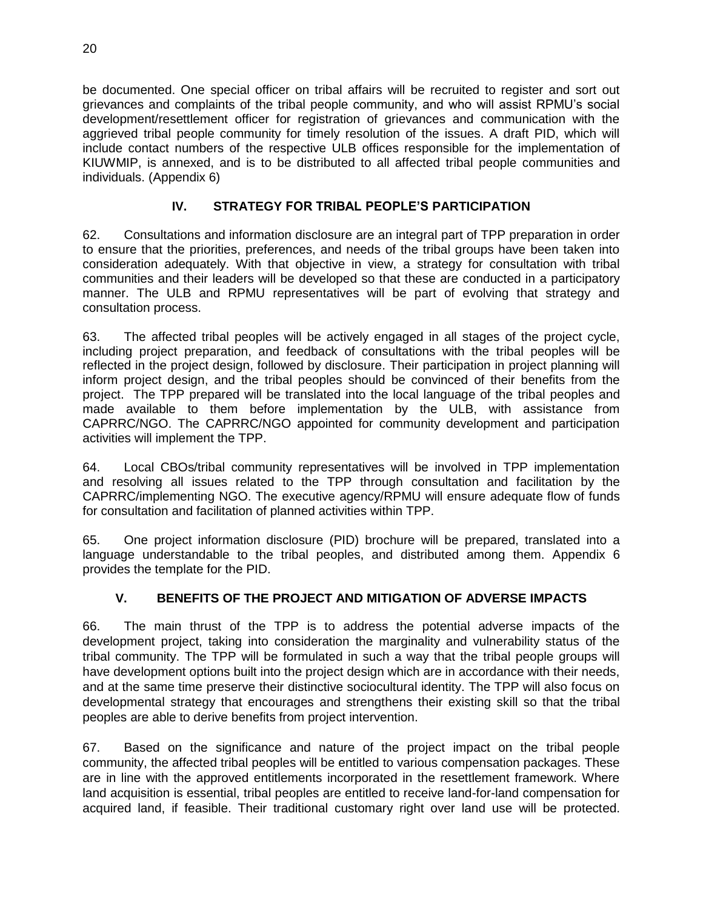be documented. One special officer on tribal affairs will be recruited to register and sort out grievances and complaints of the tribal people community, and who will assist RPMU's social development/resettlement officer for registration of grievances and communication with the aggrieved tribal people community for timely resolution of the issues. A draft PID, which will include contact numbers of the respective ULB offices responsible for the implementation of KIUWMIP, is annexed, and is to be distributed to all affected tribal people communities and individuals. (Appendix 6)

## IV. STRATEGY FOR TRIBAL PEOPLE'S PARTICIPATION

62. Consultations and information disclosure are an integral part of TPP preparation in order to ensure that the priorities, preferences, and needs of the tribal groups have been taken into consideration adequately. With that objective in view, a strategy for consultation with tribal communities and their leaders will be developed so that these are conducted in a participatory manner. The ULB and RPMU representatives will be part of evolving that strategy and consultation process.

63. The affected tribal peoples will be actively engaged in all stages of the project cycle, including project preparation, and feedback of consultations with the tribal peoples will be reflected in the project design, followed by disclosure. Their participation in project planning will inform project design, and the tribal peoples should be convinced of their benefits from the project. The TPP prepared will be translated into the local language of the tribal peoples and made available to them before implementation by the ULB, with assistance from CAPRRC/NGO. The CAPRRC/NGO appointed for community development and participation activities will implement the TPP.

64. Local CBOs/tribal community representatives will be involved in TPP implementation and resolving all issues related to the TPP through consultation and facilitation by the CAPRRC/implementing NGO. The executive agency/RPMU will ensure adequate flow of funds for consultation and facilitation of planned activities within TPP.

65. One project information disclosure (PID) brochure will be prepared, translated into a language understandable to the tribal peoples, and distributed among them. Appendix 6 provides the template for the PID.

## V. BENEFITS OF THE PROJECT AND MITIGATION OF ADVERSE IMPACTS

66. The main thrust of the TPP is to address the potential adverse impacts of the development project, taking into consideration the marginality and vulnerability status of the tribal community. The TPP will be formulated in such a way that the tribal people groups will have development options built into the project design which are in accordance with their needs, and at the same time preserve their distinctive sociocultural identity. The TPP will also focus on developmental strategy that encourages and strengthens their existing skill so that the tribal peoples are able to derive benefits from project intervention.

67. Based on the significance and nature of the project impact on the tribal people community, the affected tribal peoples will be entitled to various compensation packages. These are in line with the approved entitlements incorporated in the resettlement framework. Where land acquisition is essential, tribal peoples are entitled to receive land-for-land compensation for acquired land, if feasible. Their traditional customary right over land use will be protected.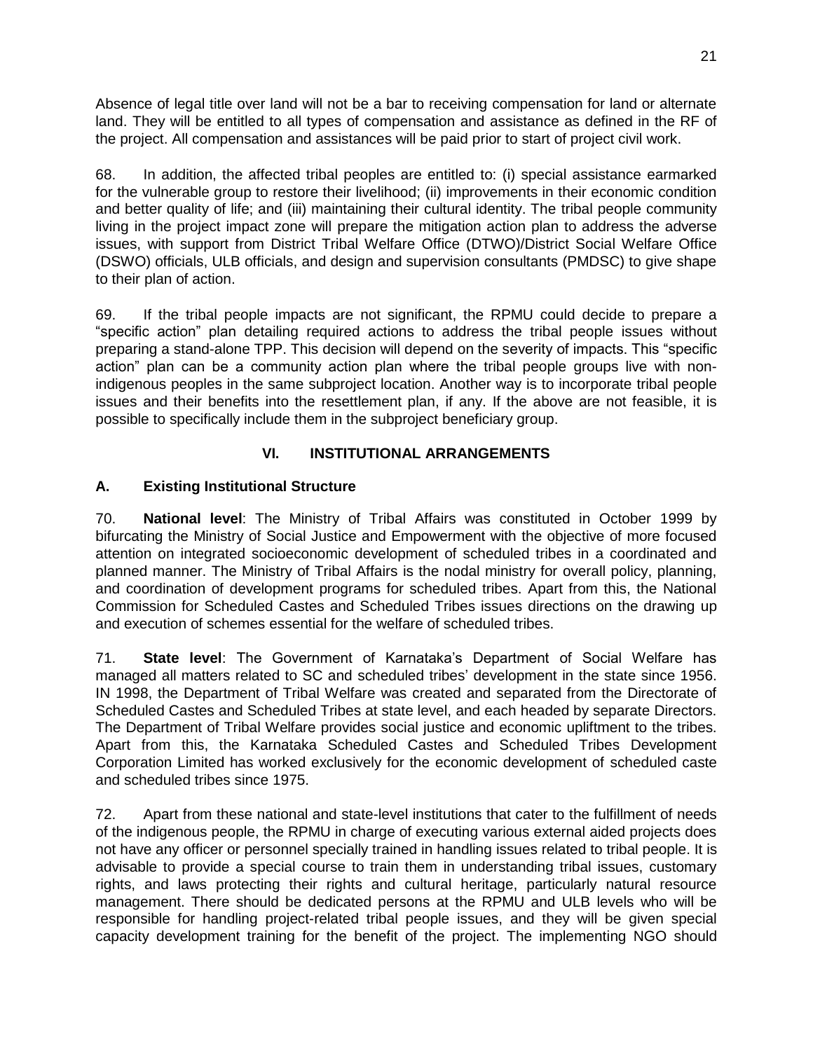Absence of legal title over land will not be a bar to receiving compensation for land or alternate land. They will be entitled to all types of compensation and assistance as defined in the RF of the project. All compensation and assistances will be paid prior to start of project civil work.

68. In addition, the affected tribal peoples are entitled to: (i) special assistance earmarked for the vulnerable group to restore their livelihood; (ii) improvements in their economic condition and better quality of life; and (iii) maintaining their cultural identity. The tribal people community living in the project impact zone will prepare the mitigation action plan to address the adverse issues, with support from District Tribal Welfare Office (DTWO)/District Social Welfare Office (DSWO) officials, ULB officials, and design and supervision consultants (PMDSC) to give shape to their plan of action.

69. If the tribal people impacts are not significant, the RPMU could decide to prepare a "specific action" plan detailing required actions to address the tribal people issues without preparing a stand-alone TPP. This decision will depend on the severity of impacts. This "specific action" plan can be a community action plan where the tribal people groups live with non-indigenous peoples in the same subproject location. Another way is to incorporate tribal people issues and their benefits into the resettlement plan, if any. If the above are not feasible, it is possible to specifically include them in the subproject beneficiary group.

## VI. INSTITUTIONAL ARRANGEMENTS

### A. Existing Institutional Structure

70. **National level**: The Ministry of Tribal Affairs was constituted in October 1999 by bifurcating the Ministry of Social Justice and Empowerment with the objective of more focused attention on integrated socioeconomic development of scheduled tribes in a coordinated and planned manner. The Ministry of Tribal Affairs is the nodal ministry for overall policy, planning, and coordination of development programs for scheduled tribes. Apart from this, the National Commission for Scheduled Castes and Scheduled Tribes issues directions on the drawing up and execution of schemes essential for the welfare of scheduled tribes.

71. **State level**: The Government of Karnataka's Department of Social Welfare has managed all matters related to SC and scheduled tribes' development in the state since 1956. IN 1998, the Department of Tribal Welfare was created and separated from the Directorate of Scheduled Castes and Scheduled Tribes at state level, and each headed by separate Directors. The Department of Tribal Welfare provides social justice and economic upliftment to the tribes. Apart from this, the Karnataka Scheduled Castes and Scheduled Tribes Development Corporation Limited has worked exclusively for the economic development of scheduled caste and scheduled tribes since 1975.

72. Apart from these national and state-level institutions that cater to the fulfillment of needs of the indigenous people, the RPMU in charge of executing various external aided projects does not have any officer or personnel specially trained in handling issues related to tribal people. It is advisable to provide a special course to train them in understanding tribal issues, customary rights, and laws protecting their rights and cultural heritage, particularly natural resource management. There should be dedicated persons at the RPMU and ULB levels who will be responsible for handling project-related tribal people issues, and they will be given special capacity development training for the benefit of the project. The implementing NGO should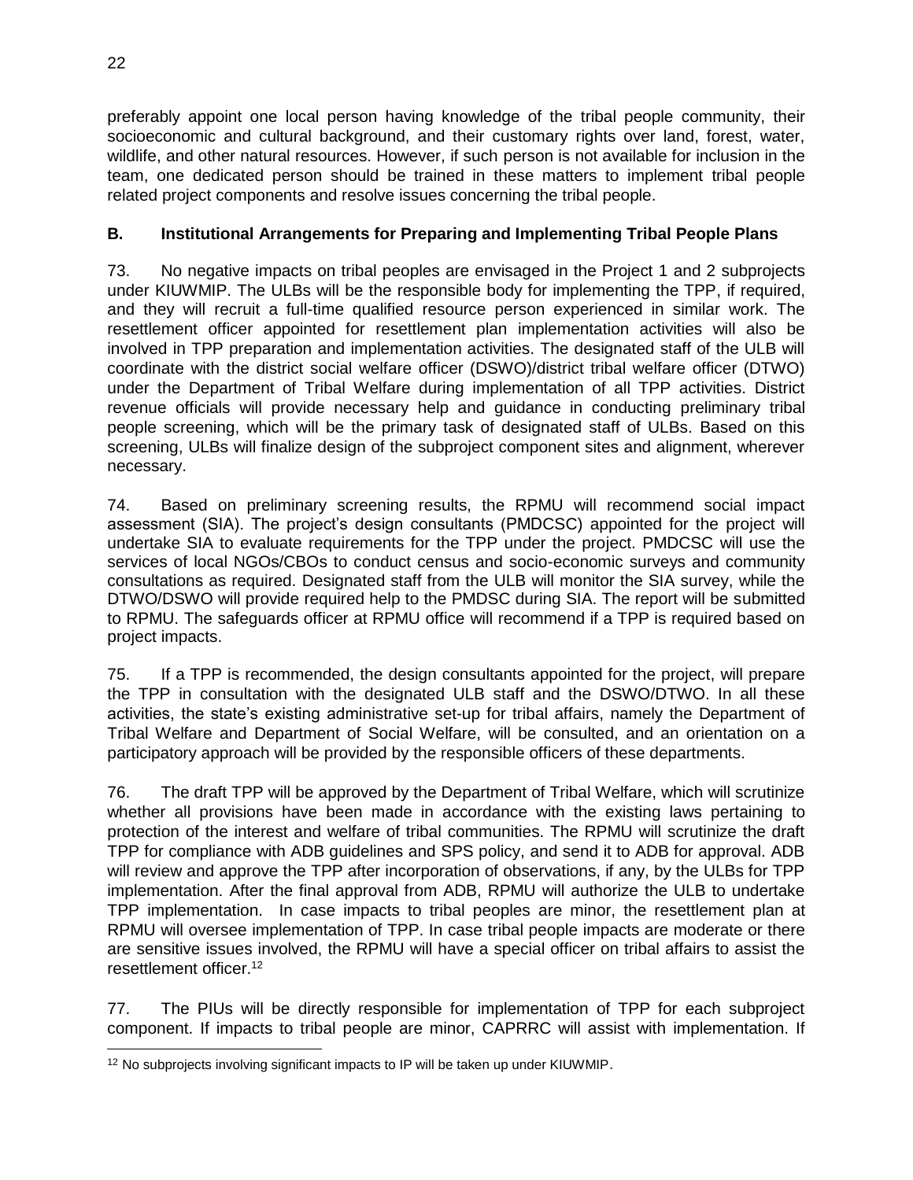preferably appoint one local person having knowledge of the tribal people community, their socioeconomic and cultural background, and their customary rights over land, forest, water, wildlife, and other natural resources. However, if such person is not available for inclusion in the team, one dedicated person should be trained in these matters to implement tribal people related project components and resolve issues concerning the tribal people.

## B. Institutional Arrangements for Preparing and Implementing Tribal People Plans

73. No negative impacts on tribal peoples are envisaged in the Project 1 and 2 subprojects under KIUWMIP. The ULBs will be the responsible body for implementing the TPP, if required, and they will recruit a full-time qualified resource person experienced in similar work. The resettlement officer appointed for resettlement plan implementation activities will also be involved in TPP preparation and implementation activities. The designated staff of the ULB will coordinate with the district social welfare officer (DSWO)/district tribal welfare officer (DTWO) under the Department of Tribal Welfare during implementation of all TPP activities. District revenue officials will provide necessary help and guidance in conducting preliminary tribal people screening, which will be the primary task of designated staff of ULBs. Based on this screening, ULBs will finalize design of the subproject component sites and alignment, wherever necessary.

74. Based on preliminary screening results, the RPMU will recommend social impact assessment (SIA). The project's design consultants (PMDCSC) appointed for the project will undertake SIA to evaluate requirements for the TPP under the project. PMDCSC will use the services of local NGOs/CBOs to conduct census and socio-economic surveys and community consultations as required. Designated staff from the ULB will monitor the SIA survey, while the DTWO/DSWO will provide required help to the PMDSC during SIA. The report will be submitted to RPMU. The safeguards officer at RPMU office will recommend if a TPP is required based on project impacts.

75. If a TPP is recommended, the design consultants appointed for the project, will prepare the TPP in consultation with the designated ULB staff and the DSWO/DTWO. In all these activities, the state's existing administrative set-up for tribal affairs, namely the Department of Tribal Welfare and Department of Social Welfare, will be consulted, and an orientation on a participatory approach will be provided by the responsible officers of these departments.

76. The draft TPP will be approved by the Department of Tribal Welfare, which will scrutinize whether all provisions have been made in accordance with the existing laws pertaining to protection of the interest and welfare of tribal communities. The RPMU will scrutinize the draft TPP for compliance with ADB guidelines and SPS policy, and send it to ADB for approval. ADB will review and approve the TPP after incorporation of observations, if any, by the ULBs for TPP implementation. After the final approval from ADB, RPMU will authorize the ULB to undertake TPP implementation. In case impacts to tribal peoples are minor, the resettlement plan at RPMU will oversee implementation of TPP. In case tribal people impacts are moderate or there are sensitive issues involved, the RPMU will have a special officer on tribal affairs to assist the resettlement officer.[12]

77. The PIUs will be directly responsible for implementation of TPP for each subproject component. If impacts to tribal people are minor, CAPRRC will assist with implementation. If

[12] No subprojects involving significant impacts to IP will be taken up under KIUWMIP.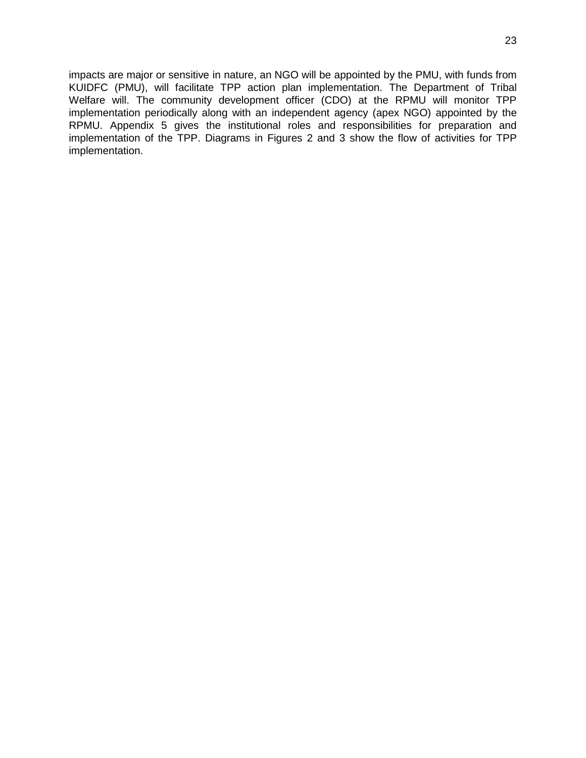impacts are major or sensitive in nature, an NGO will be appointed by the PMU, with funds from KUIDFC (PMU), will facilitate TPP action plan implementation. The Department of Tribal Welfare will. The community development officer (CDO) at the RPMU will monitor TPP implementation periodically along with an independent agency (apex NGO) appointed by the RPMU. Appendix 5 gives the institutional roles and responsibilities for preparation and implementation of the TPP. Diagrams in Figures 2 and 3 show the flow of activities for TPP implementation.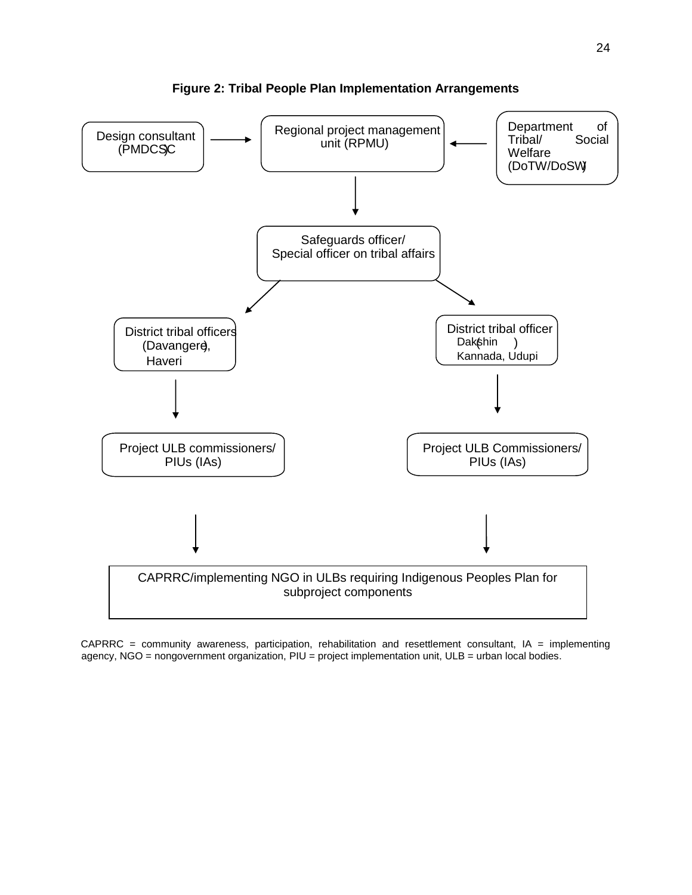**Figure 2: Tribal People Plan Implementation Arrangements**

Design consultant (PMDCSC) → Regional project management unit (RPMU) ← Department of Tribal/ Social Welfare (DoTW/DoSW)

Regional project management unit (RPMU) → Safeguards officer/ Special officer on tribal affairs

Safeguards officer/ Special officer on tribal affairs → District tribal officers (Davangere, Haveri) → Project ULB commissioners/ PIUs (IAs) → CAPRRC/implementing NGO in ULBs requiring Indigenous Peoples Plan for subproject components

Safeguards officer/ Special officer on tribal affairs → District tribal officer (Dakshin Kannada, Udupi) → Project ULB Commissioners/ PIUs (IAs) → CAPRRC/implementing NGO in ULBs requiring Indigenous Peoples Plan for subproject components

CAPRRC = community awareness, participation, rehabilitation and resettlement consultant, IA = implementing agency, NGO = nongovernment organization, PIU = project implementation unit, ULB = urban local bodies.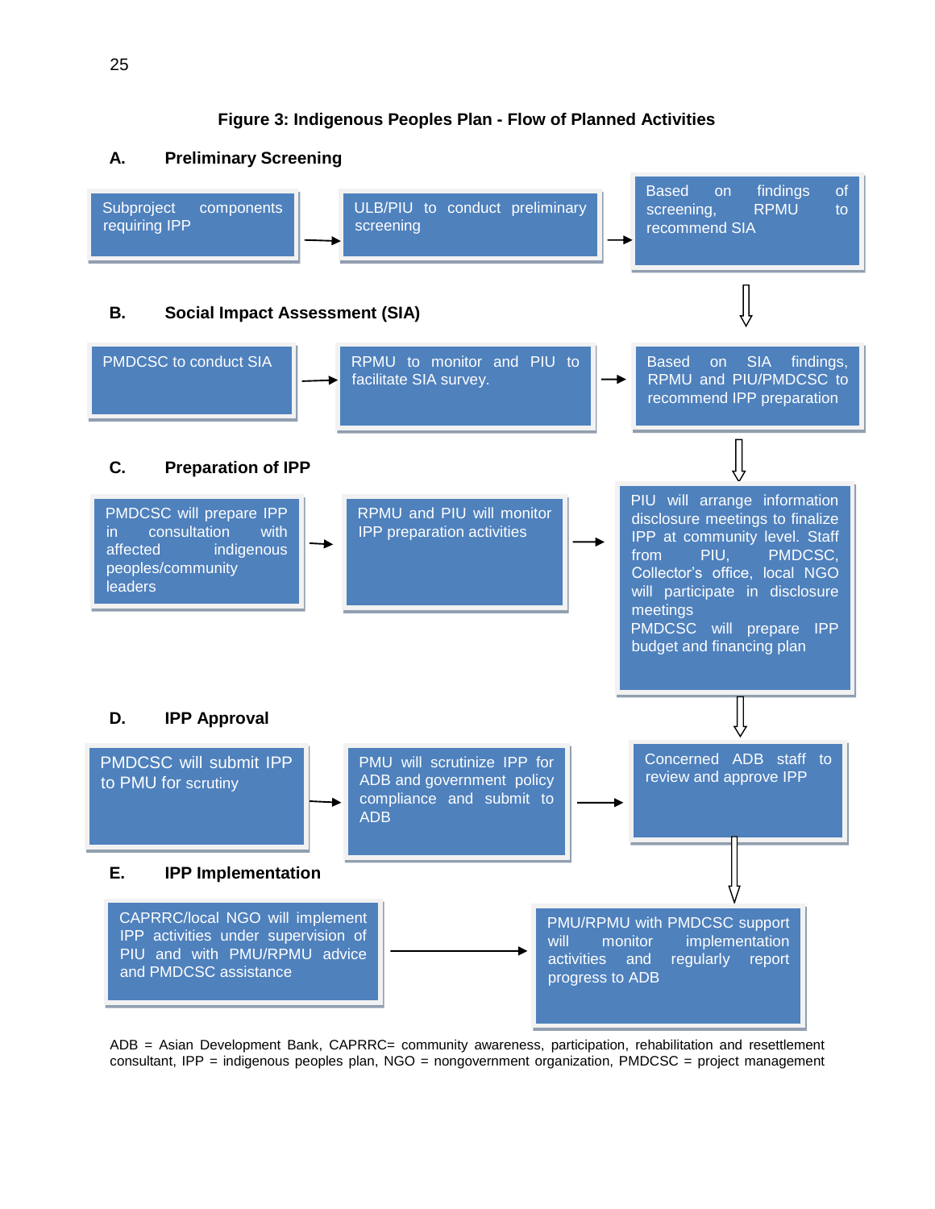**Figure 3: Indigenous Peoples Plan - Flow of Planned Activities**

**A. Preliminary Screening**

Subproject components requiring IPP → ULB/PIU to conduct preliminary screening → Based on findings of screening, RPMU to recommend SIA

**B. Social Impact Assessment (SIA)**

PMDCSC to conduct SIA → RPMU to monitor and PIU to facilitate SIA survey. → Based on SIA findings, RPMU and PIU/PMDCSC to recommend IPP preparation

**C. Preparation of IPP**

PMDCSC will prepare IPP in consultation with affected indigenous peoples/community leaders → RPMU and PIU will monitor IPP preparation activities → PIU will arrange information disclosure meetings to finalize IPP at community level. Staff from PIU, PMDCSC, Collector's office, local NGO will participate in disclosure meetings
PMDCSC will prepare IPP budget and financing plan

**D. IPP Approval**

PMDCSC will submit IPP to PMU for scrutiny → PMU will scrutinize IPP for ADB and government policy compliance and submit to ADB → Concerned ADB staff to review and approve IPP

**E. IPP Implementation**

CAPRRC/local NGO will implement IPP activities under supervision of PIU and with PMU/RPMU advice and PMDCSC assistance → PMU/RPMU with PMDCSC support will monitor implementation activities and regularly report progress to ADB

ADB = Asian Development Bank, CAPRRC= community awareness, participation, rehabilitation and resettlement consultant, IPP = indigenous peoples plan, NGO = nongovernment organization, PMDCSC = project management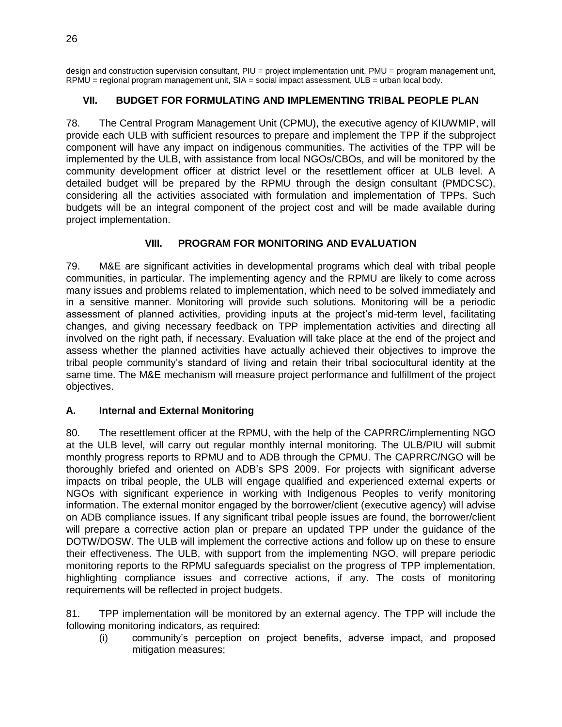design and construction supervision consultant, PIU = project implementation unit, PMU = program management unit, RPMU = regional program management unit, SIA = social impact assessment, ULB = urban local body.

## VII. BUDGET FOR FORMULATING AND IMPLEMENTING TRIBAL PEOPLE PLAN

78. The Central Program Management Unit (CPMU), the executive agency of KIUWMIP, will provide each ULB with sufficient resources to prepare and implement the TPP if the subproject component will have any impact on indigenous communities. The activities of the TPP will be implemented by the ULB, with assistance from local NGOs/CBOs, and will be monitored by the community development officer at district level or the resettlement officer at ULB level. A detailed budget will be prepared by the RPMU through the design consultant (PMDCSC), considering all the activities associated with formulation and implementation of TPPs. Such budgets will be an integral component of the project cost and will be made available during project implementation.

## VIII. PROGRAM FOR MONITORING AND EVALUATION

79. M&E are significant activities in developmental programs which deal with tribal people communities, in particular. The implementing agency and the RPMU are likely to come across many issues and problems related to implementation, which need to be solved immediately and in a sensitive manner. Monitoring will provide such solutions. Monitoring will be a periodic assessment of planned activities, providing inputs at the project's mid-term level, facilitating changes, and giving necessary feedback on TPP implementation activities and directing all involved on the right path, if necessary. Evaluation will take place at the end of the project and assess whether the planned activities have actually achieved their objectives to improve the tribal people community's standard of living and retain their tribal sociocultural identity at the same time. The M&E mechanism will measure project performance and fulfillment of the project objectives.

### A. Internal and External Monitoring

80. The resettlement officer at the RPMU, with the help of the CAPRRC/implementing NGO at the ULB level, will carry out regular monthly internal monitoring. The ULB/PIU will submit monthly progress reports to RPMU and to ADB through the CPMU. The CAPRRC/NGO will be thoroughly briefed and oriented on ADB's SPS 2009. For projects with significant adverse impacts on tribal people, the ULB will engage qualified and experienced external experts or NGOs with significant experience in working with Indigenous Peoples to verify monitoring information. The external monitor engaged by the borrower/client (executive agency) will advise on ADB compliance issues. If any significant tribal people issues are found, the borrower/client will prepare a corrective action plan or prepare an updated TPP under the guidance of the DOTW/DOSW. The ULB will implement the corrective actions and follow up on these to ensure their effectiveness. The ULB, with support from the implementing NGO, will prepare periodic monitoring reports to the RPMU safeguards specialist on the progress of TPP implementation, highlighting compliance issues and corrective actions, if any. The costs of monitoring requirements will be reflected in project budgets.

81. TPP implementation will be monitored by an external agency. The TPP will include the following monitoring indicators, as required:

(i) community's perception on project benefits, adverse impact, and proposed mitigation measures;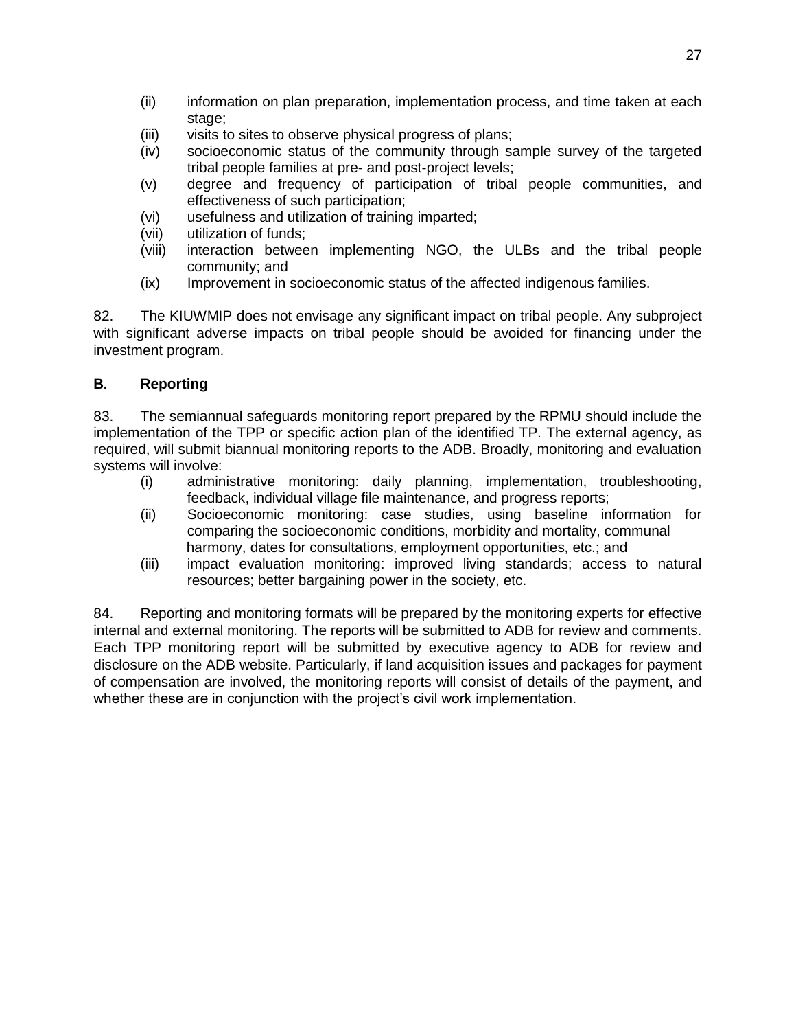(ii) information on plan preparation, implementation process, and time taken at each stage;
(iii) visits to sites to observe physical progress of plans;
(iv) socioeconomic status of the community through sample survey of the targeted tribal people families at pre- and post-project levels;
(v) degree and frequency of participation of tribal people communities, and effectiveness of such participation;
(vi) usefulness and utilization of training imparted;
(vii) utilization of funds;
(viii) interaction between implementing NGO, the ULBs and the tribal people community; and
(ix) Improvement in socioeconomic status of the affected indigenous families.

82. The KIUWMIP does not envisage any significant impact on tribal people. Any subproject with significant adverse impacts on tribal people should be avoided for financing under the investment program.

## B. Reporting

83. The semiannual safeguards monitoring report prepared by the RPMU should include the implementation of the TPP or specific action plan of the identified TP. The external agency, as required, will submit biannual monitoring reports to the ADB. Broadly, monitoring and evaluation systems will involve:

(i) administrative monitoring: daily planning, implementation, troubleshooting, feedback, individual village file maintenance, and progress reports;
(ii) Socioeconomic monitoring: case studies, using baseline information for comparing the socioeconomic conditions, morbidity and mortality, communal harmony, dates for consultations, employment opportunities, etc.; and
(iii) impact evaluation monitoring: improved living standards; access to natural resources; better bargaining power in the society, etc.

84. Reporting and monitoring formats will be prepared by the monitoring experts for effective internal and external monitoring. The reports will be submitted to ADB for review and comments. Each TPP monitoring report will be submitted by executive agency to ADB for review and disclosure on the ADB website. Particularly, if land acquisition issues and packages for payment of compensation are involved, the monitoring reports will consist of details of the payment, and whether these are in conjunction with the project's civil work implementation.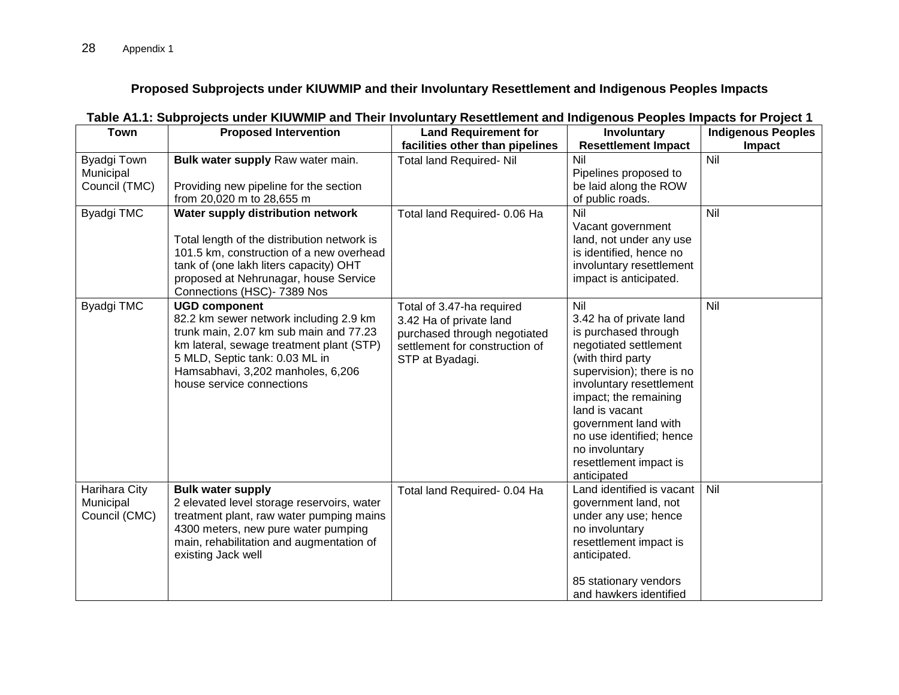## Proposed Subprojects under KIUWMIP and their Involuntary Resettlement and Indigenous Peoples Impacts

**Table A1.1: Subprojects under KIUWMIP and Their Involuntary Resettlement and Indigenous Peoples Impacts for Project 1**

| Town | Proposed Intervention | Land Requirement for facilities other than pipelines | Involuntary Resettlement Impact | Indigenous Peoples Impact |
|---|---|---|---|---|
| Byadgi Town Municipal Council (TMC) | **Bulk water supply** Raw water main.<br><br>Providing new pipeline for the section from 20,020 m to 28,655 m | Total land Required- Nil | Nil<br>Pipelines proposed to be laid along the ROW of public roads. | Nil |
| Byadgi TMC | **Water supply distribution network**<br><br>Total length of the distribution network is 101.5 km, construction of a new overhead tank of (one lakh liters capacity) OHT proposed at Nehrunagar, house Service Connections (HSC)- 7389 Nos | Total land Required- 0.06 Ha | Nil<br>Vacant government land, not under any use is identified, hence no involuntary resettlement impact is anticipated. | Nil |
| Byadgi TMC | **UGD component**<br>82.2 km sewer network including 2.9 km trunk main, 2.07 km sub main and 77.23 km lateral, sewage treatment plant (STP) 5 MLD, Septic tank: 0.03 ML in Hamsabhavi, 3,202 manholes, 6,206 house service connections | Total of 3.47-ha required<br>3.42 Ha of private land purchased through negotiated settlement for construction of STP at Byadagi. | Nil<br>3.42 ha of private land is purchased through negotiated settlement (with third party supervision); there is no involuntary resettlement impact; the remaining land is vacant government land with no use identified; hence no involuntary resettlement impact is anticipated | Nil |
| Harihara City Municipal Council (CMC) | **Bulk water supply**<br>2 elevated level storage reservoirs, water treatment plant, raw water pumping mains 4300 meters, new pure water pumping main, rehabilitation and augmentation of existing Jack well | Total land Required- 0.04 Ha | Land identified is vacant government land, not under any use; hence no involuntary resettlement impact is anticipated.<br><br>85 stationary vendors and hawkers identified | Nil |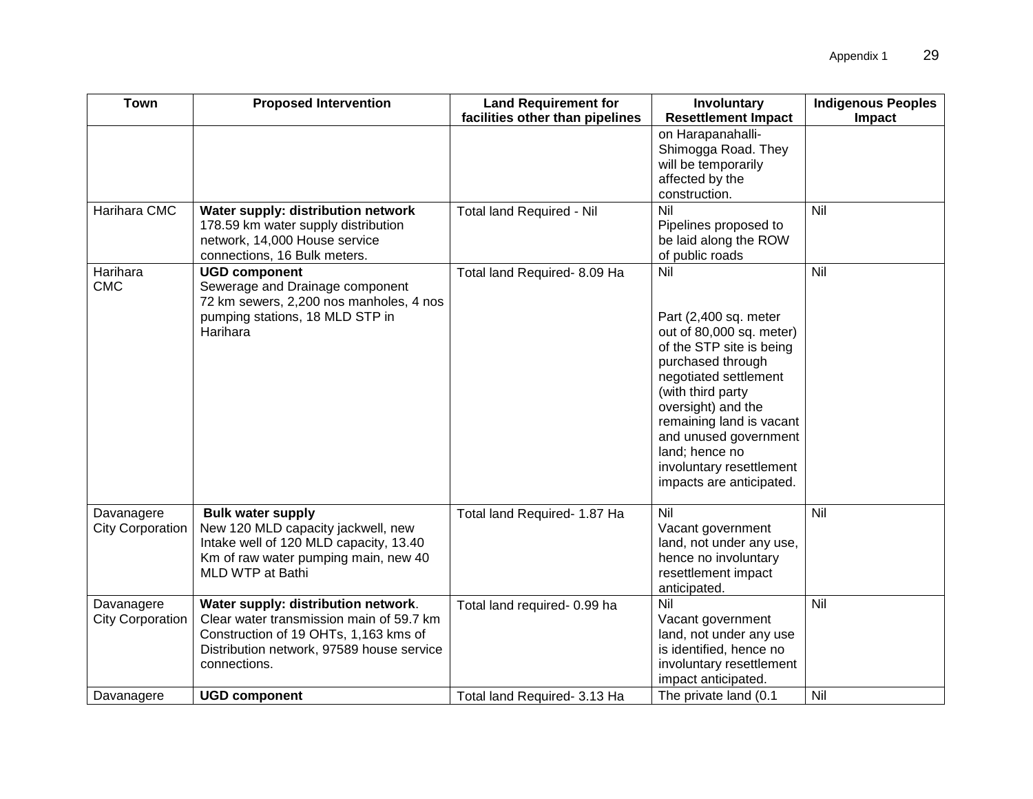| Town | Proposed Intervention | Land Requirement for facilities other than pipelines | Involuntary Resettlement Impact | Indigenous Peoples Impact |
|---|---|---|---|---|
| | | | on Harapanahalli-Shimogga Road. They will be temporarily affected by the construction. | |
| Harihara CMC | **Water supply: distribution network** 178.59 km water supply distribution network, 14,000 House service connections, 16 Bulk meters. | Total land Required - Nil | Nil Pipelines proposed to be laid along the ROW of public roads | Nil |
| Harihara CMC | **UGD component** Sewerage and Drainage component 72 km sewers, 2,200 nos manholes, 4 nos pumping stations, 18 MLD STP in Harihara | Total land Required- 8.09 Ha | Nil Part (2,400 sq. meter out of 80,000 sq. meter) of the STP site is being purchased through negotiated settlement (with third party oversight) and the remaining land is vacant and unused government land; hence no involuntary resettlement impacts are anticipated. | Nil |
| Davanagere City Corporation | **Bulk water supply** New 120 MLD capacity jackwell, new Intake well of 120 MLD capacity, 13.40 Km of raw water pumping main, new 40 MLD WTP at Bathi | Total land Required- 1.87 Ha | Nil Vacant government land, not under any use, hence no involuntary resettlement impact anticipated. | Nil |
| Davanagere City Corporation | **Water supply: distribution network**. Clear water transmission main of 59.7 km Construction of 19 OHTs, 1,163 kms of Distribution network, 97589 house service connections. | Total land required- 0.99 ha | Nil Vacant government land, not under any use is identified, hence no involuntary resettlement impact anticipated. | Nil |
| Davanagere | **UGD component** | Total land Required- 3.13 Ha | The private land (0.1 | Nil |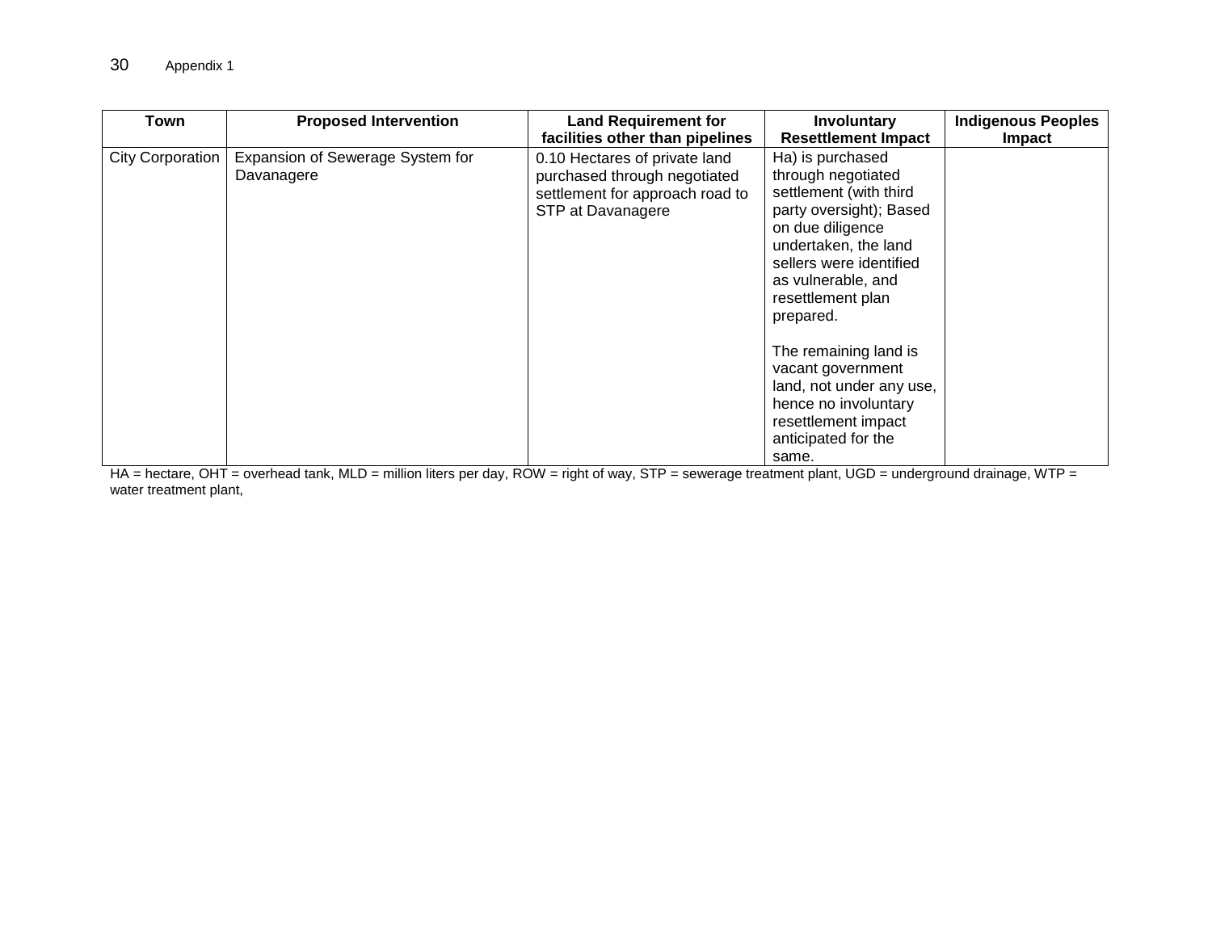| Town | Proposed Intervention | Land Requirement for facilities other than pipelines | Involuntary Resettlement Impact | Indigenous Peoples Impact |
|---|---|---|---|---|
| City Corporation | Expansion of Sewerage System for Davanagere | 0.10 Hectares of private land purchased through negotiated settlement for approach road to STP at Davanagere | Ha) is purchased through negotiated settlement (with third party oversight); Based on due diligence undertaken, the land sellers were identified as vulnerable, and resettlement plan prepared.<br><br>The remaining land is vacant government land, not under any use, hence no involuntary resettlement impact anticipated for the same. | |

HA = hectare, OHT = overhead tank, MLD = million liters per day, ROW = right of way, STP = sewerage treatment plant, UGD = underground drainage, WTP = water treatment plant,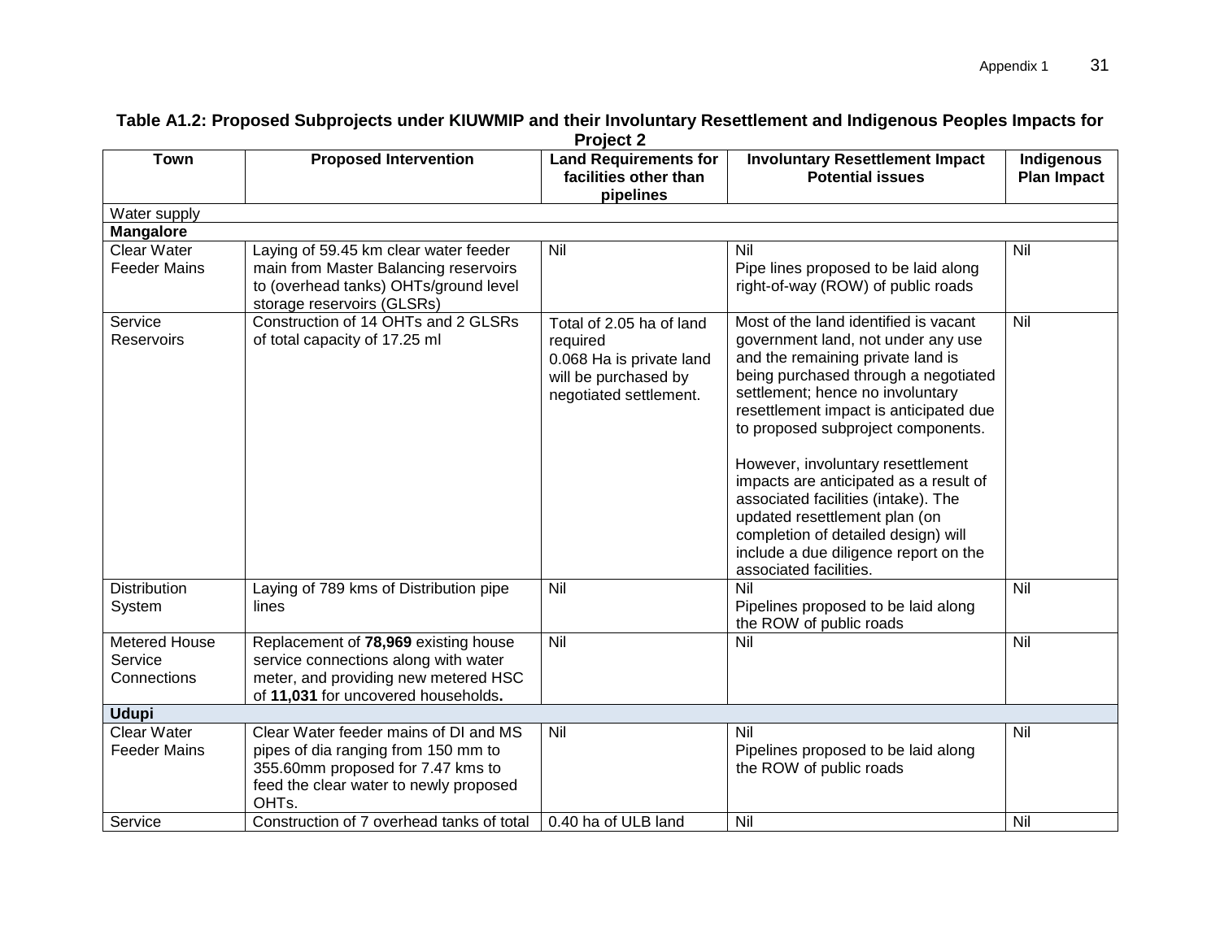**Table A1.2: Proposed Subprojects under KIUWMIP and their Involuntary Resettlement and Indigenous Peoples Impacts for Project 2**

| Town | Proposed Intervention | Land Requirements for facilities other than pipelines | Involuntary Resettlement Impact Potential issues | Indigenous Plan Impact |
|---|---|---|---|---|
| Water supply | | | | |
| **Mangalore** | | | | |
| Clear Water Feeder Mains | Laying of 59.45 km clear water feeder main from Master Balancing reservoirs to (overhead tanks) OHTs/ground level storage reservoirs (GLSRs) | Nil | Nil<br>Pipe lines proposed to be laid along right-of-way (ROW) of public roads | Nil |
| Service Reservoirs | Construction of 14 OHTs and 2 GLSRs of total capacity of 17.25 ml | Total of 2.05 ha of land required<br>0.068 Ha is private land will be purchased by negotiated settlement. | Most of the land identified is vacant government land, not under any use and the remaining private land is being purchased through a negotiated settlement; hence no involuntary resettlement impact is anticipated due to proposed subproject components.<br><br>However, involuntary resettlement impacts are anticipated as a result of associated facilities (intake). The updated resettlement plan (on completion of detailed design) will include a due diligence report on the associated facilities. | Nil |
| Distribution System | Laying of 789 kms of Distribution pipe lines | Nil | Nil<br>Pipelines proposed to be laid along the ROW of public roads | Nil |
| Metered House Service Connections | Replacement of **78,969** existing house service connections along with water meter, and providing new metered HSC of **11,031** for uncovered households**.** | Nil | Nil | Nil |
| **Udupi** | | | | |
| Clear Water Feeder Mains | Clear Water feeder mains of DI and MS pipes of dia ranging from 150 mm to 355.60mm proposed for 7.47 kms to feed the clear water to newly proposed OHTs. | Nil | Nil<br>Pipelines proposed to be laid along the ROW of public roads | Nil |
| Service | Construction of 7 overhead tanks of total | 0.40 ha of ULB land | Nil | Nil |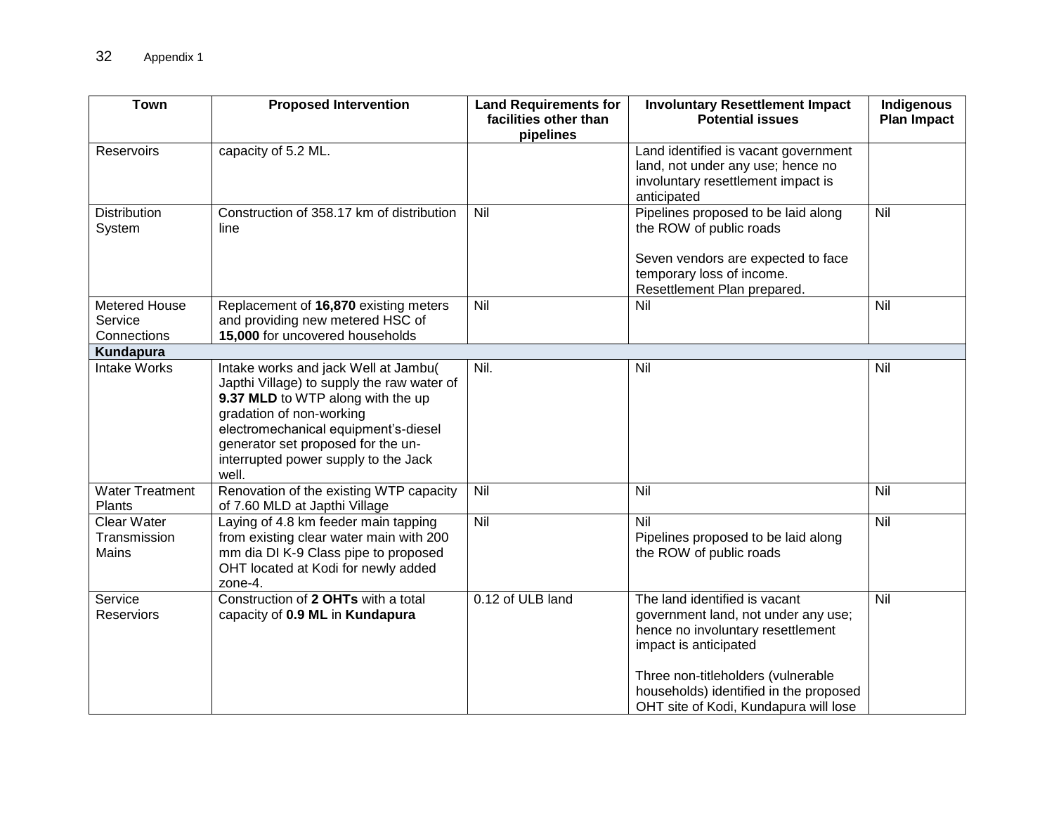| Town | Proposed Intervention | Land Requirements for facilities other than pipelines | Involuntary Resettlement Impact Potential issues | Indigenous Plan Impact |
|---|---|---|---|---|
| Reservoirs | capacity of 5.2 ML. | | Land identified is vacant government land, not under any use; hence no involuntary resettlement impact is anticipated | |
| Distribution System | Construction of 358.17 km of distribution line | Nil | Pipelines proposed to be laid along the ROW of public roads<br><br>Seven vendors are expected to face temporary loss of income. Resettlement Plan prepared. | Nil |
| Metered House Service Connections | Replacement of **16,870** existing meters and providing new metered HSC of **15,000** for uncovered households | Nil | Nil | Nil |
| **Kundapura** | | | | |
| Intake Works | Intake works and jack Well at Jambu( Japthi Village) to supply the raw water of **9.37 MLD** to WTP along with the up gradation of non-working electromechanical equipment's-diesel generator set proposed for the un-interrupted power supply to the Jack well. | Nil. | Nil | Nil |
| Water Treatment Plants | Renovation of the existing WTP capacity of 7.60 MLD at Japthi Village | Nil | Nil | Nil |
| Clear Water Transmission Mains | Laying of 4.8 km feeder main tapping from existing clear water main with 200 mm dia DI K-9 Class pipe to proposed OHT located at Kodi for newly added zone-4. | Nil | Nil<br>Pipelines proposed to be laid along the ROW of public roads | Nil |
| Service Reserviors | Construction of **2 OHTs** with a total capacity of **0.9 ML** in **Kundapura** | 0.12 of ULB land | The land identified is vacant government land, not under any use; hence no involuntary resettlement impact is anticipated<br><br>Three non-titleholders (vulnerable households) identified in the proposed OHT site of Kodi, Kundapura will lose | Nil |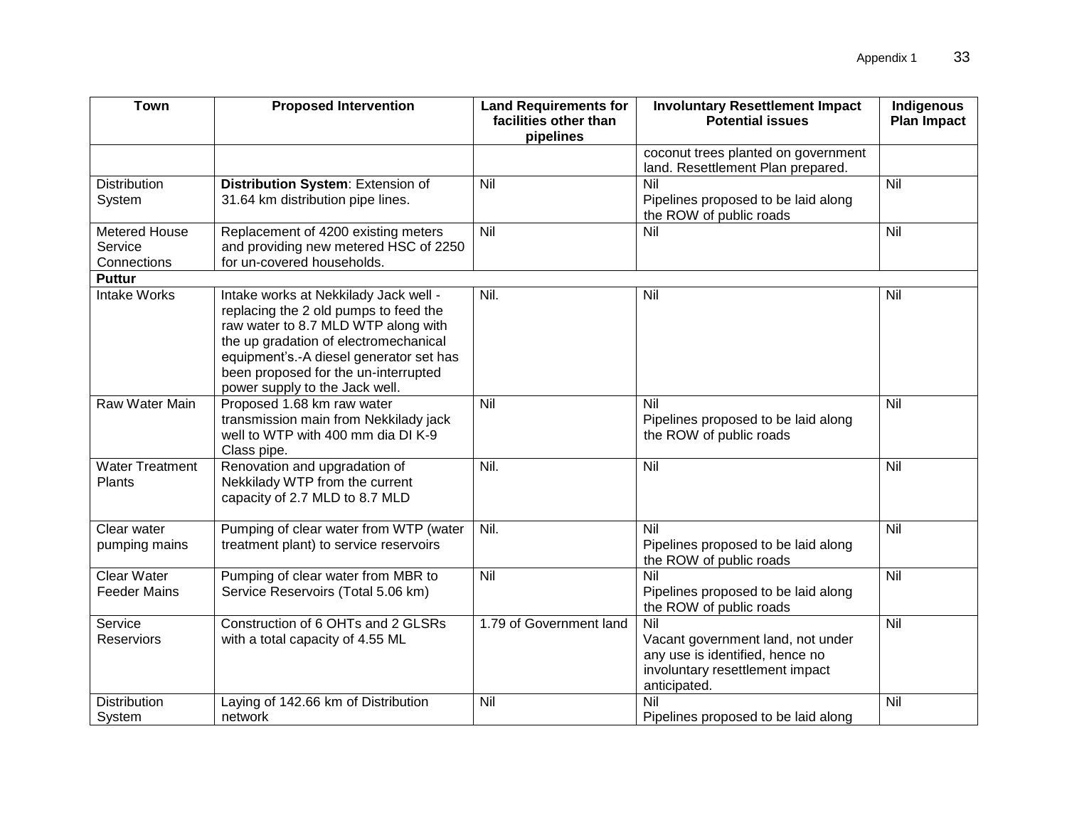| Town | Proposed Intervention | Land Requirements for facilities other than pipelines | Involuntary Resettlement Impact Potential issues | Indigenous Plan Impact |
|---|---|---|---|---|
| | | | coconut trees planted on government land. Resettlement Plan prepared. | |
| Distribution System | **Distribution System**: Extension of 31.64 km distribution pipe lines. | Nil | Nil<br>Pipelines proposed to be laid along the ROW of public roads | Nil |
| Metered House Service Connections | Replacement of 4200 existing meters and providing new metered HSC of 2250 for un-covered households. | Nil | Nil | Nil |
| **Puttur** | | | | |
| Intake Works | Intake works at Nekkilady Jack well - replacing the 2 old pumps to feed the raw water to 8.7 MLD WTP along with the up gradation of electromechanical equipment's.-A diesel generator set has been proposed for the un-interrupted power supply to the Jack well. | Nil. | Nil | Nil |
| Raw Water Main | Proposed 1.68 km raw water transmission main from Nekkilady jack well to WTP with 400 mm dia DI K-9 Class pipe. | Nil | Nil<br>Pipelines proposed to be laid along the ROW of public roads | Nil |
| Water Treatment Plants | Renovation and upgradation of Nekkilady WTP from the current capacity of 2.7 MLD to 8.7 MLD | Nil. | Nil | Nil |
| Clear water pumping mains | Pumping of clear water from WTP (water treatment plant) to service reservoirs | Nil. | Nil<br>Pipelines proposed to be laid along the ROW of public roads | Nil |
| Clear Water Feeder Mains | Pumping of clear water from MBR to Service Reservoirs (Total 5.06 km) | Nil | Nil<br>Pipelines proposed to be laid along the ROW of public roads | Nil |
| Service Reserviors | Construction of 6 OHTs and 2 GLSRs with a total capacity of 4.55 ML | 1.79 of Government land | Nil<br>Vacant government land, not under any use is identified, hence no involuntary resettlement impact anticipated. | Nil |
| Distribution System | Laying of 142.66 km of Distribution network | Nil | Nil<br>Pipelines proposed to be laid along | Nil |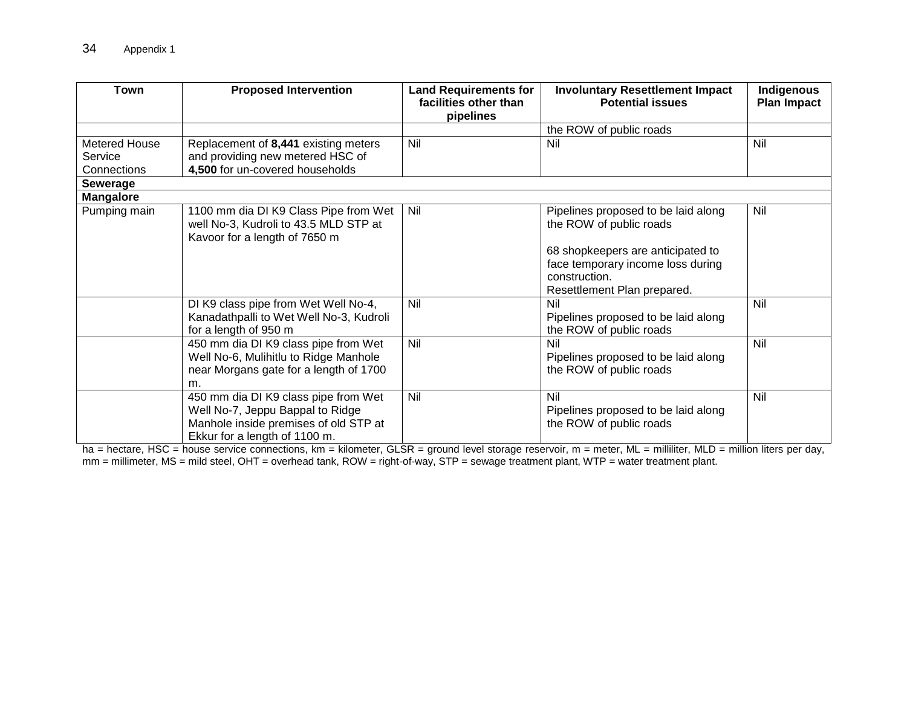| Town | Proposed Intervention | Land Requirements for facilities other than pipelines | Involuntary Resettlement Impact Potential issues | Indigenous Plan Impact |
|---|---|---|---|---|
| | | | the ROW of public roads | |
| Metered House Service Connections | Replacement of **8,441** existing meters and providing new metered HSC of **4,500** for un-covered households | Nil | Nil | Nil |
| **Sewerage** | | | | |
| **Mangalore** | | | | |
| Pumping main | 1100 mm dia DI K9 Class Pipe from Wet well No-3, Kudroli to 43.5 MLD STP at Kavoor for a length of 7650 m | Nil | Pipelines proposed to be laid along the ROW of public roads<br><br>68 shopkeepers are anticipated to face temporary income loss during construction.<br>Resettlement Plan prepared. | Nil |
| | DI K9 class pipe from Wet Well No-4, Kanadathpalli to Wet Well No-3, Kudroli for a length of 950 m | Nil | Nil<br>Pipelines proposed to be laid along the ROW of public roads | Nil |
| | 450 mm dia DI K9 class pipe from Wet Well No-6, Mulihitlu to Ridge Manhole near Morgans gate for a length of 1700 m. | Nil | Nil<br>Pipelines proposed to be laid along the ROW of public roads | Nil |
| | 450 mm dia DI K9 class pipe from Wet Well No-7, Jeppu Bappal to Ridge Manhole inside premises of old STP at Ekkur for a length of 1100 m. | Nil | Nil<br>Pipelines proposed to be laid along the ROW of public roads | Nil |

ha = hectare, HSC = house service connections, km = kilometer, GLSR = ground level storage reservoir, m = meter, ML = milliliter, MLD = million liters per day, mm = millimeter, MS = mild steel, OHT = overhead tank, ROW = right-of-way, STP = sewage treatment plant, WTP = water treatment plant.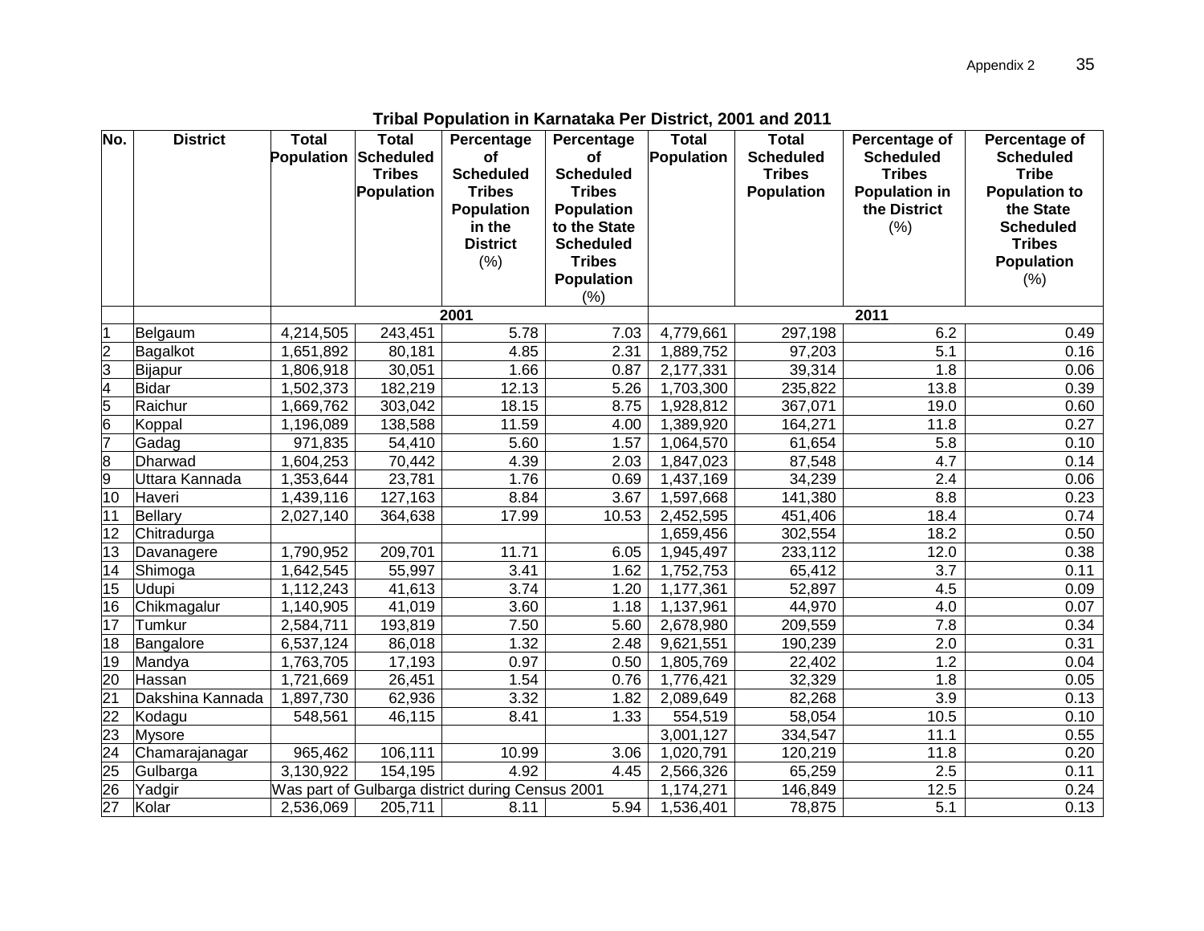**Tribal Population in Karnataka Per District, 2001 and 2011**

| No. | District | Total Population | Total Scheduled Tribes Population | Percentage of Scheduled Tribes Population in the District (%) | Percentage of Scheduled Tribes Population to the State Scheduled Tribes Population (%) | Total Population | Total Scheduled Tribes Population | Percentage of Scheduled Tribes Population in the District (%) | Percentage of Scheduled Tribe Population to the State Scheduled Tribes Population (%) |
|---|---|---|---|---|---|---|---|---|---|
| | | 2001 | | | | 2011 | | | |
| 1 | Belgaum | 4,214,505 | 243,451 | 5.78 | 7.03 | 4,779,661 | 297,198 | 6.2 | 0.49 |
| 2 | Bagalkot | 1,651,892 | 80,181 | 4.85 | 2.31 | 1,889,752 | 97,203 | 5.1 | 0.16 |
| 3 | Bijapur | 1,806,918 | 30,051 | 1.66 | 0.87 | 2,177,331 | 39,314 | 1.8 | 0.06 |
| 4 | Bidar | 1,502,373 | 182,219 | 12.13 | 5.26 | 1,703,300 | 235,822 | 13.8 | 0.39 |
| 5 | Raichur | 1,669,762 | 303,042 | 18.15 | 8.75 | 1,928,812 | 367,071 | 19.0 | 0.60 |
| 6 | Koppal | 1,196,089 | 138,588 | 11.59 | 4.00 | 1,389,920 | 164,271 | 11.8 | 0.27 |
| 7 | Gadag | 971,835 | 54,410 | 5.60 | 1.57 | 1,064,570 | 61,654 | 5.8 | 0.10 |
| 8 | Dharwad | 1,604,253 | 70,442 | 4.39 | 2.03 | 1,847,023 | 87,548 | 4.7 | 0.14 |
| 9 | Uttara Kannada | 1,353,644 | 23,781 | 1.76 | 0.69 | 1,437,169 | 34,239 | 2.4 | 0.06 |
| 10 | Haveri | 1,439,116 | 127,163 | 8.84 | 3.67 | 1,597,668 | 141,380 | 8.8 | 0.23 |
| 11 | Bellary | 2,027,140 | 364,638 | 17.99 | 10.53 | 2,452,595 | 451,406 | 18.4 | 0.74 |
| 12 | Chitradurga | | | | | 1,659,456 | 302,554 | 18.2 | 0.50 |
| 13 | Davanagere | 1,790,952 | 209,701 | 11.71 | 6.05 | 1,945,497 | 233,112 | 12.0 | 0.38 |
| 14 | Shimoga | 1,642,545 | 55,997 | 3.41 | 1.62 | 1,752,753 | 65,412 | 3.7 | 0.11 |
| 15 | Udupi | 1,112,243 | 41,613 | 3.74 | 1.20 | 1,177,361 | 52,897 | 4.5 | 0.09 |
| 16 | Chikmagalur | 1,140,905 | 41,019 | 3.60 | 1.18 | 1,137,961 | 44,970 | 4.0 | 0.07 |
| 17 | Tumkur | 2,584,711 | 193,819 | 7.50 | 5.60 | 2,678,980 | 209,559 | 7.8 | 0.34 |
| 18 | Bangalore | 6,537,124 | 86,018 | 1.32 | 2.48 | 9,621,551 | 190,239 | 2.0 | 0.31 |
| 19 | Mandya | 1,763,705 | 17,193 | 0.97 | 0.50 | 1,805,769 | 22,402 | 1.2 | 0.04 |
| 20 | Hassan | 1,721,669 | 26,451 | 1.54 | 0.76 | 1,776,421 | 32,329 | 1.8 | 0.05 |
| 21 | Dakshina Kannada | 1,897,730 | 62,936 | 3.32 | 1.82 | 2,089,649 | 82,268 | 3.9 | 0.13 |
| 22 | Kodagu | 548,561 | 46,115 | 8.41 | 1.33 | 554,519 | 58,054 | 10.5 | 0.10 |
| 23 | Mysore | | | | | 3,001,127 | 334,547 | 11.1 | 0.55 |
| 24 | Chamarajanagar | 965,462 | 106,111 | 10.99 | 3.06 | 1,020,791 | 120,219 | 11.8 | 0.20 |
| 25 | Gulbarga | 3,130,922 | 154,195 | 4.92 | 4.45 | 2,566,326 | 65,259 | 2.5 | 0.11 |
| 26 | Yadgir | Was part of Gulbarga district during Census 2001 | | | | 1,174,271 | 146,849 | 12.5 | 0.24 |
| 27 | Kolar | 2,536,069 | 205,711 | 8.11 | 5.94 | 1,536,401 | 78,875 | 5.1 | 0.13 |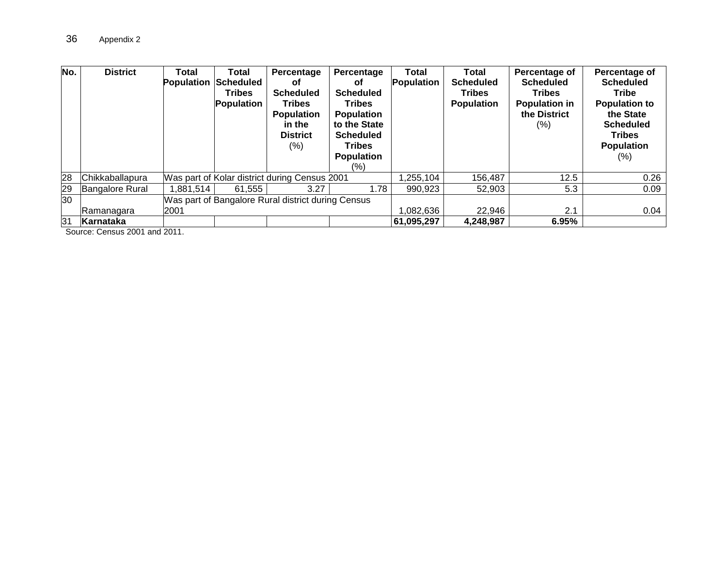Appendix 2

| No. | District | Total Population | Total Scheduled Tribes Population | Percentage of Scheduled Tribes Population in the District (%) | Percentage of Scheduled Tribes Population to the State Scheduled Tribes Population (%) | Total Population | Total Scheduled Tribes Population | Percentage of Scheduled Tribes Population in the District (%) | Percentage of Scheduled Tribe Population to the State Scheduled Tribes Population (%) |
|---|---|---|---|---|---|---|---|---|---|
| 28 | Chikkaballapura | Was part of Kolar district during Census 2001 | | | | 1,255,104 | 156,487 | 12.5 | 0.26 |
| 29 | Bangalore Rural | 1,881,514 | 61,555 | 3.27 | 1.78 | 990,923 | 52,903 | 5.3 | 0.09 |
| 30 | Ramanagara | Was part of Bangalore Rural district during Census 2001 | | | | 1,082,636 | 22,946 | 2.1 | 0.04 |
| 31 | **Karnataka** | | | | | **61,095,297** | **4,248,987** | **6.95%** | |

Source: Census 2001 and 2011.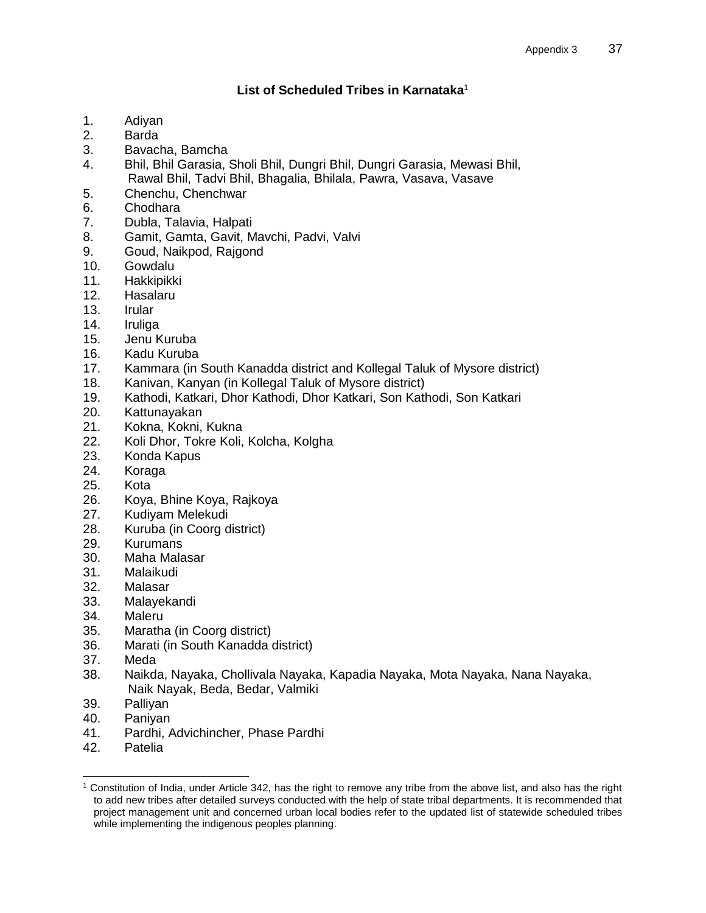### List of Scheduled Tribes in Karnataka[1]

1. Adiyan
2. Barda
3. Bavacha, Bamcha
4. Bhil, Bhil Garasia, Sholi Bhil, Dungri Bhil, Dungri Garasia, Mewasi Bhil, Rawal Bhil, Tadvi Bhil, Bhagalia, Bhilala, Pawra, Vasava, Vasave
5. Chenchu, Chenchwar
6. Chodhara
7. Dubla, Talavia, Halpati
8. Gamit, Gamta, Gavit, Mavchi, Padvi, Valvi
9. Goud, Naikpod, Rajgond
10. Gowdalu
11. Hakkipikki
12. Hasalaru
13. Irular
14. Iruliga
15. Jenu Kuruba
16. Kadu Kuruba
17. Kammara (in South Kanadda district and Kollegal Taluk of Mysore district)
18. Kanivan, Kanyan (in Kollegal Taluk of Mysore district)
19. Kathodi, Katkari, Dhor Kathodi, Dhor Katkari, Son Kathodi, Son Katkari
20. Kattunayakan
21. Kokna, Kokni, Kukna
22. Koli Dhor, Tokre Koli, Kolcha, Kolgha
23. Konda Kapus
24. Koraga
25. Kota
26. Koya, Bhine Koya, Rajkoya
27. Kudiyam Melekudi
28. Kuruba (in Coorg district)
29. Kurumans
30. Maha Malasar
31. Malaikudi
32. Malasar
33. Malayekandi
34. Maleru
35. Maratha (in Coorg district)
36. Marati (in South Kanadda district)
37. Meda
38. Naikda, Nayaka, Chollivala Nayaka, Kapadia Nayaka, Mota Nayaka, Nana Nayaka, Naik Nayak, Beda, Bedar, Valmiki
39. Palliyan
40. Paniyan
41. Pardhi, Advichincher, Phase Pardhi
42. Patelia

[1] Constitution of India, under Article 342, has the right to remove any tribe from the above list, and also has the right to add new tribes after detailed surveys conducted with the help of state tribal departments. It is recommended that project management unit and concerned urban local bodies refer to the updated list of statewide scheduled tribes while implementing the indigenous peoples planning.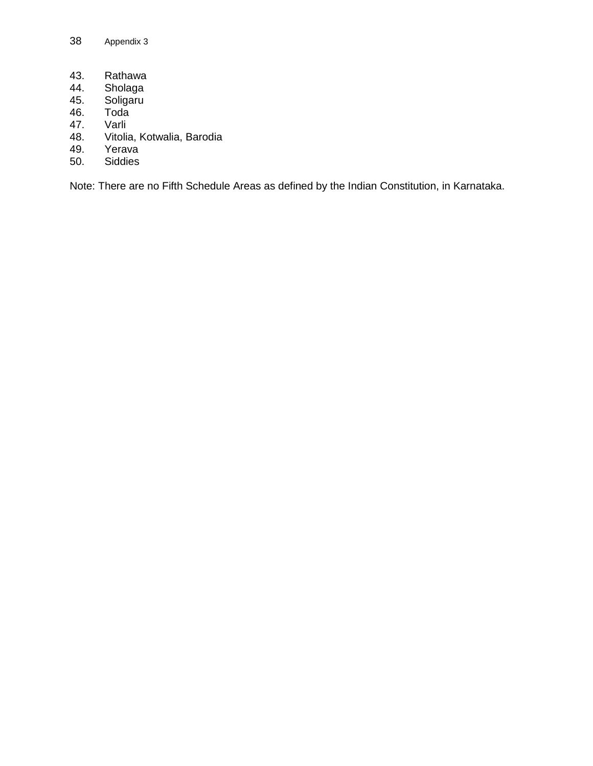43. Rathawa
44. Sholaga
45. Soligaru
46. Toda
47. Varli
48. Vitolia, Kotwalia, Barodia
49. Yerava
50. Siddies

Note: There are no Fifth Schedule Areas as defined by the Indian Constitution, in Karnataka.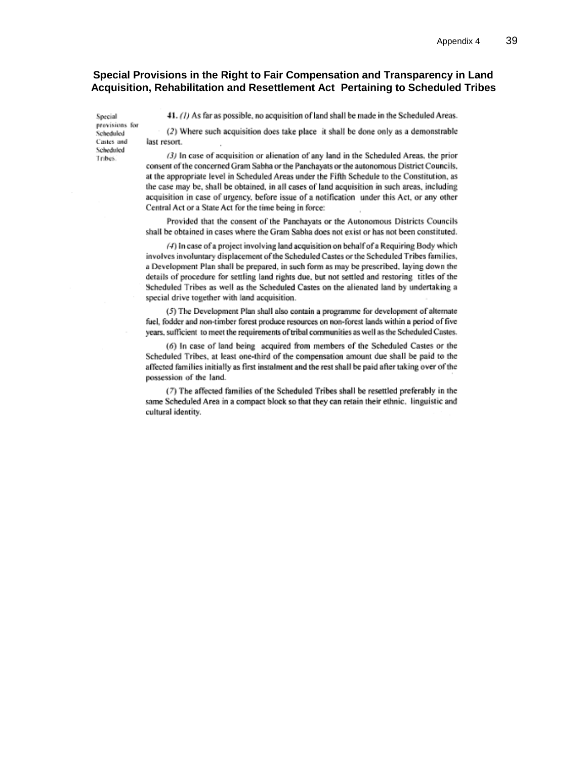## Special Provisions in the Right to Fair Compensation and Transparency in Land Acquisition, Rehabilitation and Resettlement Act Pertaining to Scheduled Tribes

Special provisions for Scheduled Castes and Scheduled Tribes.

**41.** *(1)* As far as possible, no acquisition of land shall be made in the Scheduled Areas.

*(2)* Where such acquisition does take place it shall be done only as a demonstrable last resort.

*(3)* In case of acquisition or alienation of any land in the Scheduled Areas, the prior consent of the concerned Gram Sabha or the Panchayats or the autonomous District Councils, at the appropriate level in Scheduled Areas under the Fifth Schedule to the Constitution, as the case may be, shall be obtained, in all cases of land acquisition in such areas, including acquisition in case of urgency, before issue of a notification under this Act, or any other Central Act or a State Act for the time being in force:

Provided that the consent of the Panchayats or the Autonomous Districts Councils shall be obtained in cases where the Gram Sabha does not exist or has not been constituted.

*(4)* In case of a project involving land acquisition on behalf of a Requiring Body which involves involuntary displacement of the Scheduled Castes or the Scheduled Tribes families, a Development Plan shall be prepared, in such form as may be prescribed, laying down the details of procedure for settling land rights due, but not settled and restoring titles of the Scheduled Tribes as well as the Scheduled Castes on the alienated land by undertaking a special drive together with land acquisition.

*(5)* The Development Plan shall also contain a programme for development of alternate fuel, fodder and non-timber forest produce resources on non-forest lands within a period of five years, sufficient to meet the requirements of tribal communities as well as the Scheduled Castes.

*(6)* In case of land being acquired from members of the Scheduled Castes or the Scheduled Tribes, at least one-third of the compensation amount due shall be paid to the affected families initially as first instalment and the rest shall be paid after taking over of the possession of the land.

*(7)* The affected families of the Scheduled Tribes shall be resettled preferably in the same Scheduled Area in a compact block so that they can retain their ethnic, linguistic and cultural identity.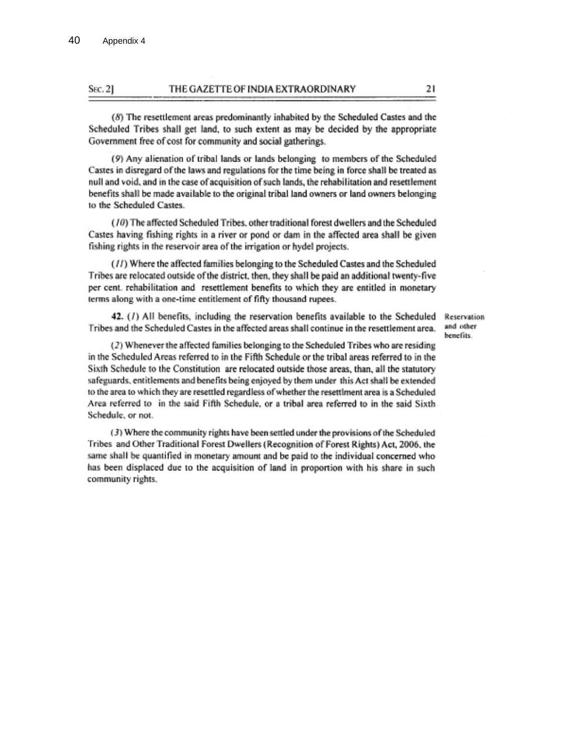(8) The resettlement areas predominantly inhabited by the Scheduled Castes and the Scheduled Tribes shall get land, to such extent as may be decided by the appropriate Government free of cost for community and social gatherings.

(9) Any alienation of tribal lands or lands belonging to members of the Scheduled Castes in disregard of the laws and regulations for the time being in force shall be treated as null and void, and in the case of acquisition of such lands, the rehabilitation and resettlement benefits shall be made available to the original tribal land owners or land owners belonging to the Scheduled Castes.

(10) The affected Scheduled Tribes, other traditional forest dwellers and the Scheduled Castes having fishing rights in a river or pond or dam in the affected area shall be given fishing rights in the reservoir area of the irrigation or hydel projects.

(11) Where the affected families belonging to the Scheduled Castes and the Scheduled Tribes are relocated outside of the district, then, they shall be paid an additional twenty-five per cent. rehabilitation and resettlement benefits to which they are entitled in monetary terms along with a one-time entitlement of fifty thousand rupees.

Reservation and other benefits.

**42.** (1) All benefits, including the reservation benefits available to the Scheduled Tribes and the Scheduled Castes in the affected areas shall continue in the resettlement area.

(2) Whenever the affected families belonging to the Scheduled Tribes who are residing in the Scheduled Areas referred to in the Fifth Schedule or the tribal areas referred to in the Sixth Schedule to the Constitution are relocated outside those areas, than, all the statutory safeguards, entitlements and benefits being enjoyed by them under this Act shall be extended to the area to which they are resettled regardless of whether the resettlment area is a Scheduled Area referred to in the said Fifth Schedule, or a tribal area referred to in the said Sixth Schedule, or not.

(3) Where the community rights have been settled under the provisions of the Scheduled Tribes and Other Traditional Forest Dwellers (Recognition of Forest Rights) Act, 2006, the same shall be quantified in monetary amount and be paid to the individual concerned who has been displaced due to the acquisition of land in proportion with his share in such community rights.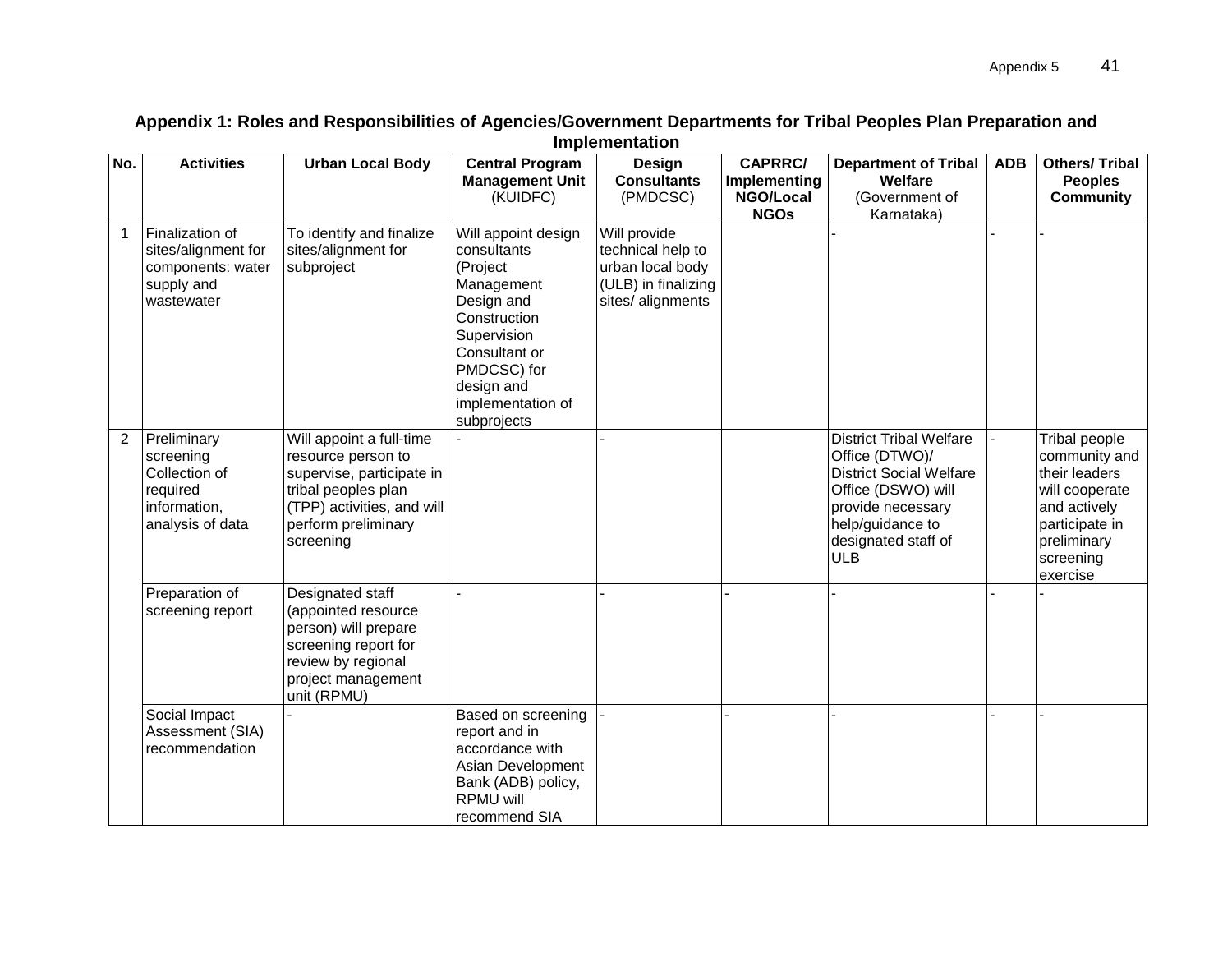**Appendix 1: Roles and Responsibilities of Agencies/Government Departments for Tribal Peoples Plan Preparation and Implementation**

| No. | Activities | Urban Local Body | Central Program Management Unit (KUIDFC) | Design Consultants (PMDCSC) | CAPRRC/ Implementing NGO/Local NGOs | Department of Tribal Welfare (Government of Karnataka) | ADB | Others/ Tribal Peoples Community |
|---|---|---|---|---|---|---|---|---|
| 1 | Finalization of sites/alignment for components: water supply and wastewater | To identify and finalize sites/alignment for subproject | Will appoint design consultants (Project Management Design and Construction Supervision Consultant or PMDCSC) for design and implementation of subprojects | Will provide technical help to urban local body (ULB) in finalizing sites/ alignments | | - | - | - |
| 2 | Preliminary screening Collection of required information, analysis of data | Will appoint a full-time resource person to supervise, participate in tribal peoples plan (TPP) activities, and will perform preliminary screening | - | - | | District Tribal Welfare Office (DTWO)/ District Social Welfare Office (DSWO) will provide necessary help/guidance to designated staff of ULB | - | Tribal people community and their leaders will cooperate and actively participate in preliminary screening exercise |
| | Preparation of screening report | Designated staff (appointed resource person) will prepare screening report for review by regional project management unit (RPMU) | - | - | - | - | - | - |
| | Social Impact Assessment (SIA) recommendation | - | Based on screening report and in accordance with Asian Development Bank (ADB) policy, RPMU will recommend SIA | - | - | - | - | - |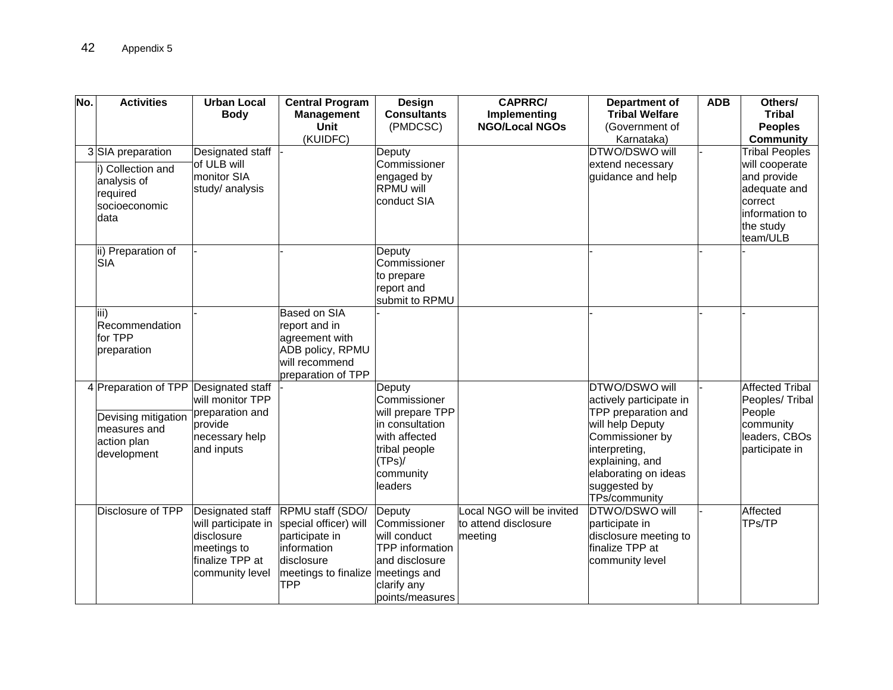| No. | Activities | Urban Local Body | Central Program Management Unit (KUIDFC) | Design Consultants (PMDCSC) | CAPRRC/ Implementing NGO/Local NGOs | Department of Tribal Welfare (Government of Karnataka) | ADB | Others/ Tribal Peoples Community |
|---|---|---|---|---|---|---|---|---|
| 3 | SIA preparation<br>i) Collection and analysis of required socioeconomic data | Designated staff of ULB will monitor SIA study/ analysis | - | Deputy Commissioner engaged by RPMU will conduct SIA | | DTWO/DSWO will extend necessary guidance and help | - | Tribal Peoples will cooperate and provide adequate and correct information to the study team/ULB |
| | ii) Preparation of SIA | - | - | Deputy Commissioner to prepare report and submit to RPMU | | - | - | - |
| | iii) Recommendation for TPP preparation | - | Based on SIA report and in agreement with ADB policy, RPMU will recommend preparation of TPP | - | | - | - | - |
| 4 | Preparation of TPP<br>Devising mitigation measures and action plan development | Designated staff will monitor TPP preparation and provide necessary help and inputs | - | Deputy Commissioner will prepare TPP in consultation with affected tribal people (TPs)/ community leaders | | DTWO/DSWO will actively participate in TPP preparation and will help Deputy Commissioner by interpreting, explaining, and elaborating on ideas suggested by TPs/community | - | Affected Tribal Peoples/ Tribal People community leaders, CBOs participate in |
| | Disclosure of TPP | Designated staff will participate in disclosure meetings to finalize TPP at community level | RPMU staff (SDO/ special officer) will participate in information disclosure meetings to finalize TPP | Deputy Commissioner will conduct TPP information and disclosure meetings and clarify any points/measures | Local NGO will be invited to attend disclosure meeting | DTWO/DSWO will participate in disclosure meeting to finalize TPP at community level | - | Affected TPs/TP |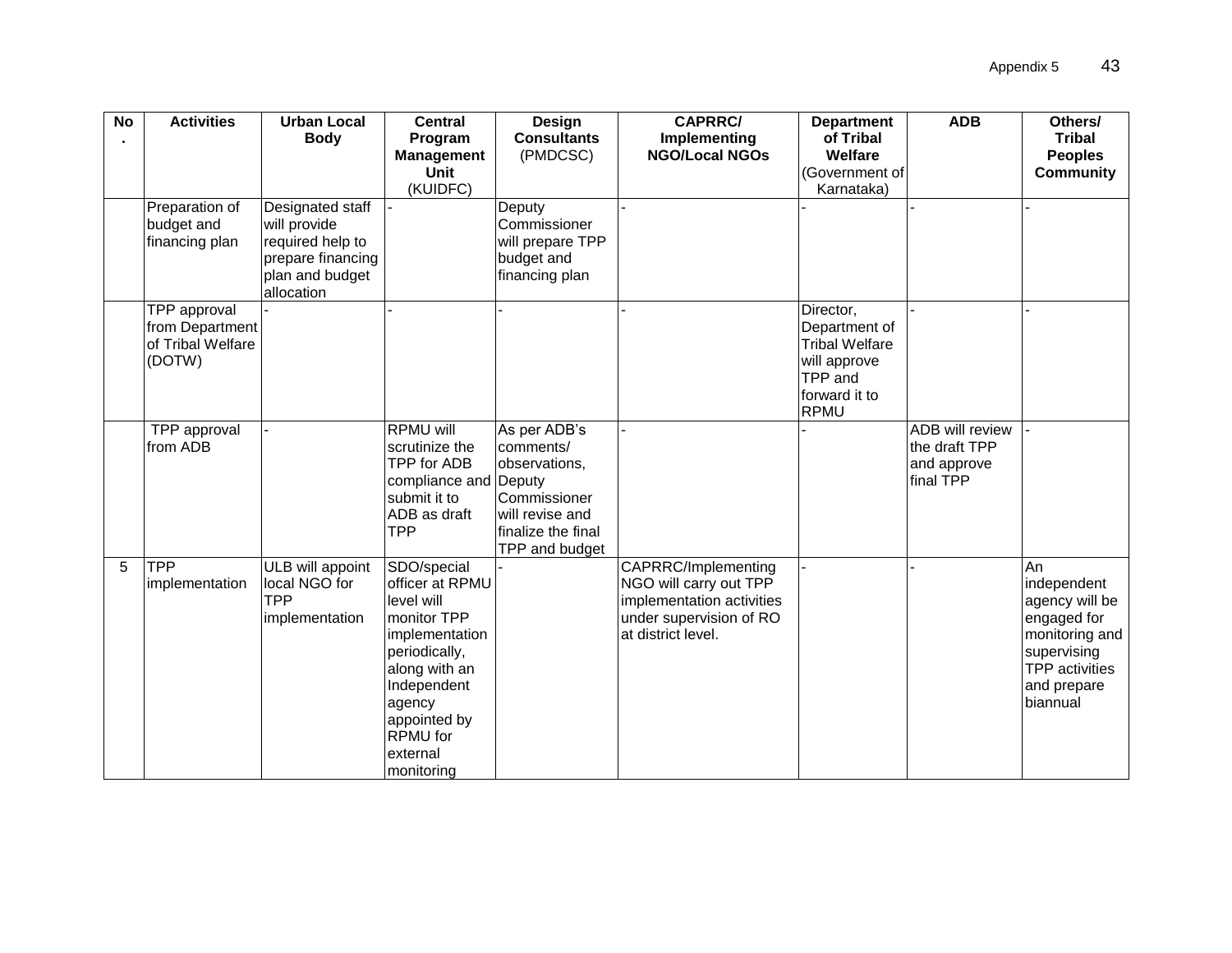| No. | Activities | Urban Local Body | Central Program Management Unit (KUIDFC) | Design Consultants (PMDCSC) | CAPRRC/ Implementing NGO/Local NGOs | Department of Tribal Welfare (Government of Karnataka) | ADB | Others/ Tribal Peoples Community |
|---|---|---|---|---|---|---|---|---|
| | Preparation of budget and financing plan | Designated staff will provide required help to prepare financing plan and budget allocation | - | Deputy Commissioner will prepare TPP budget and financing plan | - | - | - | - |
| | TPP approval from Department of Tribal Welfare (DOTW) | - | - | - | - | Director, Department of Tribal Welfare will approve TPP and forward it to RPMU | - | - |
| | TPP approval from ADB | - | RPMU will scrutinize the TPP for ADB compliance and submit it to ADB as draft TPP | As per ADB's comments/ observations, Deputy Commissioner will revise and finalize the final TPP and budget | - | - | ADB will review the draft TPP and approve final TPP | - |
| 5 | TPP implementation | ULB will appoint local NGO for TPP implementation | SDO/special officer at RPMU level will monitor TPP implementation periodically, along with an Independent agency appointed by RPMU for external monitoring | - | CAPRRC/Implementing NGO will carry out TPP implementation activities under supervision of RO at district level. | - | - | An independent agency will be engaged for monitoring and supervising TPP activities and prepare biannual |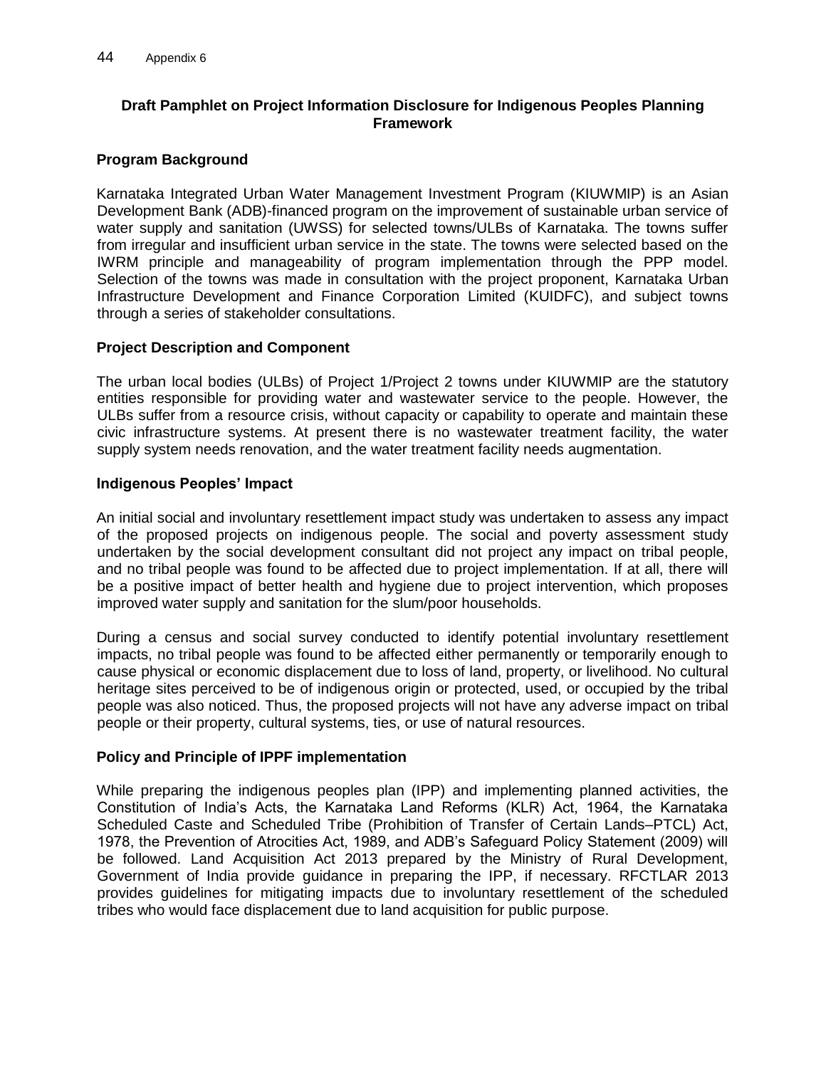## Draft Pamphlet on Project Information Disclosure for Indigenous Peoples Planning Framework

### Program Background

Karnataka Integrated Urban Water Management Investment Program (KIUWMIP) is an Asian Development Bank (ADB)-financed program on the improvement of sustainable urban service of water supply and sanitation (UWSS) for selected towns/ULBs of Karnataka. The towns suffer from irregular and insufficient urban service in the state. The towns were selected based on the IWRM principle and manageability of program implementation through the PPP model. Selection of the towns was made in consultation with the project proponent, Karnataka Urban Infrastructure Development and Finance Corporation Limited (KUIDFC), and subject towns through a series of stakeholder consultations.

### Project Description and Component

The urban local bodies (ULBs) of Project 1/Project 2 towns under KIUWMIP are the statutory entities responsible for providing water and wastewater service to the people. However, the ULBs suffer from a resource crisis, without capacity or capability to operate and maintain these civic infrastructure systems. At present there is no wastewater treatment facility, the water supply system needs renovation, and the water treatment facility needs augmentation.

### Indigenous Peoples' Impact

An initial social and involuntary resettlement impact study was undertaken to assess any impact of the proposed projects on indigenous people. The social and poverty assessment study undertaken by the social development consultant did not project any impact on tribal people, and no tribal people was found to be affected due to project implementation. If at all, there will be a positive impact of better health and hygiene due to project intervention, which proposes improved water supply and sanitation for the slum/poor households.

During a census and social survey conducted to identify potential involuntary resettlement impacts, no tribal people was found to be affected either permanently or temporarily enough to cause physical or economic displacement due to loss of land, property, or livelihood. No cultural heritage sites perceived to be of indigenous origin or protected, used, or occupied by the tribal people was also noticed. Thus, the proposed projects will not have any adverse impact on tribal people or their property, cultural systems, ties, or use of natural resources.

### Policy and Principle of IPPF implementation

While preparing the indigenous peoples plan (IPP) and implementing planned activities, the Constitution of India's Acts, the Karnataka Land Reforms (KLR) Act, 1964, the Karnataka Scheduled Caste and Scheduled Tribe (Prohibition of Transfer of Certain Lands–PTCL) Act, 1978, the Prevention of Atrocities Act, 1989, and ADB's Safeguard Policy Statement (2009) will be followed. Land Acquisition Act 2013 prepared by the Ministry of Rural Development, Government of India provide guidance in preparing the IPP, if necessary. RFCTLAR 2013 provides guidelines for mitigating impacts due to involuntary resettlement of the scheduled tribes who would face displacement due to land acquisition for public purpose.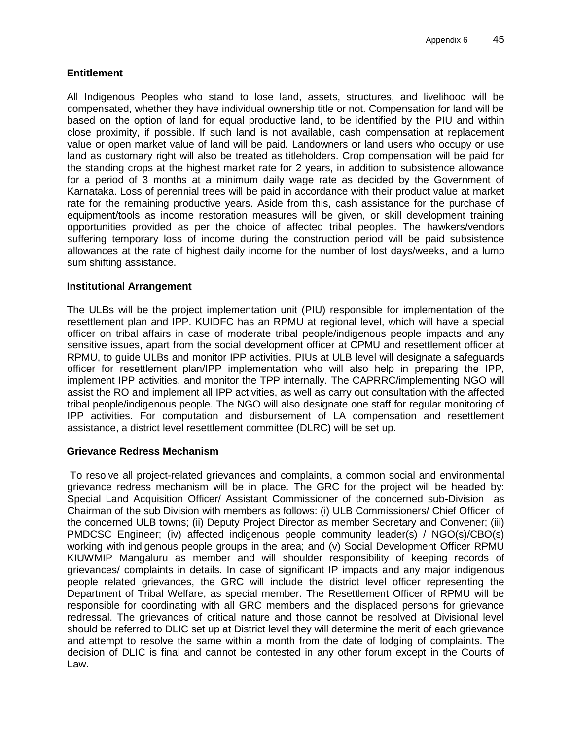**Entitlement**

All Indigenous Peoples who stand to lose land, assets, structures, and livelihood will be compensated, whether they have individual ownership title or not. Compensation for land will be based on the option of land for equal productive land, to be identified by the PIU and within close proximity, if possible. If such land is not available, cash compensation at replacement value or open market value of land will be paid. Landowners or land users who occupy or use land as customary right will also be treated as titleholders. Crop compensation will be paid for the standing crops at the highest market rate for 2 years, in addition to subsistence allowance for a period of 3 months at a minimum daily wage rate as decided by the Government of Karnataka. Loss of perennial trees will be paid in accordance with their product value at market rate for the remaining productive years. Aside from this, cash assistance for the purchase of equipment/tools as income restoration measures will be given, or skill development training opportunities provided as per the choice of affected tribal peoples. The hawkers/vendors suffering temporary loss of income during the construction period will be paid subsistence allowances at the rate of highest daily income for the number of lost days/weeks, and a lump sum shifting assistance.

**Institutional Arrangement**

The ULBs will be the project implementation unit (PIU) responsible for implementation of the resettlement plan and IPP. KUIDFC has an RPMU at regional level, which will have a special officer on tribal affairs in case of moderate tribal people/indigenous people impacts and any sensitive issues, apart from the social development officer at CPMU and resettlement officer at RPMU, to guide ULBs and monitor IPP activities. PIUs at ULB level will designate a safeguards officer for resettlement plan/IPP implementation who will also help in preparing the IPP, implement IPP activities, and monitor the TPP internally. The CAPRRC/implementing NGO will assist the RO and implement all IPP activities, as well as carry out consultation with the affected tribal people/indigenous people. The NGO will also designate one staff for regular monitoring of IPP activities. For computation and disbursement of LA compensation and resettlement assistance, a district level resettlement committee (DLRC) will be set up.

**Grievance Redress Mechanism**

To resolve all project-related grievances and complaints, a common social and environmental grievance redress mechanism will be in place. The GRC for the project will be headed by: Special Land Acquisition Officer/ Assistant Commissioner of the concerned sub-Division as Chairman of the sub Division with members as follows: (i) ULB Commissioners/ Chief Officer of the concerned ULB towns; (ii) Deputy Project Director as member Secretary and Convener; (iii) PMDCSC Engineer; (iv) affected indigenous people community leader(s) / NGO(s)/CBO(s) working with indigenous people groups in the area; and (v) Social Development Officer RPMU KIUWMIP Mangaluru as member and will shoulder responsibility of keeping records of grievances/ complaints in details. In case of significant IP impacts and any major indigenous people related grievances, the GRC will include the district level officer representing the Department of Tribal Welfare, as special member. The Resettlement Officer of RPMU will be responsible for coordinating with all GRC members and the displaced persons for grievance redressal. The grievances of critical nature and those cannot be resolved at Divisional level should be referred to DLIC set up at District level they will determine the merit of each grievance and attempt to resolve the same within a month from the date of lodging of complaints. The decision of DLIC is final and cannot be contested in any other forum except in the Courts of Law.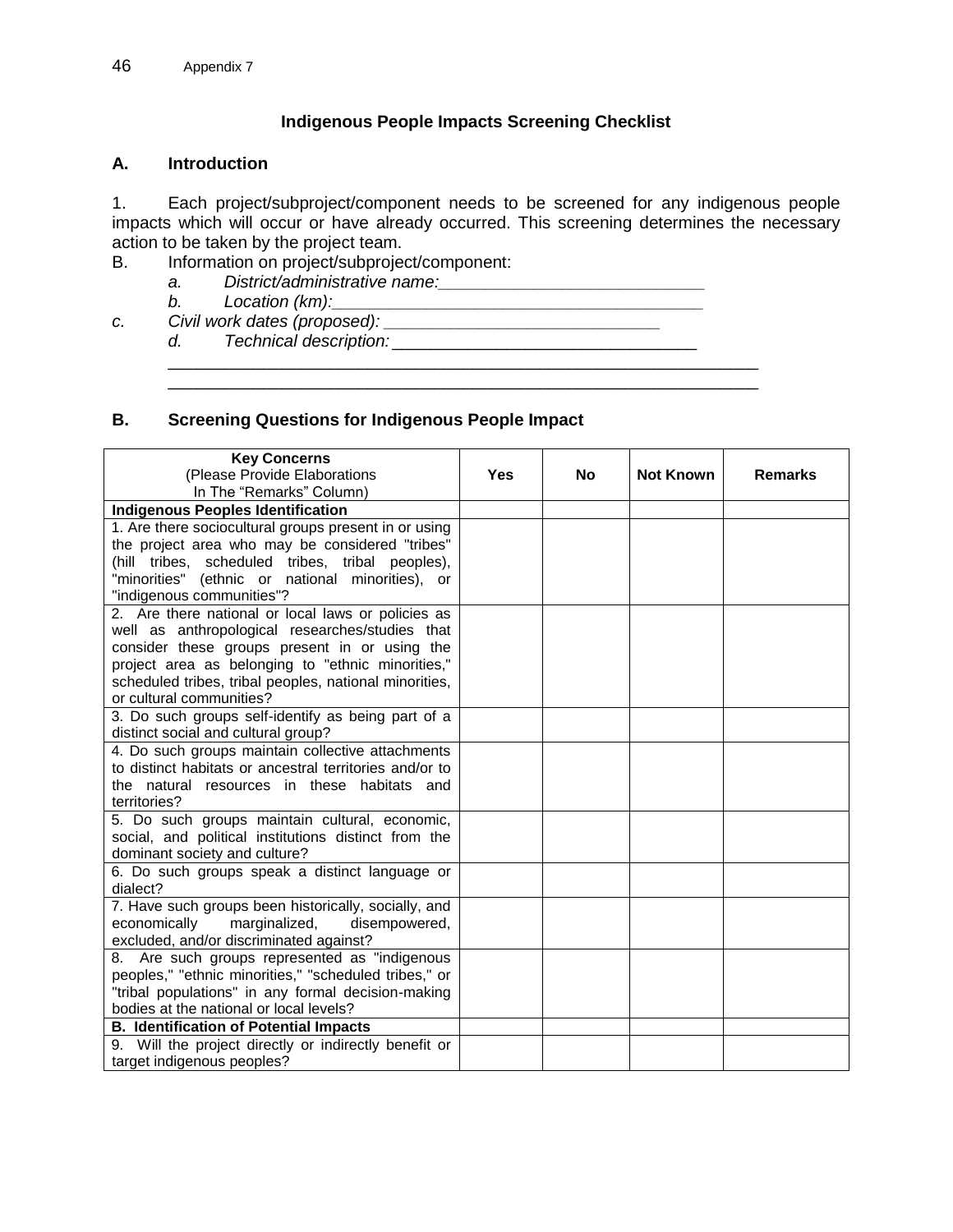**Indigenous People Impacts Screening Checklist**

## A. Introduction

1. Each project/subproject/component needs to be screened for any indigenous people impacts which will occur or have already occurred. This screening determines the necessary action to be taken by the project team.

B. Information on project/subproject/component:

*a. District/administrative name:____________________________*

*b. Location (km):_____________________________________*

*c. Civil work dates (proposed): ____________________________*

*d. Technical description:* _______________________________

_________________________________________________________________

_________________________________________________________________

## B. Screening Questions for Indigenous People Impact

| **Key Concerns** (Please Provide Elaborations In The "Remarks" Column) | **Yes** | **No** | **Not Known** | **Remarks** |
|---|---|---|---|---|
| **Indigenous Peoples Identification** | | | | |
| 1. Are there sociocultural groups present in or using the project area who may be considered "tribes" (hill tribes, scheduled tribes, tribal peoples), "minorities" (ethnic or national minorities), or "indigenous communities"? | | | | |
| 2. Are there national or local laws or policies as well as anthropological researches/studies that consider these groups present in or using the project area as belonging to "ethnic minorities," scheduled tribes, tribal peoples, national minorities, or cultural communities? | | | | |
| 3. Do such groups self-identify as being part of a distinct social and cultural group? | | | | |
| 4. Do such groups maintain collective attachments to distinct habitats or ancestral territories and/or to the natural resources in these habitats and territories? | | | | |
| 5. Do such groups maintain cultural, economic, social, and political institutions distinct from the dominant society and culture? | | | | |
| 6. Do such groups speak a distinct language or dialect? | | | | |
| 7. Have such groups been historically, socially, and economically marginalized, disempowered, excluded, and/or discriminated against? | | | | |
| 8. Are such groups represented as "indigenous peoples," "ethnic minorities," "scheduled tribes," or "tribal populations" in any formal decision-making bodies at the national or local levels? | | | | |
| **B. Identification of Potential Impacts** | | | | |
| 9. Will the project directly or indirectly benefit or target indigenous peoples? | | | | |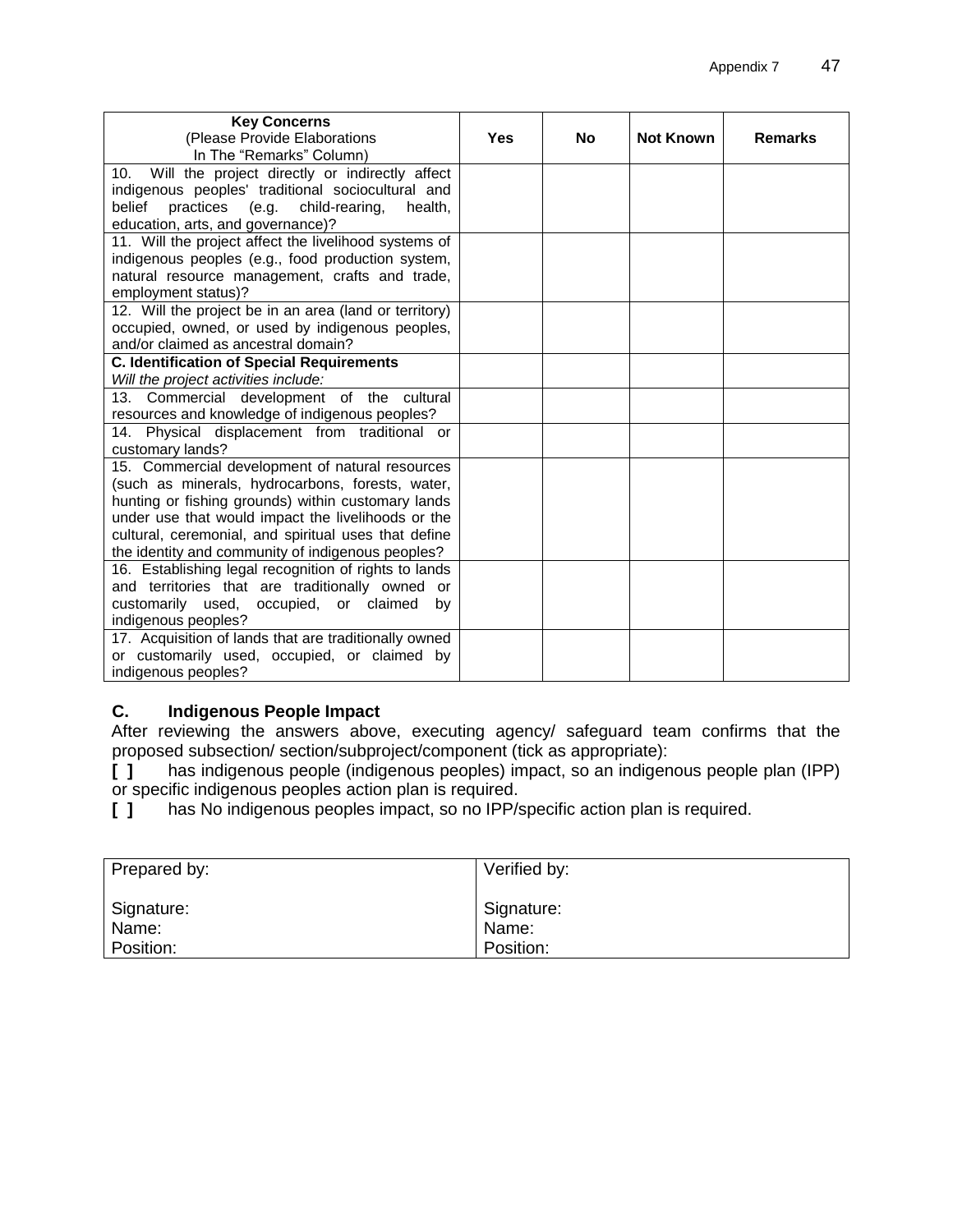| **Key Concerns** (Please Provide Elaborations In The "Remarks" Column) | **Yes** | **No** | **Not Known** | **Remarks** |
|---|---|---|---|---|
| 10. Will the project directly or indirectly affect indigenous peoples' traditional sociocultural and belief practices (e.g. child-rearing, health, education, arts, and governance)? | | | | |
| 11. Will the project affect the livelihood systems of indigenous peoples (e.g., food production system, natural resource management, crafts and trade, employment status)? | | | | |
| 12. Will the project be in an area (land or territory) occupied, owned, or used by indigenous peoples, and/or claimed as ancestral domain? | | | | |
| **C. Identification of Special Requirements** *Will the project activities include:* | | | | |
| 13. Commercial development of the cultural resources and knowledge of indigenous peoples? | | | | |
| 14. Physical displacement from traditional or customary lands? | | | | |
| 15. Commercial development of natural resources (such as minerals, hydrocarbons, forests, water, hunting or fishing grounds) within customary lands under use that would impact the livelihoods or the cultural, ceremonial, and spiritual uses that define the identity and community of indigenous peoples? | | | | |
| 16. Establishing legal recognition of rights to lands and territories that are traditionally owned or customarily used, occupied, or claimed by indigenous peoples? | | | | |
| 17. Acquisition of lands that are traditionally owned or customarily used, occupied, or claimed by indigenous peoples? | | | | |

## C. Indigenous People Impact

After reviewing the answers above, executing agency/ safeguard team confirms that the proposed subsection/ section/subproject/component (tick as appropriate):

**[ ]** has indigenous people (indigenous peoples) impact, so an indigenous people plan (IPP) or specific indigenous peoples action plan is required.

**[ ]** has No indigenous peoples impact, so no IPP/specific action plan is required.

| | |
|---|---|
| Prepared by:<br><br>Signature:<br>Name:<br>Position: | Verified by:<br><br>Signature:<br>Name:<br>Position: |